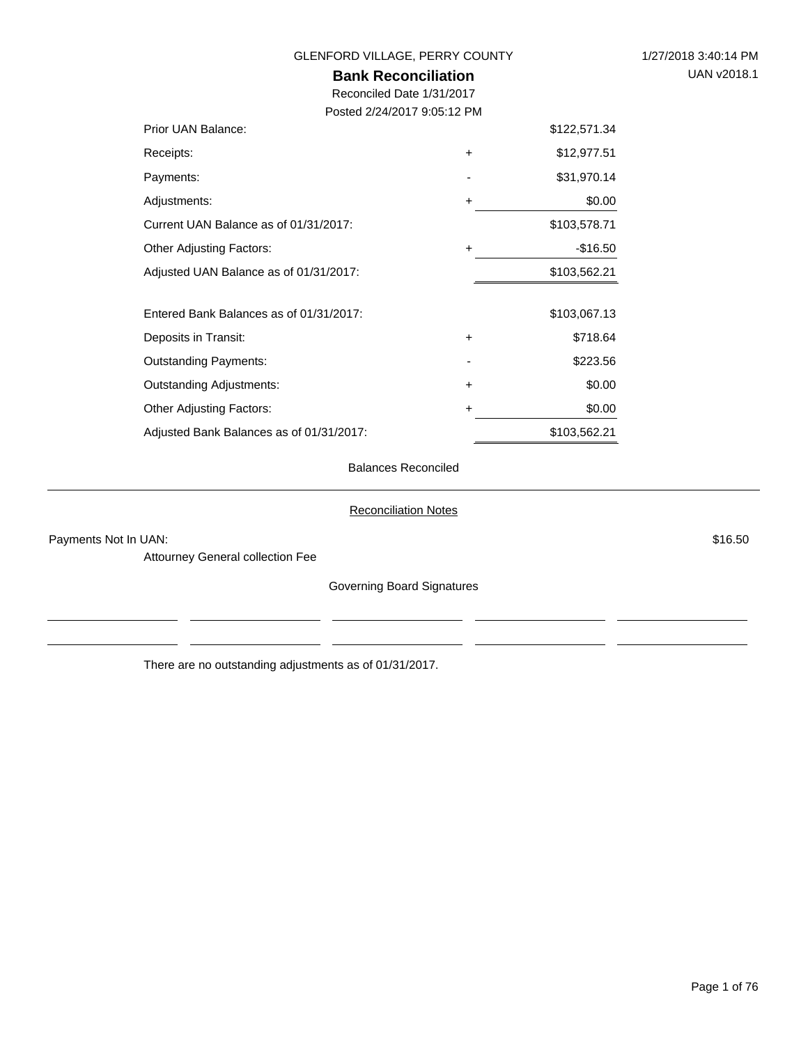GLENFORD VILLAGE, PERRY COUNTY

# Bank Reconciliation

Reconciled Date 1/31/2017

Posted 2/24/2017 9:05:12 PM

| | | |
|---|---|---|
| Prior UAN Balance: | | $122,571.34 |
| Receipts: | + | $12,977.51 |
| Payments: | - | $31,970.14 |
| Adjustments: | + | $0.00 |
| Current UAN Balance as of 01/31/2017: | | $103,578.71 |
| Other Adjusting Factors: | + | -$16.50 |
| Adjusted UAN Balance as of 01/31/2017: | | $103,562.21 |

| | | |
|---|---|---|
| Entered Bank Balances as of 01/31/2017: | | $103,067.13 |
| Deposits in Transit: | + | $718.64 |
| Outstanding Payments: | - | $223.56 |
| Outstanding Adjustments: | + | $0.00 |
| Other Adjusting Factors: | + | $0.00 |
| Adjusted Bank Balances as of 01/31/2017: | | $103,562.21 |

Balances Reconciled

## Reconciliation Notes

Payments Not In UAN: $16.50

Attourney General collection Fee

Governing Board Signatures

There are no outstanding adjustments as of 01/31/2017.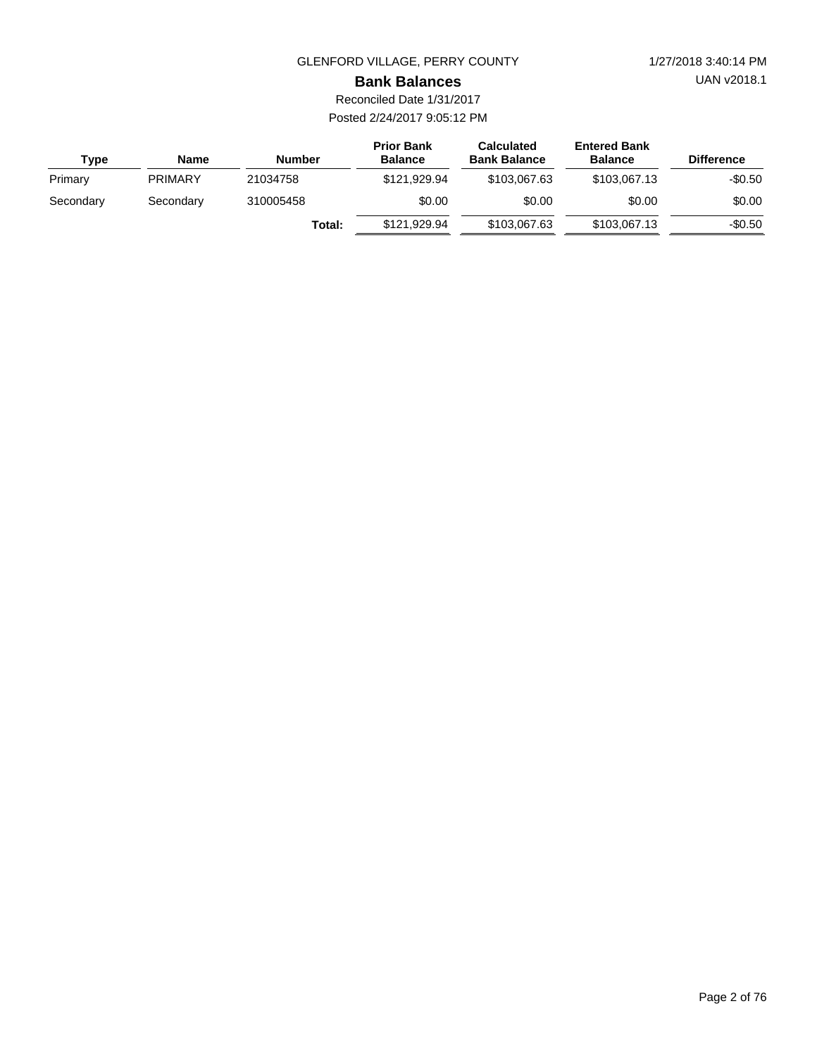GLENFORD VILLAGE, PERRY COUNTY

1/27/2018 3:40:14 PM

UAN v2018.1

# Bank Balances

Reconciled Date 1/31/2017

Posted 2/24/2017 9:05:12 PM

| Type | Name | Number | Prior Bank Balance | Calculated Bank Balance | Entered Bank Balance | Difference |
|---|---|---|---|---|---|---|
| Primary | PRIMARY | 21034758 | $121,929.94 | $103,067.63 | $103,067.13 | -$0.50 |
| Secondary | Secondary | 310005458 | $0.00 | $0.00 | $0.00 | $0.00 |
| | | **Total:** | $121,929.94 | $103,067.63 | $103,067.13 | -$0.50 |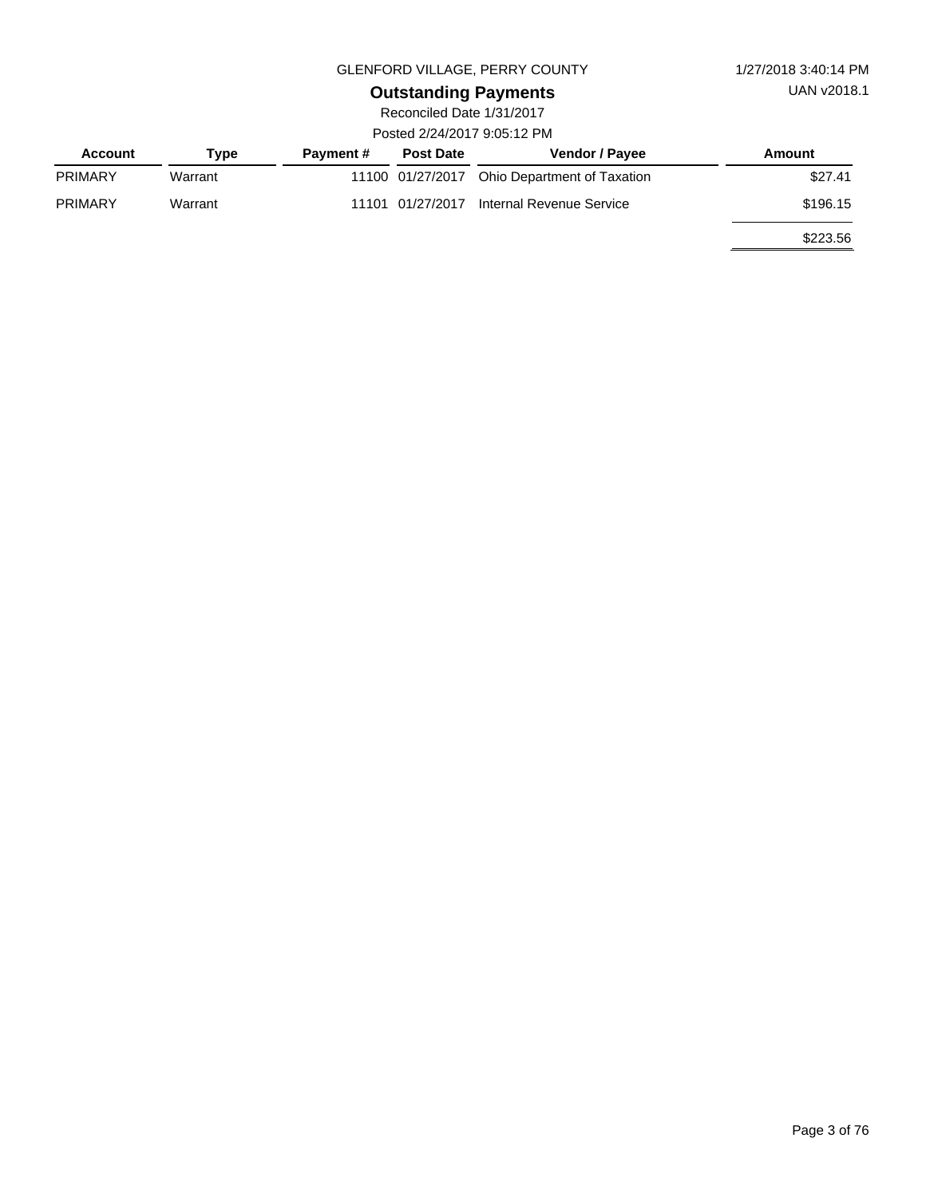GLENFORD VILLAGE, PERRY COUNTY

1/27/2018 3:40:14 PM

UAN v2018.1

# Outstanding Payments

Reconciled Date 1/31/2017

Posted 2/24/2017 9:05:12 PM

| Account | Type | Payment # | Post Date | Vendor / Payee | Amount |
|---|---|---|---|---|---|
| PRIMARY | Warrant | 11100 | 01/27/2017 | Ohio Department of Taxation | $27.41 |
| PRIMARY | Warrant | 11101 | 01/27/2017 | Internal Revenue Service | $196.15 |
| | | | | | $223.56 |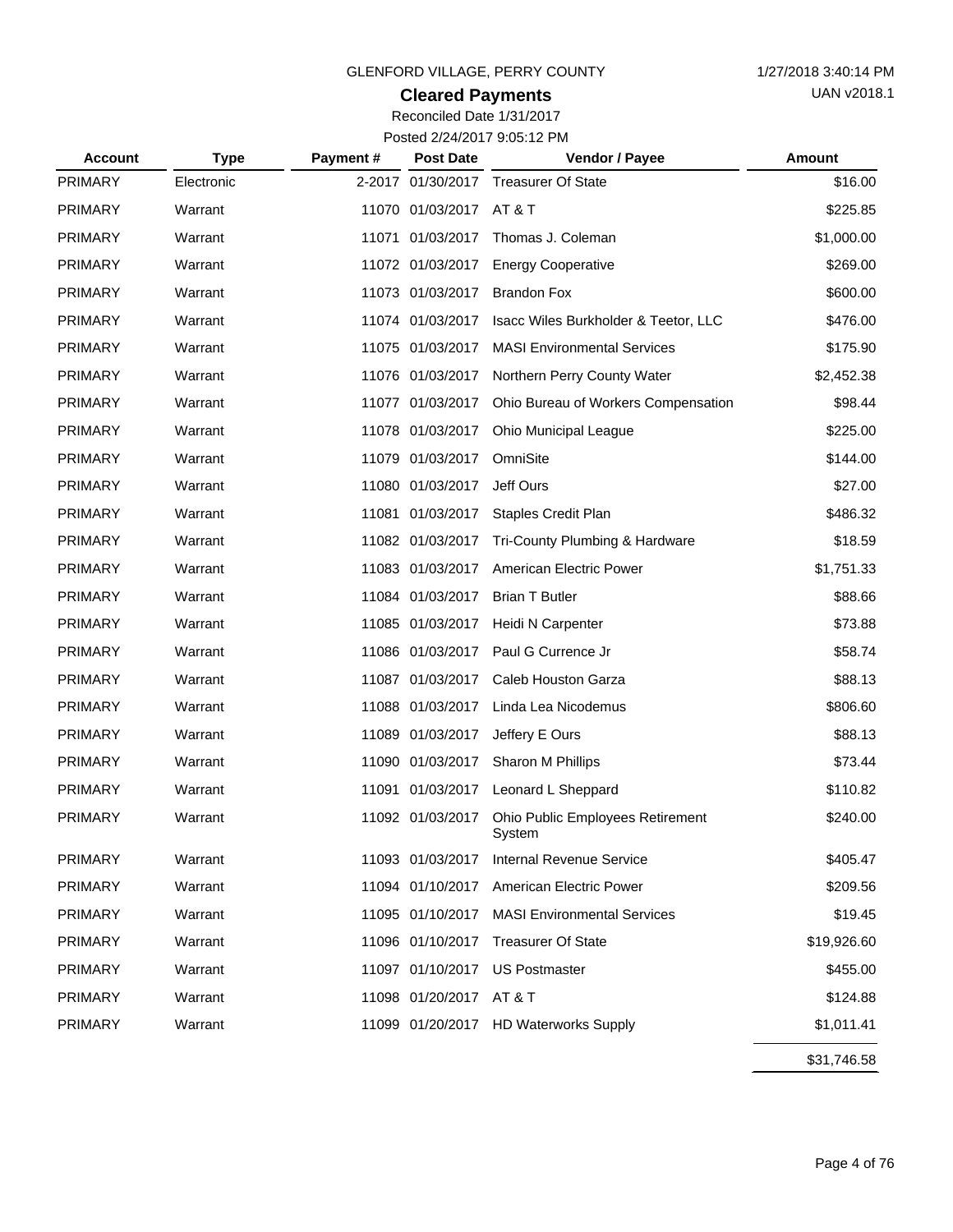GLENFORD VILLAGE, PERRY COUNTY

1/27/2018 3:40:14 PM

UAN v2018.1

## Cleared Payments

Reconciled Date 1/31/2017

Posted 2/24/2017 9:05:12 PM

| Account | Type | Payment # | Post Date | Vendor / Payee | Amount |
|---|---|---|---|---|---|
| PRIMARY | Electronic | 2-2017 | 01/30/2017 | Treasurer Of State | $16.00 |
| PRIMARY | Warrant | 11070 | 01/03/2017 | AT & T | $225.85 |
| PRIMARY | Warrant | 11071 | 01/03/2017 | Thomas J. Coleman | $1,000.00 |
| PRIMARY | Warrant | 11072 | 01/03/2017 | Energy Cooperative | $269.00 |
| PRIMARY | Warrant | 11073 | 01/03/2017 | Brandon Fox | $600.00 |
| PRIMARY | Warrant | 11074 | 01/03/2017 | Isacc Wiles Burkholder & Teetor, LLC | $476.00 |
| PRIMARY | Warrant | 11075 | 01/03/2017 | MASI Environmental Services | $175.90 |
| PRIMARY | Warrant | 11076 | 01/03/2017 | Northern Perry County Water | $2,452.38 |
| PRIMARY | Warrant | 11077 | 01/03/2017 | Ohio Bureau of Workers Compensation | $98.44 |
| PRIMARY | Warrant | 11078 | 01/03/2017 | Ohio Municipal League | $225.00 |
| PRIMARY | Warrant | 11079 | 01/03/2017 | OmniSite | $144.00 |
| PRIMARY | Warrant | 11080 | 01/03/2017 | Jeff Ours | $27.00 |
| PRIMARY | Warrant | 11081 | 01/03/2017 | Staples Credit Plan | $486.32 |
| PRIMARY | Warrant | 11082 | 01/03/2017 | Tri-County Plumbing & Hardware | $18.59 |
| PRIMARY | Warrant | 11083 | 01/03/2017 | American Electric Power | $1,751.33 |
| PRIMARY | Warrant | 11084 | 01/03/2017 | Brian T Butler | $88.66 |
| PRIMARY | Warrant | 11085 | 01/03/2017 | Heidi N Carpenter | $73.88 |
| PRIMARY | Warrant | 11086 | 01/03/2017 | Paul G Currence Jr | $58.74 |
| PRIMARY | Warrant | 11087 | 01/03/2017 | Caleb Houston Garza | $88.13 |
| PRIMARY | Warrant | 11088 | 01/03/2017 | Linda Lea Nicodemus | $806.60 |
| PRIMARY | Warrant | 11089 | 01/03/2017 | Jeffery E Ours | $88.13 |
| PRIMARY | Warrant | 11090 | 01/03/2017 | Sharon M Phillips | $73.44 |
| PRIMARY | Warrant | 11091 | 01/03/2017 | Leonard L Sheppard | $110.82 |
| PRIMARY | Warrant | 11092 | 01/03/2017 | Ohio Public Employees Retirement System | $240.00 |
| PRIMARY | Warrant | 11093 | 01/03/2017 | Internal Revenue Service | $405.47 |
| PRIMARY | Warrant | 11094 | 01/10/2017 | American Electric Power | $209.56 |
| PRIMARY | Warrant | 11095 | 01/10/2017 | MASI Environmental Services | $19.45 |
| PRIMARY | Warrant | 11096 | 01/10/2017 | Treasurer Of State | $19,926.60 |
| PRIMARY | Warrant | 11097 | 01/10/2017 | US Postmaster | $455.00 |
| PRIMARY | Warrant | 11098 | 01/20/2017 | AT & T | $124.88 |
| PRIMARY | Warrant | 11099 | 01/20/2017 | HD Waterworks Supply | $1,011.41 |
| | | | | | $31,746.58 |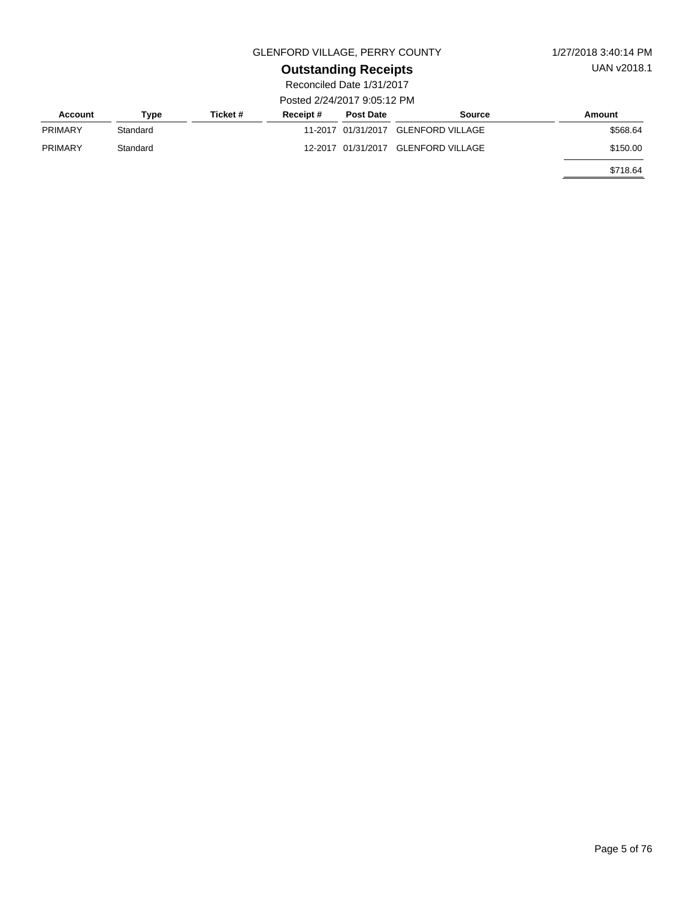GLENFORD VILLAGE, PERRY COUNTY

1/27/2018 3:40:14 PM

UAN v2018.1

# Outstanding Receipts

Reconciled Date 1/31/2017

Posted 2/24/2017 9:05:12 PM

| Account | Type | Ticket # | Receipt # | Post Date | Source | Amount |
|---|---|---|---|---|---|---|
| PRIMARY | Standard | | 11-2017 | 01/31/2017 | GLENFORD VILLAGE | $568.64 |
| PRIMARY | Standard | | 12-2017 | 01/31/2017 | GLENFORD VILLAGE | $150.00 |
| | | | | | | $718.64 |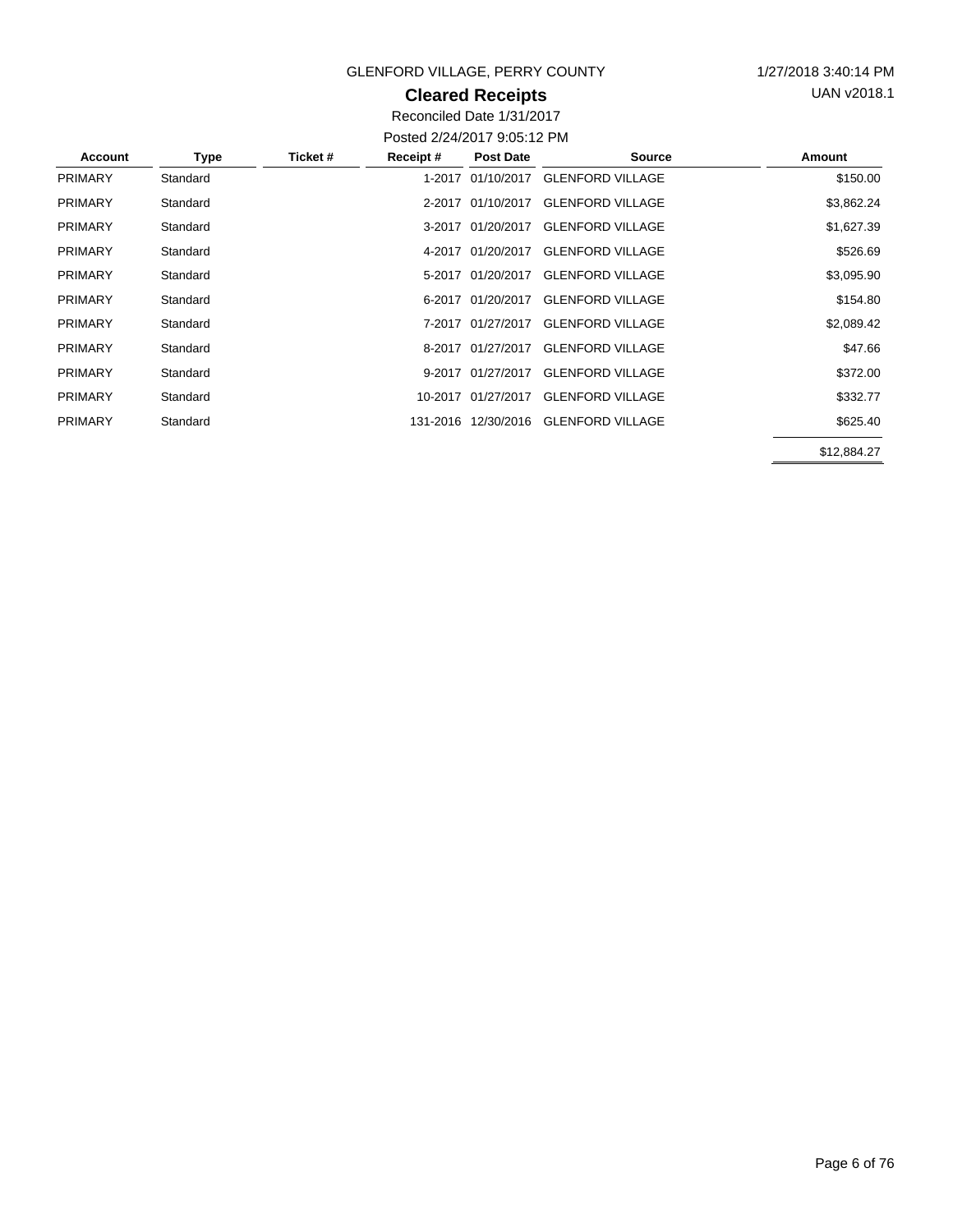GLENFORD VILLAGE, PERRY COUNTY

1/27/2018 3:40:14 PM

UAN v2018.1

# Cleared Receipts

Reconciled Date 1/31/2017

Posted 2/24/2017 9:05:12 PM

| Account | Type | Ticket # | Receipt # | Post Date | Source | Amount |
|---|---|---|---|---|---|---|
| PRIMARY | Standard | | 1-2017 | 01/10/2017 | GLENFORD VILLAGE | $150.00 |
| PRIMARY | Standard | | 2-2017 | 01/10/2017 | GLENFORD VILLAGE | $3,862.24 |
| PRIMARY | Standard | | 3-2017 | 01/20/2017 | GLENFORD VILLAGE | $1,627.39 |
| PRIMARY | Standard | | 4-2017 | 01/20/2017 | GLENFORD VILLAGE | $526.69 |
| PRIMARY | Standard | | 5-2017 | 01/20/2017 | GLENFORD VILLAGE | $3,095.90 |
| PRIMARY | Standard | | 6-2017 | 01/20/2017 | GLENFORD VILLAGE | $154.80 |
| PRIMARY | Standard | | 7-2017 | 01/27/2017 | GLENFORD VILLAGE | $2,089.42 |
| PRIMARY | Standard | | 8-2017 | 01/27/2017 | GLENFORD VILLAGE | $47.66 |
| PRIMARY | Standard | | 9-2017 | 01/27/2017 | GLENFORD VILLAGE | $372.00 |
| PRIMARY | Standard | | 10-2017 | 01/27/2017 | GLENFORD VILLAGE | $332.77 |
| PRIMARY | Standard | | 131-2016 | 12/30/2016 | GLENFORD VILLAGE | $625.40 |
| | | | | | | $12,884.27 |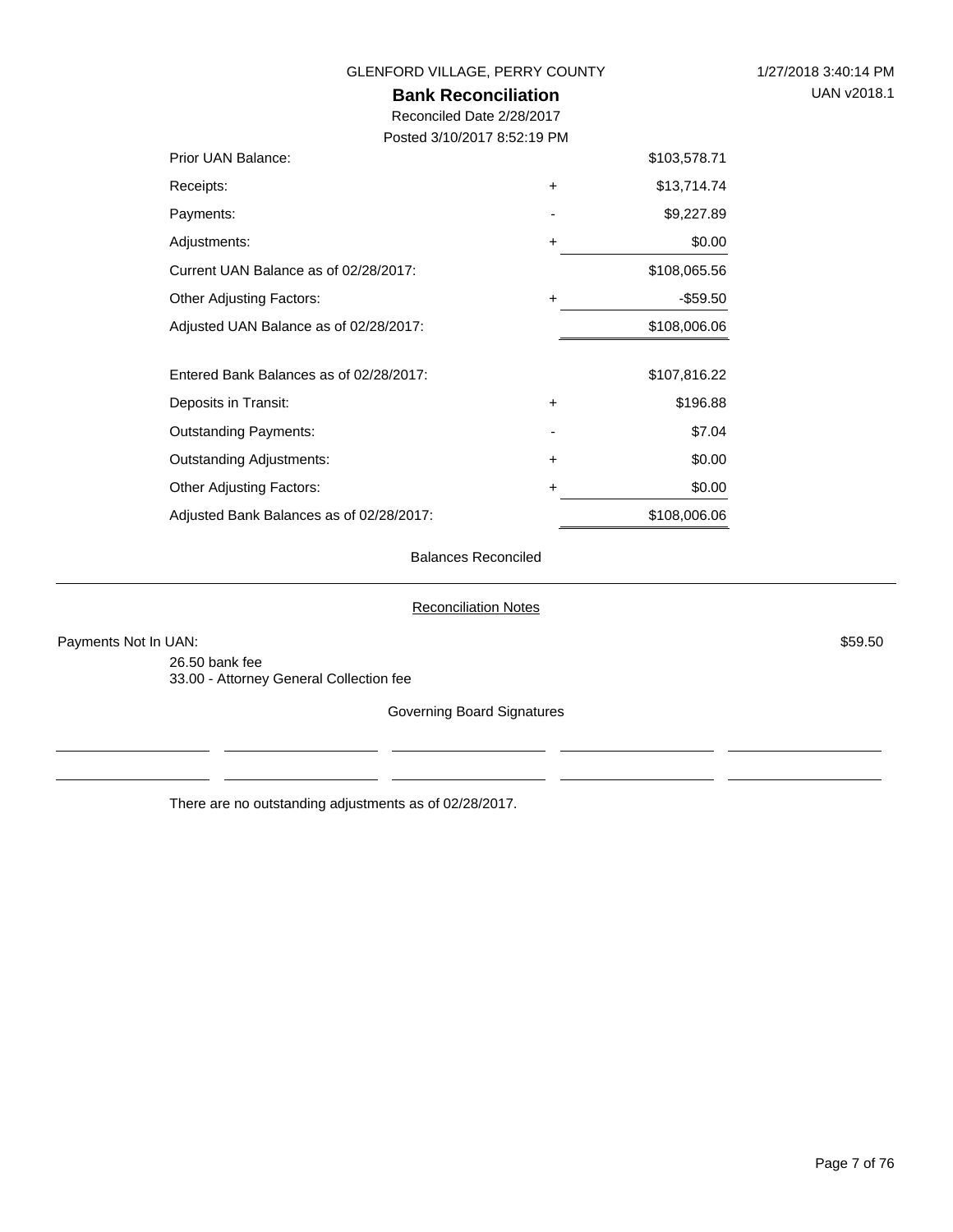GLENFORD VILLAGE, PERRY COUNTY

1/27/2018 3:40:14 PM

UAN v2018.1

## Bank Reconciliation

Reconciled Date 2/28/2017

Posted 3/10/2017 8:52:19 PM

| | | |
|---|---|---|
| Prior UAN Balance: | | $103,578.71 |
| Receipts: | + | $13,714.74 |
| Payments: | - | $9,227.89 |
| Adjustments: | + | $0.00 |
| Current UAN Balance as of 02/28/2017: | | $108,065.56 |
| Other Adjusting Factors: | + | -$59.50 |
| Adjusted UAN Balance as of 02/28/2017: | | $108,006.06 |
| | | |
| Entered Bank Balances as of 02/28/2017: | | $107,816.22 |
| Deposits in Transit: | + | $196.88 |
| Outstanding Payments: | - | $7.04 |
| Outstanding Adjustments: | + | $0.00 |
| Other Adjusting Factors: | + | $0.00 |
| Adjusted Bank Balances as of 02/28/2017: | | $108,006.06 |

Balances Reconciled

---

Reconciliation Notes

Payments Not In UAN: $59.50

26.50 bank fee
33.00 - Attorney General Collection fee

Governing Board Signatures

There are no outstanding adjustments as of 02/28/2017.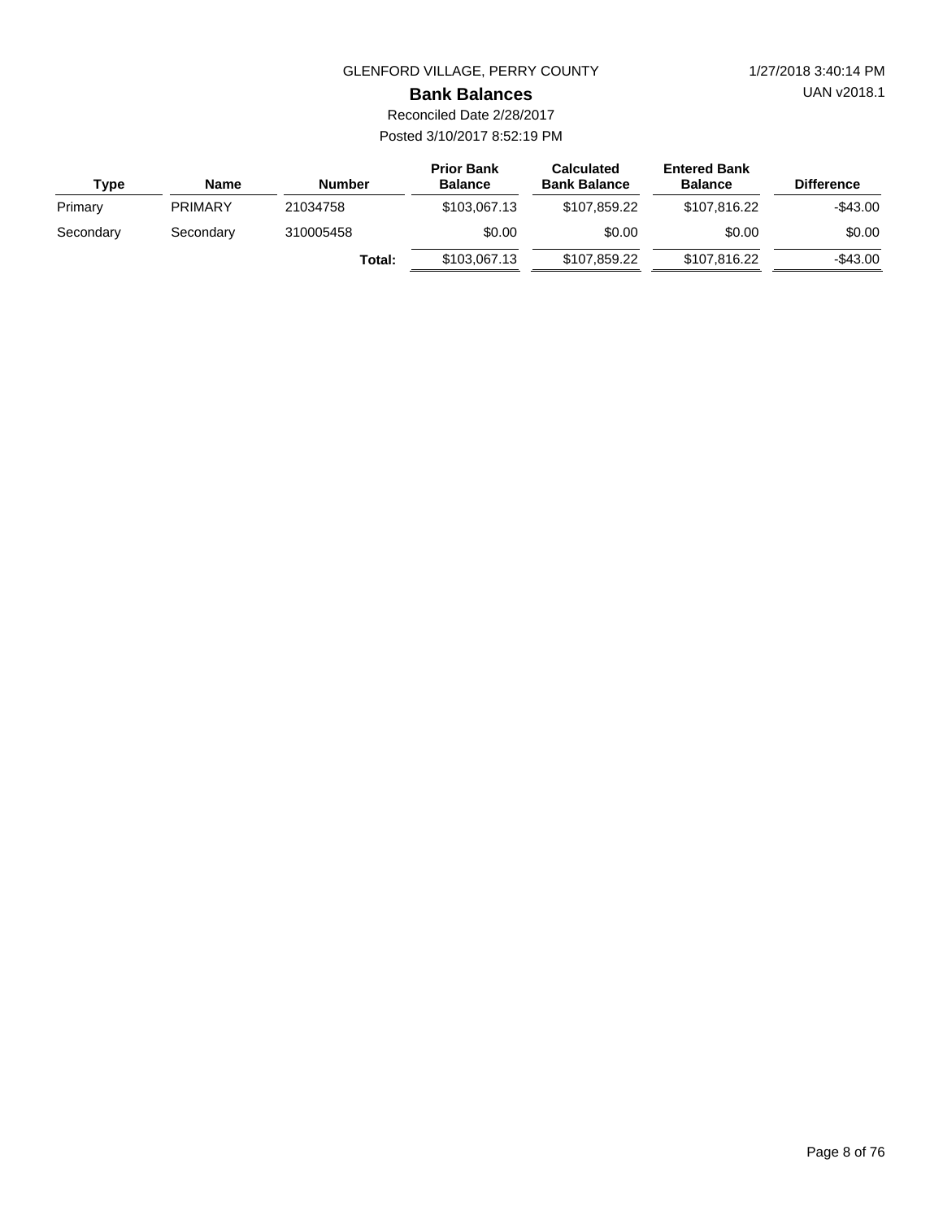GLENFORD VILLAGE, PERRY COUNTY

1/27/2018 3:40:14 PM

UAN v2018.1

## Bank Balances

Reconciled Date 2/28/2017

Posted 3/10/2017 8:52:19 PM

| Type | Name | Number | Prior Bank Balance | Calculated Bank Balance | Entered Bank Balance | Difference |
|---|---|---|---|---|---|---|
| Primary | PRIMARY | 21034758 | $103,067.13 | $107,859.22 | $107,816.22 | -$43.00 |
| Secondary | Secondary | 310005458 | $0.00 | $0.00 | $0.00 | $0.00 |
| | | **Total:** | $103,067.13 | $107,859.22 | $107,816.22 | -$43.00 |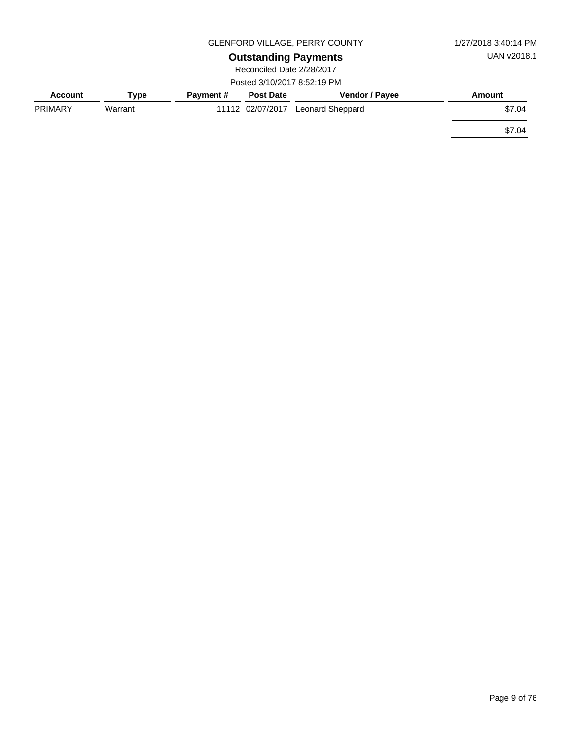GLENFORD VILLAGE, PERRY COUNTY

1/27/2018 3:40:14 PM

UAN v2018.1

## Outstanding Payments

Reconciled Date 2/28/2017

Posted 3/10/2017 8:52:19 PM

| Account | Type | Payment # | Post Date | Vendor / Payee | Amount |
|---|---|---|---|---|---|
| PRIMARY | Warrant | 11112 | 02/07/2017 | Leonard Sheppard | $7.04 |
| | | | | | $7.04 |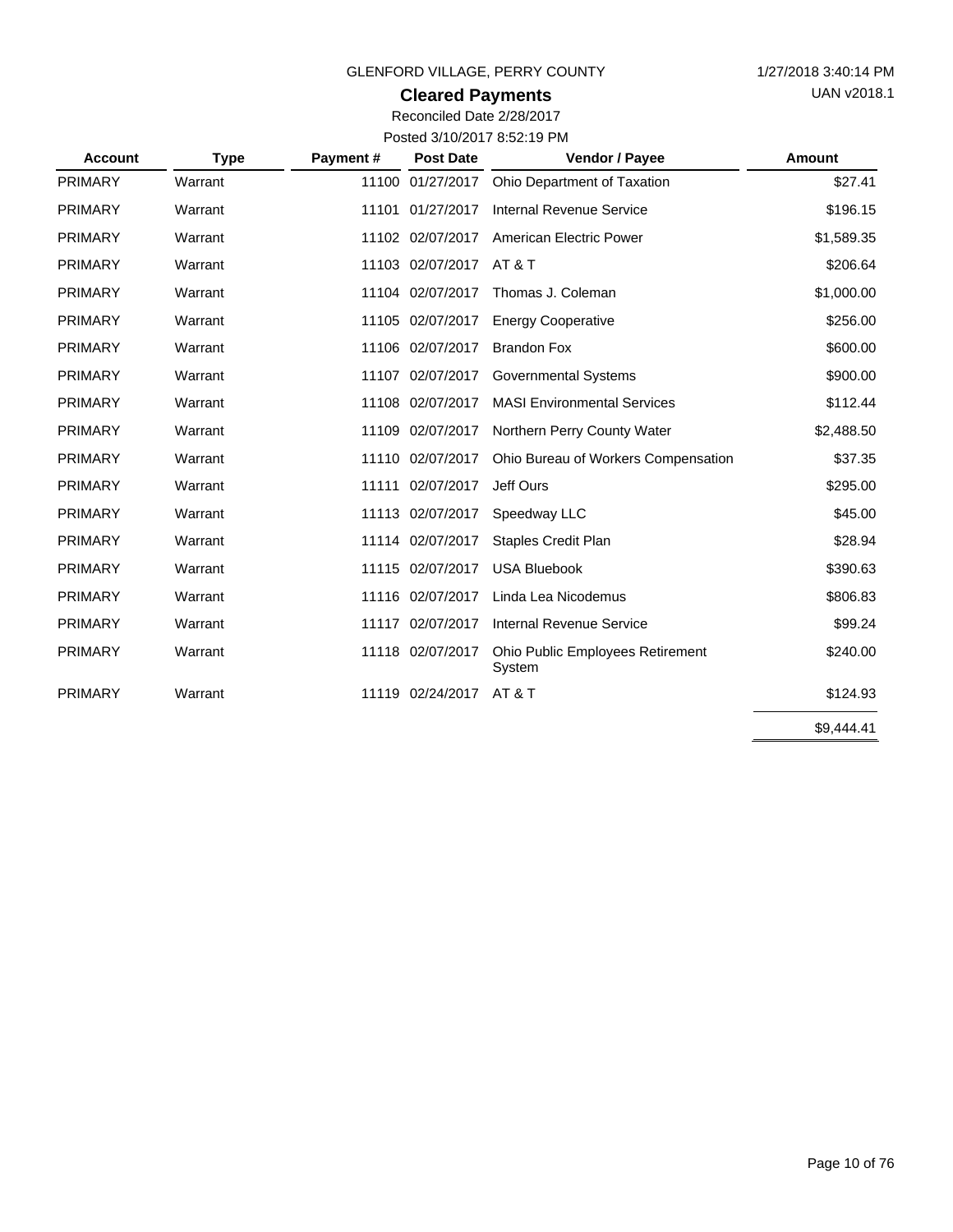GLENFORD VILLAGE, PERRY COUNTY

1/27/2018 3:40:14 PM

UAN v2018.1

## Cleared Payments

Reconciled Date 2/28/2017

Posted 3/10/2017 8:52:19 PM

| Account | Type | Payment # | Post Date | Vendor / Payee | Amount |
|---|---|---|---|---|---|
| PRIMARY | Warrant | 11100 | 01/27/2017 | Ohio Department of Taxation | $27.41 |
| PRIMARY | Warrant | 11101 | 01/27/2017 | Internal Revenue Service | $196.15 |
| PRIMARY | Warrant | 11102 | 02/07/2017 | American Electric Power | $1,589.35 |
| PRIMARY | Warrant | 11103 | 02/07/2017 | AT & T | $206.64 |
| PRIMARY | Warrant | 11104 | 02/07/2017 | Thomas J. Coleman | $1,000.00 |
| PRIMARY | Warrant | 11105 | 02/07/2017 | Energy Cooperative | $256.00 |
| PRIMARY | Warrant | 11106 | 02/07/2017 | Brandon Fox | $600.00 |
| PRIMARY | Warrant | 11107 | 02/07/2017 | Governmental Systems | $900.00 |
| PRIMARY | Warrant | 11108 | 02/07/2017 | MASI Environmental Services | $112.44 |
| PRIMARY | Warrant | 11109 | 02/07/2017 | Northern Perry County Water | $2,488.50 |
| PRIMARY | Warrant | 11110 | 02/07/2017 | Ohio Bureau of Workers Compensation | $37.35 |
| PRIMARY | Warrant | 11111 | 02/07/2017 | Jeff Ours | $295.00 |
| PRIMARY | Warrant | 11113 | 02/07/2017 | Speedway LLC | $45.00 |
| PRIMARY | Warrant | 11114 | 02/07/2017 | Staples Credit Plan | $28.94 |
| PRIMARY | Warrant | 11115 | 02/07/2017 | USA Bluebook | $390.63 |
| PRIMARY | Warrant | 11116 | 02/07/2017 | Linda Lea Nicodemus | $806.83 |
| PRIMARY | Warrant | 11117 | 02/07/2017 | Internal Revenue Service | $99.24 |
| PRIMARY | Warrant | 11118 | 02/07/2017 | Ohio Public Employees Retirement System | $240.00 |
| PRIMARY | Warrant | 11119 | 02/24/2017 | AT & T | $124.93 |
| | | | | | $9,444.41 |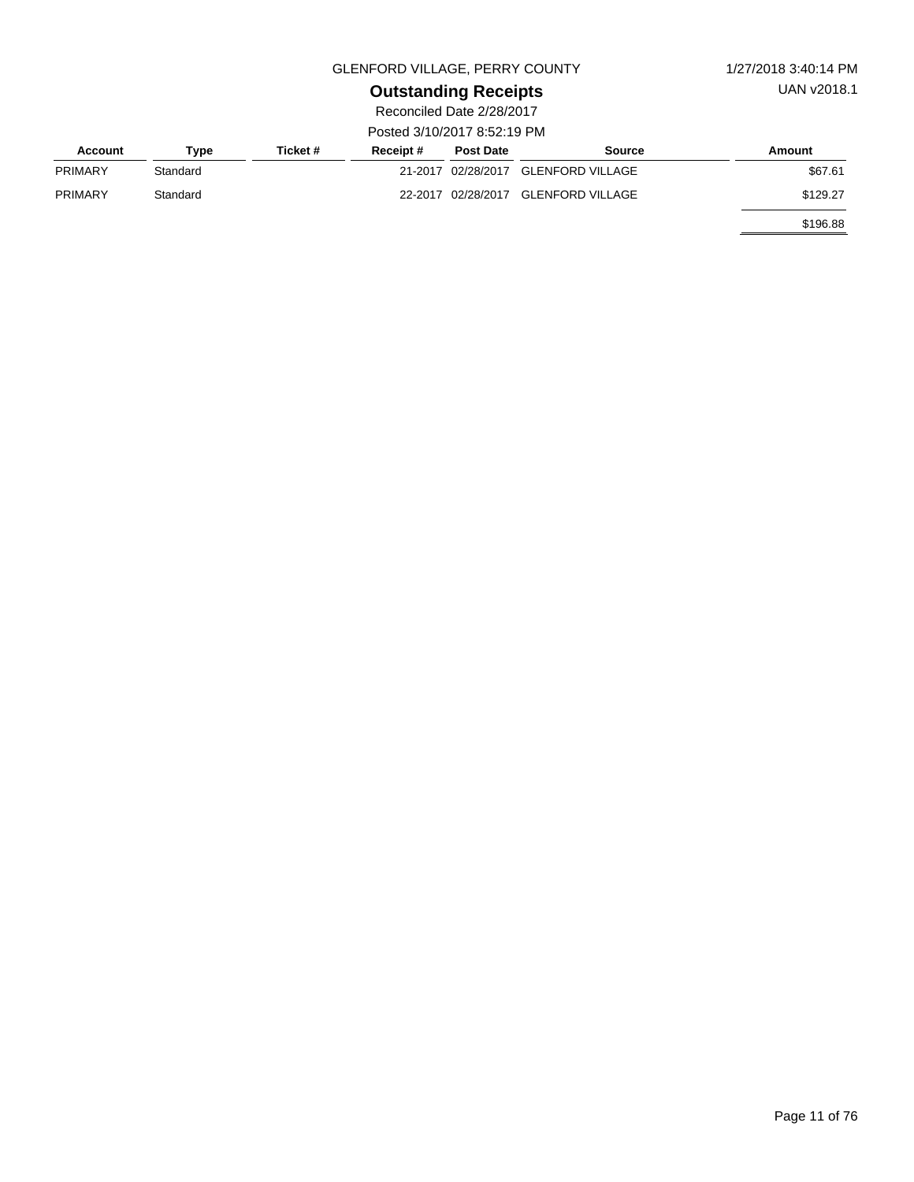GLENFORD VILLAGE, PERRY COUNTY

1/27/2018 3:40:14 PM

UAN v2018.1

# Outstanding Receipts

Reconciled Date 2/28/2017

Posted 3/10/2017 8:52:19 PM

| Account | Type | Ticket # | Receipt # | Post Date | Source | Amount |
|---|---|---|---|---|---|---|
| PRIMARY | Standard | | 21-2017 | 02/28/2017 | GLENFORD VILLAGE | $67.61 |
| PRIMARY | Standard | | 22-2017 | 02/28/2017 | GLENFORD VILLAGE | $129.27 |
| | | | | | | $196.88 |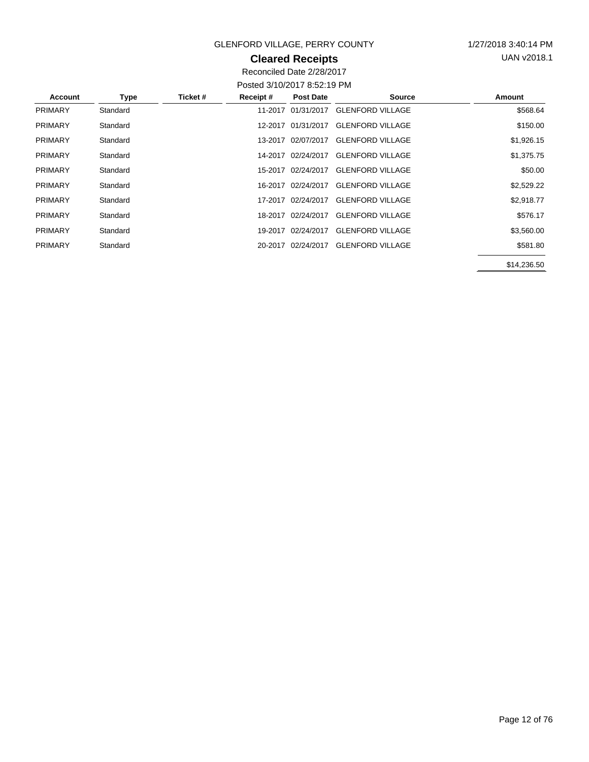GLENFORD VILLAGE, PERRY COUNTY

1/27/2018 3:40:14 PM

UAN v2018.1

## Cleared Receipts

Reconciled Date 2/28/2017

Posted 3/10/2017 8:52:19 PM

| Account | Type | Ticket # | Receipt # | Post Date | Source | Amount |
|---|---|---|---|---|---|---|
| PRIMARY | Standard | | 11-2017 | 01/31/2017 | GLENFORD VILLAGE | $568.64 |
| PRIMARY | Standard | | 12-2017 | 01/31/2017 | GLENFORD VILLAGE | $150.00 |
| PRIMARY | Standard | | 13-2017 | 02/07/2017 | GLENFORD VILLAGE | $1,926.15 |
| PRIMARY | Standard | | 14-2017 | 02/24/2017 | GLENFORD VILLAGE | $1,375.75 |
| PRIMARY | Standard | | 15-2017 | 02/24/2017 | GLENFORD VILLAGE | $50.00 |
| PRIMARY | Standard | | 16-2017 | 02/24/2017 | GLENFORD VILLAGE | $2,529.22 |
| PRIMARY | Standard | | 17-2017 | 02/24/2017 | GLENFORD VILLAGE | $2,918.77 |
| PRIMARY | Standard | | 18-2017 | 02/24/2017 | GLENFORD VILLAGE | $576.17 |
| PRIMARY | Standard | | 19-2017 | 02/24/2017 | GLENFORD VILLAGE | $3,560.00 |
| PRIMARY | Standard | | 20-2017 | 02/24/2017 | GLENFORD VILLAGE | $581.80 |
| | | | | | | $14,236.50 |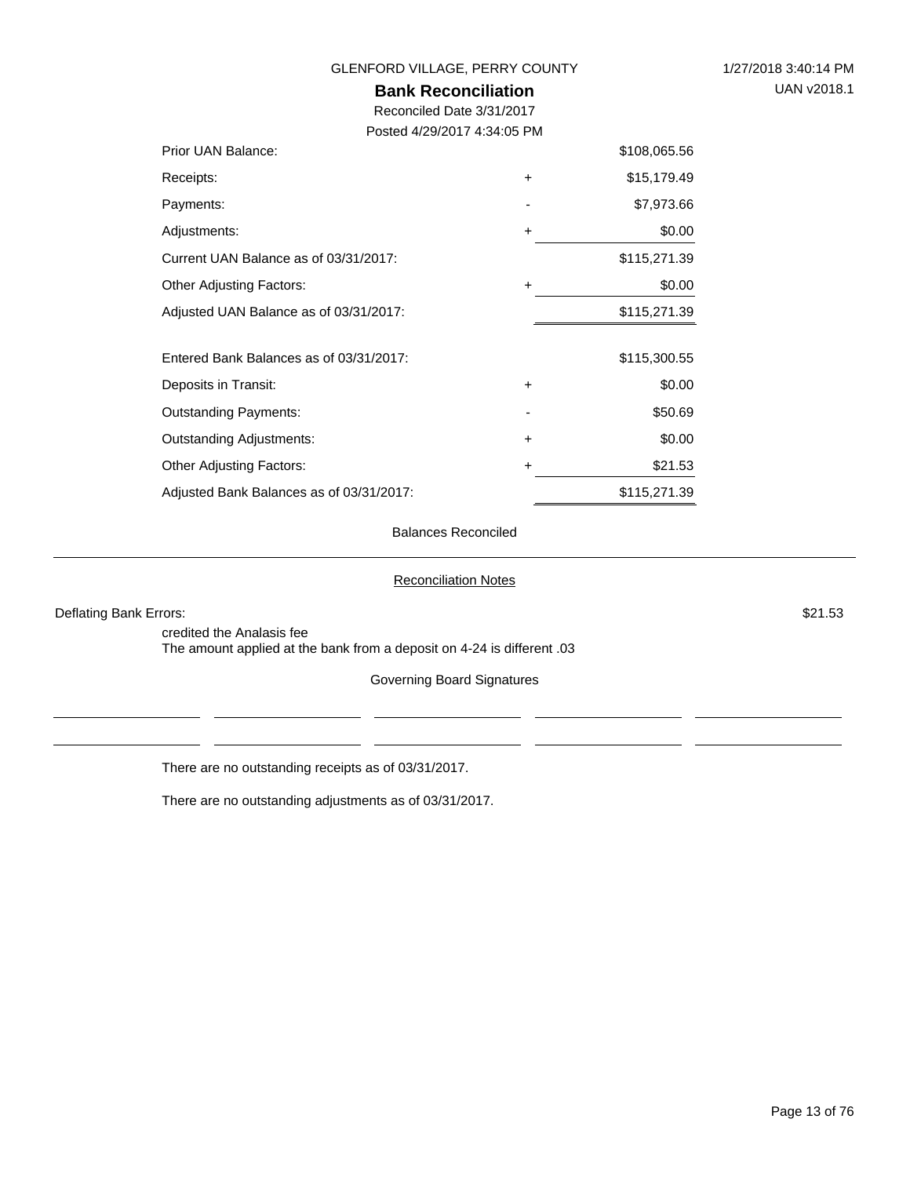GLENFORD VILLAGE, PERRY COUNTY

## Bank Reconciliation

Reconciled Date 3/31/2017

Posted 4/29/2017 4:34:05 PM

| | | |
|---|---|---|
| Prior UAN Balance: | | $108,065.56 |
| Receipts: | + | $15,179.49 |
| Payments: | - | $7,973.66 |
| Adjustments: | + | $0.00 |
| Current UAN Balance as of 03/31/2017: | | $115,271.39 |
| Other Adjusting Factors: | + | $0.00 |
| Adjusted UAN Balance as of 03/31/2017: | | $115,271.39 |
| | | |
| Entered Bank Balances as of 03/31/2017: | | $115,300.55 |
| Deposits in Transit: | + | $0.00 |
| Outstanding Payments: | - | $50.69 |
| Outstanding Adjustments: | + | $0.00 |
| Other Adjusting Factors: | + | $21.53 |
| Adjusted Bank Balances as of 03/31/2017: | | $115,271.39 |

Balances Reconciled

### Reconciliation Notes

Deflating Bank Errors: $21.53

credited the Analasis fee
The amount applied at the bank from a deposit on 4-24 is different .03

Governing Board Signatures

There are no outstanding receipts as of 03/31/2017.

There are no outstanding adjustments as of 03/31/2017.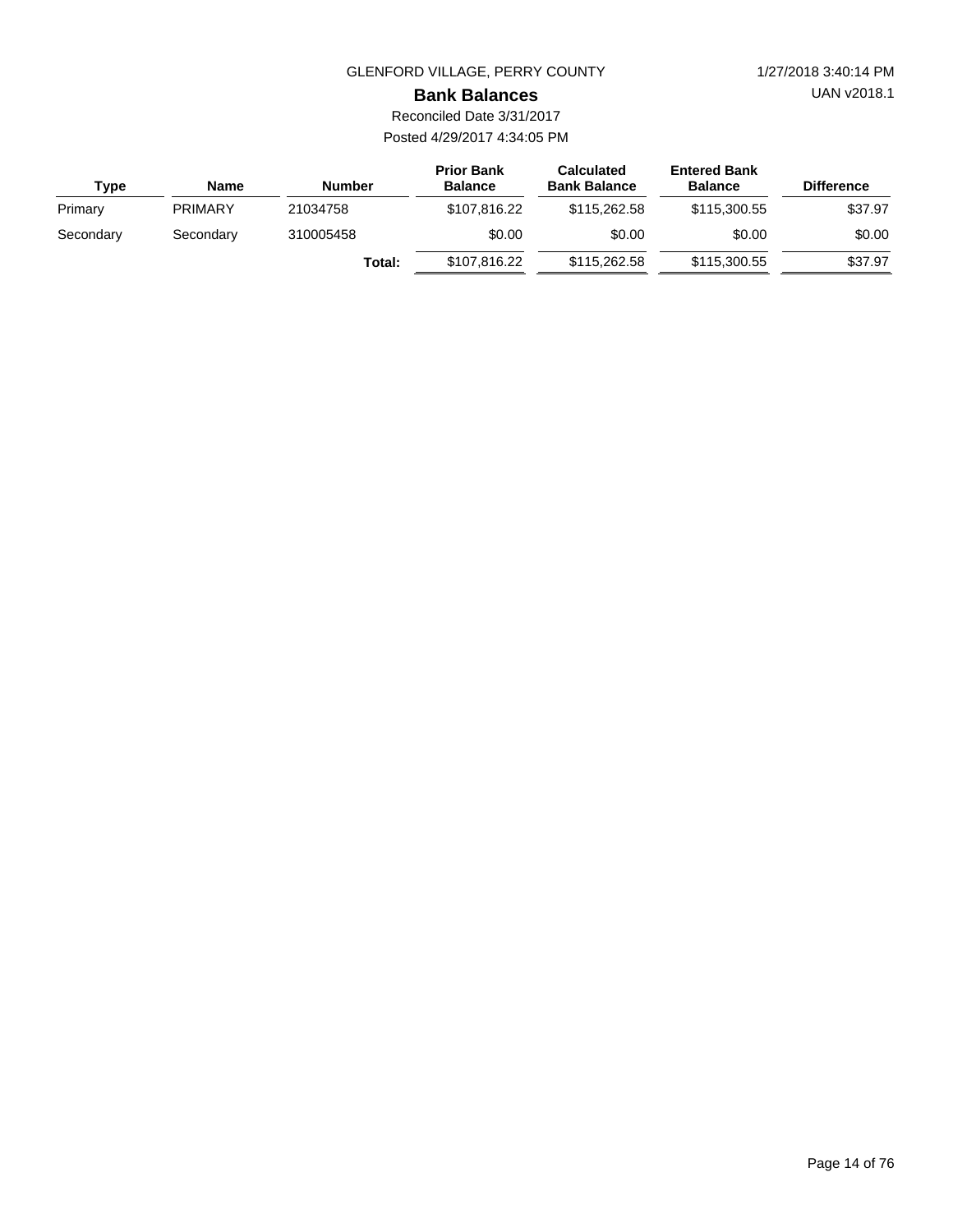GLENFORD VILLAGE, PERRY COUNTY

# Bank Balances

Reconciled Date 3/31/2017

Posted 4/29/2017 4:34:05 PM

| Type | Name | Number | Prior Bank Balance | Calculated Bank Balance | Entered Bank Balance | Difference |
|---|---|---|---|---|---|---|
| Primary | PRIMARY | 21034758 | $107,816.22 | $115,262.58 | $115,300.55 | $37.97 |
| Secondary | Secondary | 310005458 | $0.00 | $0.00 | $0.00 | $0.00 |
| | | **Total:** | $107,816.22 | $115,262.58 | $115,300.55 | $37.97 |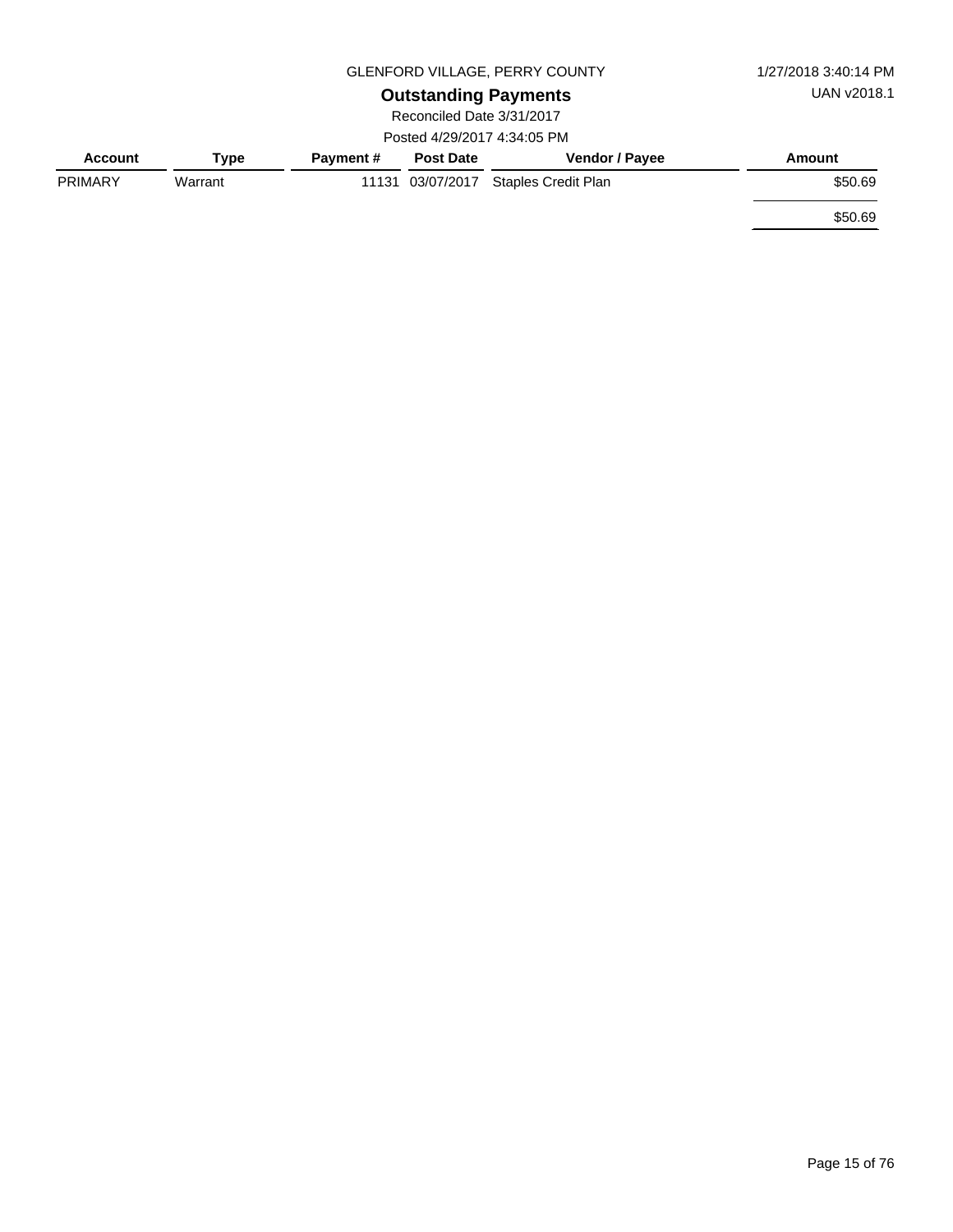GLENFORD VILLAGE, PERRY COUNTY

1/27/2018 3:40:14 PM

UAN v2018.1

## Outstanding Payments

Reconciled Date 3/31/2017

Posted 4/29/2017 4:34:05 PM

| Account | Type | Payment # | Post Date | Vendor / Payee | Amount |
|---|---|---|---|---|---|
| PRIMARY | Warrant | 11131 | 03/07/2017 | Staples Credit Plan | $50.69 |
| | | | | | $50.69 |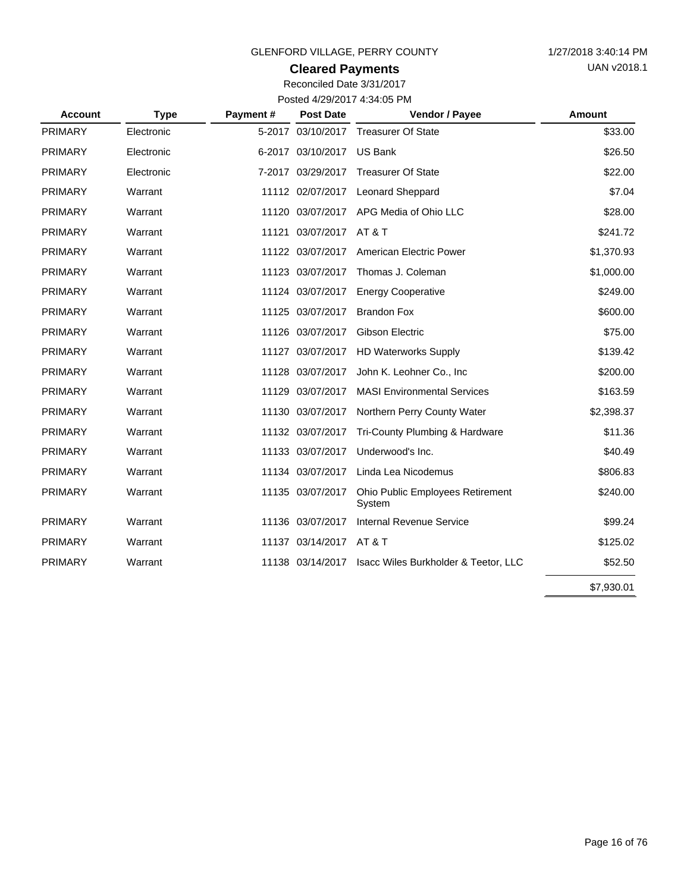GLENFORD VILLAGE, PERRY COUNTY

1/27/2018 3:40:14 PM

UAN v2018.1

## Cleared Payments

Reconciled Date 3/31/2017

Posted 4/29/2017 4:34:05 PM

| Account | Type | Payment # | Post Date | Vendor / Payee | Amount |
|---|---|---|---|---|---|
| PRIMARY | Electronic | 5-2017 | 03/10/2017 | Treasurer Of State | $33.00 |
| PRIMARY | Electronic | 6-2017 | 03/10/2017 | US Bank | $26.50 |
| PRIMARY | Electronic | 7-2017 | 03/29/2017 | Treasurer Of State | $22.00 |
| PRIMARY | Warrant | 11112 | 02/07/2017 | Leonard Sheppard | $7.04 |
| PRIMARY | Warrant | 11120 | 03/07/2017 | APG Media of Ohio LLC | $28.00 |
| PRIMARY | Warrant | 11121 | 03/07/2017 | AT & T | $241.72 |
| PRIMARY | Warrant | 11122 | 03/07/2017 | American Electric Power | $1,370.93 |
| PRIMARY | Warrant | 11123 | 03/07/2017 | Thomas J. Coleman | $1,000.00 |
| PRIMARY | Warrant | 11124 | 03/07/2017 | Energy Cooperative | $249.00 |
| PRIMARY | Warrant | 11125 | 03/07/2017 | Brandon Fox | $600.00 |
| PRIMARY | Warrant | 11126 | 03/07/2017 | Gibson Electric | $75.00 |
| PRIMARY | Warrant | 11127 | 03/07/2017 | HD Waterworks Supply | $139.42 |
| PRIMARY | Warrant | 11128 | 03/07/2017 | John K. Leohner Co., Inc | $200.00 |
| PRIMARY | Warrant | 11129 | 03/07/2017 | MASI Environmental Services | $163.59 |
| PRIMARY | Warrant | 11130 | 03/07/2017 | Northern Perry County Water | $2,398.37 |
| PRIMARY | Warrant | 11132 | 03/07/2017 | Tri-County Plumbing & Hardware | $11.36 |
| PRIMARY | Warrant | 11133 | 03/07/2017 | Underwood's Inc. | $40.49 |
| PRIMARY | Warrant | 11134 | 03/07/2017 | Linda Lea Nicodemus | $806.83 |
| PRIMARY | Warrant | 11135 | 03/07/2017 | Ohio Public Employees Retirement System | $240.00 |
| PRIMARY | Warrant | 11136 | 03/07/2017 | Internal Revenue Service | $99.24 |
| PRIMARY | Warrant | 11137 | 03/14/2017 | AT & T | $125.02 |
| PRIMARY | Warrant | 11138 | 03/14/2017 | Isacc Wiles Burkholder & Teetor, LLC | $52.50 |
| | | | | | $7,930.01 |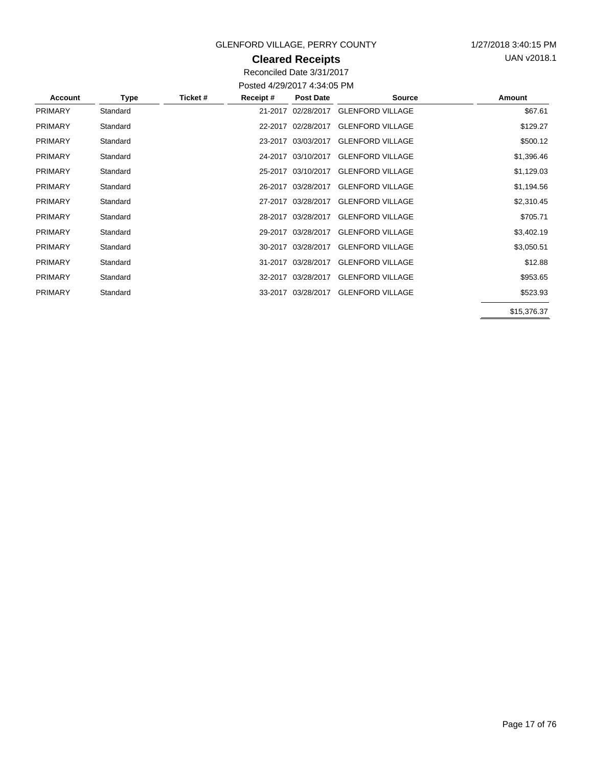GLENFORD VILLAGE, PERRY COUNTY

1/27/2018 3:40:15 PM

UAN v2018.1

## Cleared Receipts

Reconciled Date 3/31/2017

Posted 4/29/2017 4:34:05 PM

| Account | Type | Ticket # | Receipt # | Post Date | Source | Amount |
|---|---|---|---|---|---|---|
| PRIMARY | Standard | | 21-2017 | 02/28/2017 | GLENFORD VILLAGE | $67.61 |
| PRIMARY | Standard | | 22-2017 | 02/28/2017 | GLENFORD VILLAGE | $129.27 |
| PRIMARY | Standard | | 23-2017 | 03/03/2017 | GLENFORD VILLAGE | $500.12 |
| PRIMARY | Standard | | 24-2017 | 03/10/2017 | GLENFORD VILLAGE | $1,396.46 |
| PRIMARY | Standard | | 25-2017 | 03/10/2017 | GLENFORD VILLAGE | $1,129.03 |
| PRIMARY | Standard | | 26-2017 | 03/28/2017 | GLENFORD VILLAGE | $1,194.56 |
| PRIMARY | Standard | | 27-2017 | 03/28/2017 | GLENFORD VILLAGE | $2,310.45 |
| PRIMARY | Standard | | 28-2017 | 03/28/2017 | GLENFORD VILLAGE | $705.71 |
| PRIMARY | Standard | | 29-2017 | 03/28/2017 | GLENFORD VILLAGE | $3,402.19 |
| PRIMARY | Standard | | 30-2017 | 03/28/2017 | GLENFORD VILLAGE | $3,050.51 |
| PRIMARY | Standard | | 31-2017 | 03/28/2017 | GLENFORD VILLAGE | $12.88 |
| PRIMARY | Standard | | 32-2017 | 03/28/2017 | GLENFORD VILLAGE | $953.65 |
| PRIMARY | Standard | | 33-2017 | 03/28/2017 | GLENFORD VILLAGE | $523.93 |
| | | | | | | $15,376.37 |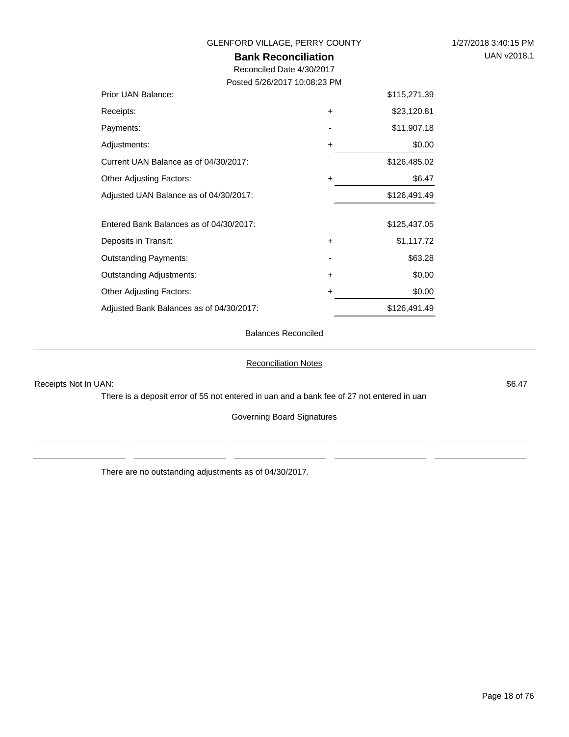GLENFORD VILLAGE, PERRY COUNTY

# Bank Reconciliation

Reconciled Date 4/30/2017

Posted 5/26/2017 10:08:23 PM

| | | |
|---|---|---|
| Prior UAN Balance: | | $115,271.39 |
| Receipts: | + | $23,120.81 |
| Payments: | - | $11,907.18 |
| Adjustments: | + | $0.00 |
| Current UAN Balance as of 04/30/2017: | | $126,485.02 |
| Other Adjusting Factors: | + | $6.47 |
| Adjusted UAN Balance as of 04/30/2017: | | $126,491.49 |
| | | |
| Entered Bank Balances as of 04/30/2017: | | $125,437.05 |
| Deposits in Transit: | + | $1,117.72 |
| Outstanding Payments: | - | $63.28 |
| Outstanding Adjustments: | + | $0.00 |
| Other Adjusting Factors: | + | $0.00 |
| Adjusted Bank Balances as of 04/30/2017: | | $126,491.49 |

Balances Reconciled

## Reconciliation Notes

Receipts Not In UAN: $6.47

There is a deposit error of 55 not entered in uan and a bank fee of 27 not entered in uan

Governing Board Signatures

There are no outstanding adjustments as of 04/30/2017.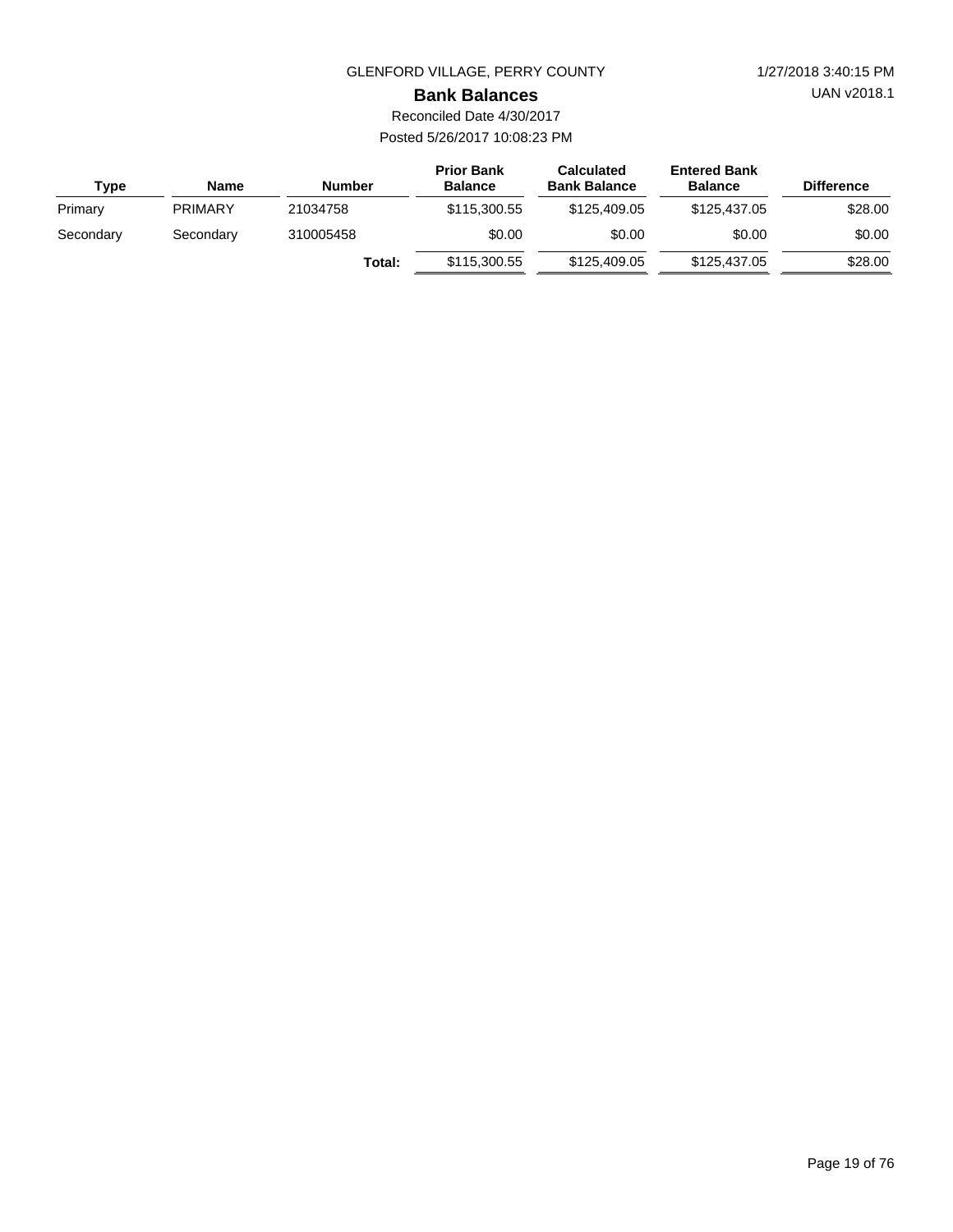GLENFORD VILLAGE, PERRY COUNTY

1/27/2018 3:40:15 PM

UAN v2018.1

# Bank Balances

Reconciled Date 4/30/2017

Posted 5/26/2017 10:08:23 PM

| Type | Name | Number | Prior Bank Balance | Calculated Bank Balance | Entered Bank Balance | Difference |
|---|---|---|---|---|---|---|
| Primary | PRIMARY | 21034758 | $115,300.55 | $125,409.05 | $125,437.05 | $28.00 |
| Secondary | Secondary | 310005458 | $0.00 | $0.00 | $0.00 | $0.00 |
| | | **Total:** | $115,300.55 | $125,409.05 | $125,437.05 | $28.00 |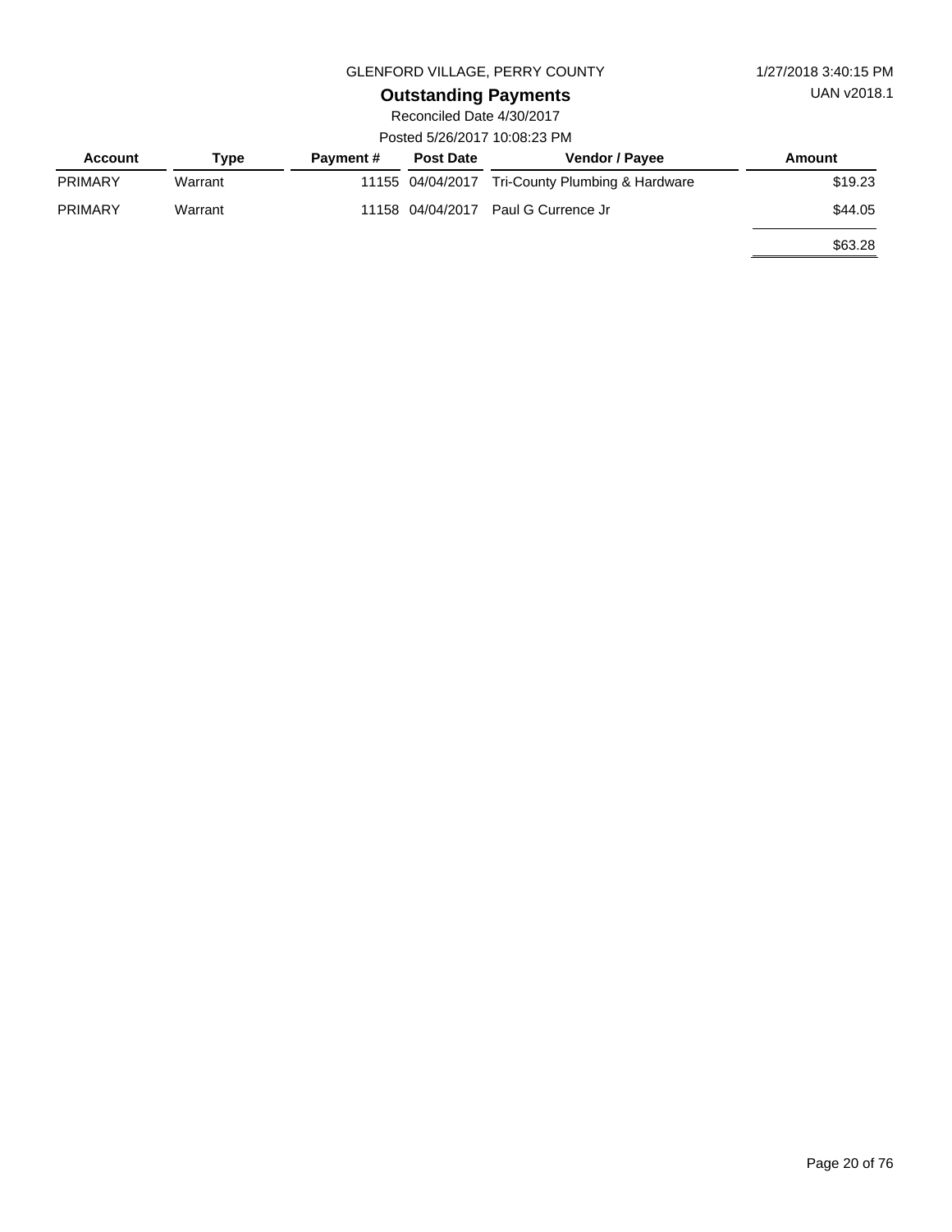GLENFORD VILLAGE, PERRY COUNTY

1/27/2018 3:40:15 PM

UAN v2018.1

# Outstanding Payments

Reconciled Date 4/30/2017

Posted 5/26/2017 10:08:23 PM

| Account | Type | Payment # | Post Date | Vendor / Payee | Amount |
|---|---|---|---|---|---|
| PRIMARY | Warrant | 11155 | 04/04/2017 | Tri-County Plumbing & Hardware | $19.23 |
| PRIMARY | Warrant | 11158 | 04/04/2017 | Paul G Currence Jr | $44.05 |
| | | | | | $63.28 |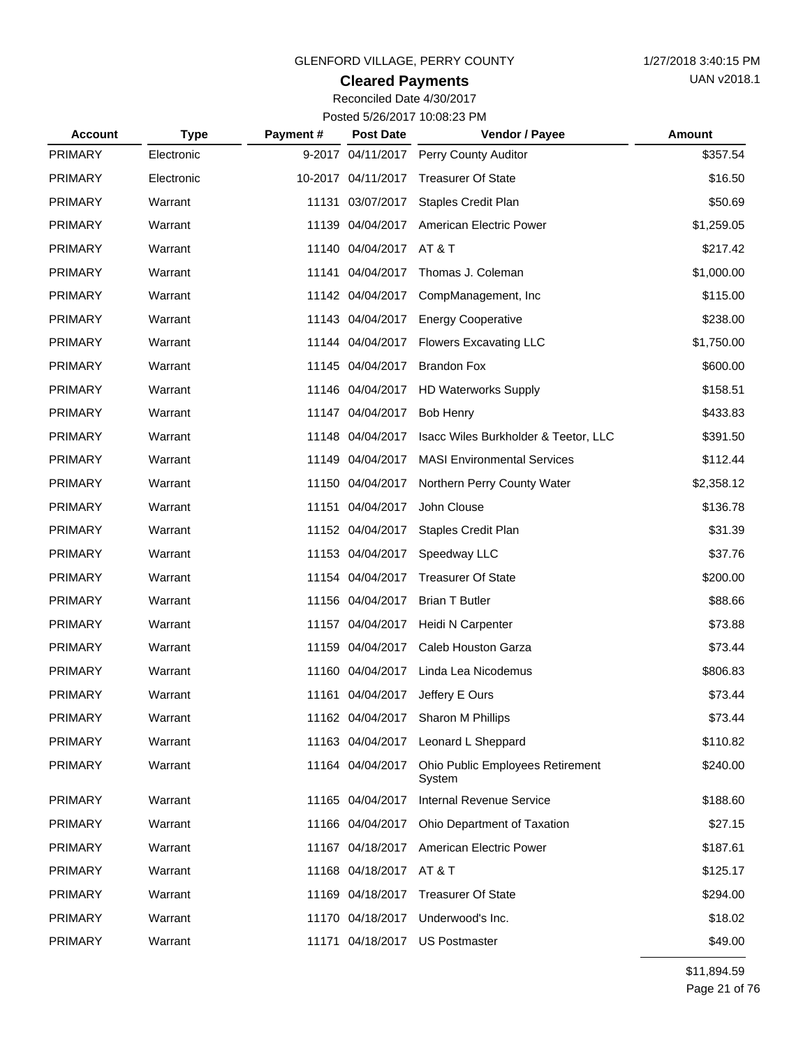GLENFORD VILLAGE, PERRY COUNTY

1/27/2018 3:40:15 PM

UAN v2018.1

## Cleared Payments

Reconciled Date 4/30/2017

Posted 5/26/2017 10:08:23 PM

| Account | Type | Payment # | Post Date | Vendor / Payee | Amount |
|---|---|---|---|---|---|
| PRIMARY | Electronic | 9-2017 | 04/11/2017 | Perry County Auditor | $357.54 |
| PRIMARY | Electronic | 10-2017 | 04/11/2017 | Treasurer Of State | $16.50 |
| PRIMARY | Warrant | 11131 | 03/07/2017 | Staples Credit Plan | $50.69 |
| PRIMARY | Warrant | 11139 | 04/04/2017 | American Electric Power | $1,259.05 |
| PRIMARY | Warrant | 11140 | 04/04/2017 | AT & T | $217.42 |
| PRIMARY | Warrant | 11141 | 04/04/2017 | Thomas J. Coleman | $1,000.00 |
| PRIMARY | Warrant | 11142 | 04/04/2017 | CompManagement, Inc | $115.00 |
| PRIMARY | Warrant | 11143 | 04/04/2017 | Energy Cooperative | $238.00 |
| PRIMARY | Warrant | 11144 | 04/04/2017 | Flowers Excavating LLC | $1,750.00 |
| PRIMARY | Warrant | 11145 | 04/04/2017 | Brandon Fox | $600.00 |
| PRIMARY | Warrant | 11146 | 04/04/2017 | HD Waterworks Supply | $158.51 |
| PRIMARY | Warrant | 11147 | 04/04/2017 | Bob Henry | $433.83 |
| PRIMARY | Warrant | 11148 | 04/04/2017 | Isacc Wiles Burkholder & Teetor, LLC | $391.50 |
| PRIMARY | Warrant | 11149 | 04/04/2017 | MASI Environmental Services | $112.44 |
| PRIMARY | Warrant | 11150 | 04/04/2017 | Northern Perry County Water | $2,358.12 |
| PRIMARY | Warrant | 11151 | 04/04/2017 | John Clouse | $136.78 |
| PRIMARY | Warrant | 11152 | 04/04/2017 | Staples Credit Plan | $31.39 |
| PRIMARY | Warrant | 11153 | 04/04/2017 | Speedway LLC | $37.76 |
| PRIMARY | Warrant | 11154 | 04/04/2017 | Treasurer Of State | $200.00 |
| PRIMARY | Warrant | 11156 | 04/04/2017 | Brian T Butler | $88.66 |
| PRIMARY | Warrant | 11157 | 04/04/2017 | Heidi N Carpenter | $73.88 |
| PRIMARY | Warrant | 11159 | 04/04/2017 | Caleb Houston Garza | $73.44 |
| PRIMARY | Warrant | 11160 | 04/04/2017 | Linda Lea Nicodemus | $806.83 |
| PRIMARY | Warrant | 11161 | 04/04/2017 | Jeffery E Ours | $73.44 |
| PRIMARY | Warrant | 11162 | 04/04/2017 | Sharon M Phillips | $73.44 |
| PRIMARY | Warrant | 11163 | 04/04/2017 | Leonard L Sheppard | $110.82 |
| PRIMARY | Warrant | 11164 | 04/04/2017 | Ohio Public Employees Retirement System | $240.00 |
| PRIMARY | Warrant | 11165 | 04/04/2017 | Internal Revenue Service | $188.60 |
| PRIMARY | Warrant | 11166 | 04/04/2017 | Ohio Department of Taxation | $27.15 |
| PRIMARY | Warrant | 11167 | 04/18/2017 | American Electric Power | $187.61 |
| PRIMARY | Warrant | 11168 | 04/18/2017 | AT & T | $125.17 |
| PRIMARY | Warrant | 11169 | 04/18/2017 | Treasurer Of State | $294.00 |
| PRIMARY | Warrant | 11170 | 04/18/2017 | Underwood's Inc. | $18.02 |
| PRIMARY | Warrant | 11171 | 04/18/2017 | US Postmaster | $49.00 |
| | | | | | $11,894.59 |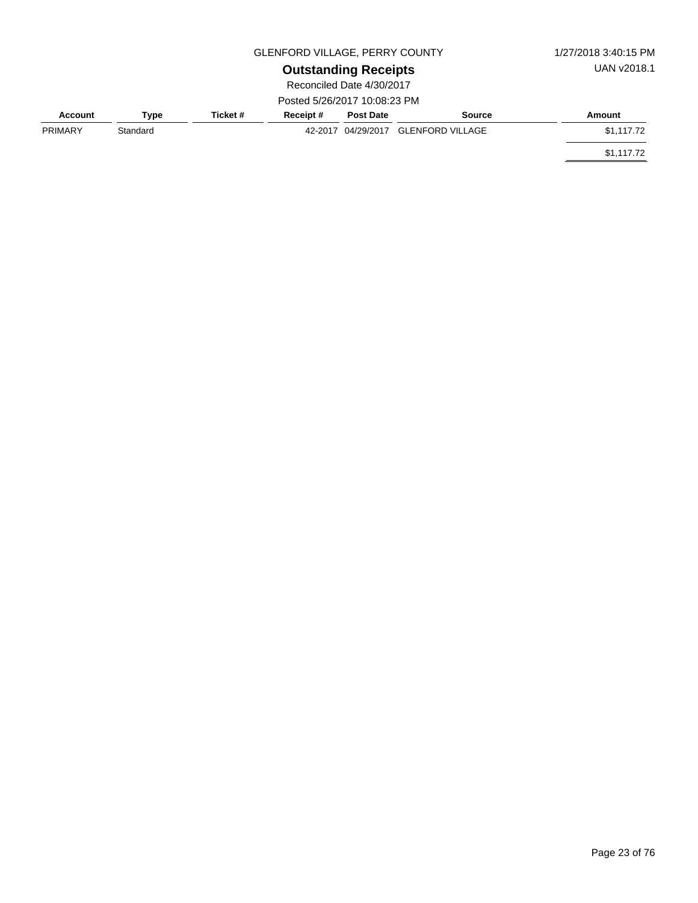GLENFORD VILLAGE, PERRY COUNTY

1/27/2018 3:40:15 PM

UAN v2018.1

## Outstanding Receipts

Reconciled Date 4/30/2017

Posted 5/26/2017 10:08:23 PM

| Account | Type | Ticket # | Receipt # | Post Date | Source | Amount |
|---|---|---|---|---|---|---|
| PRIMARY | Standard | | 42-2017 | 04/29/2017 | GLENFORD VILLAGE | $1,117.72 |
| | | | | | | $1,117.72 |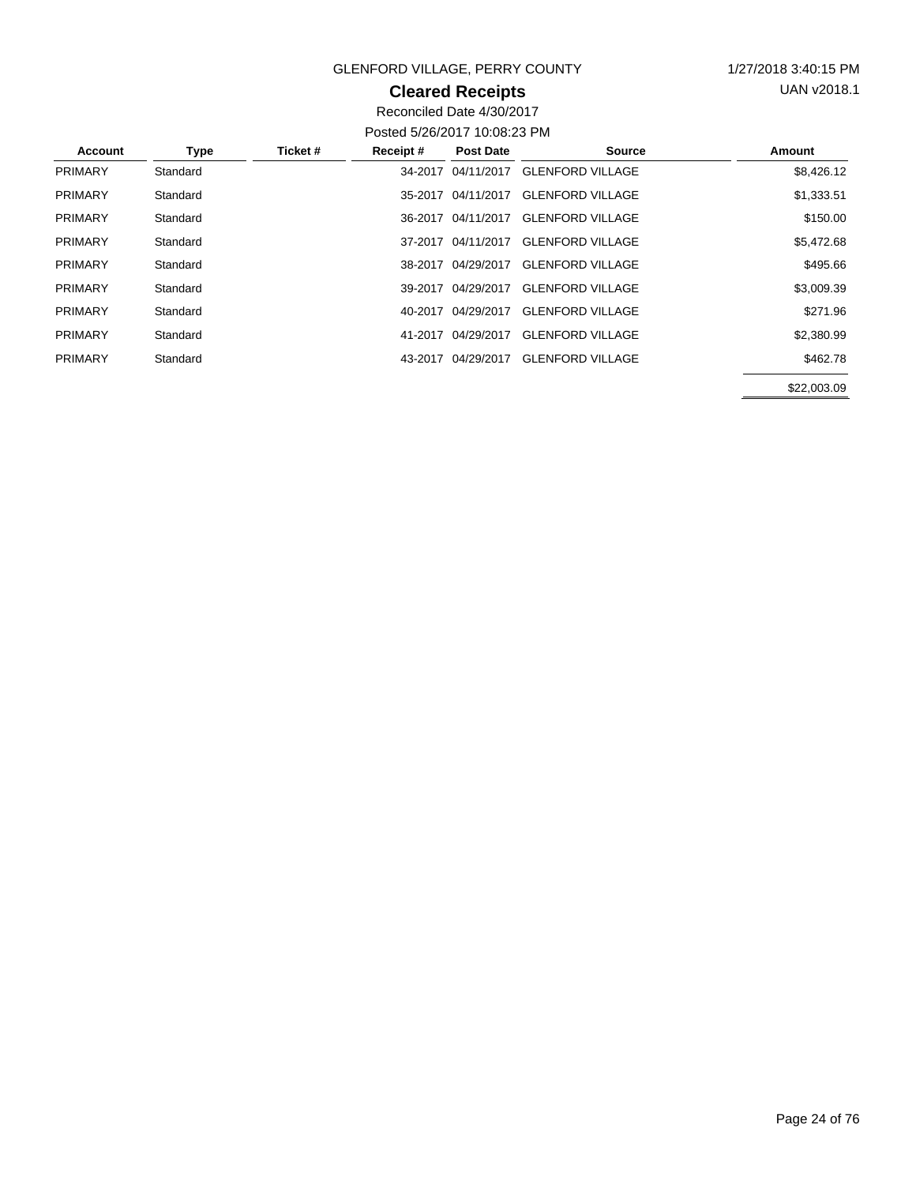GLENFORD VILLAGE, PERRY COUNTY

1/27/2018 3:40:15 PM

UAN v2018.1

## Cleared Receipts

Reconciled Date 4/30/2017

Posted 5/26/2017 10:08:23 PM

| Account | Type | Ticket # | Receipt # | Post Date | Source | Amount |
|---|---|---|---|---|---|---|
| PRIMARY | Standard | | 34-2017 | 04/11/2017 | GLENFORD VILLAGE | $8,426.12 |
| PRIMARY | Standard | | 35-2017 | 04/11/2017 | GLENFORD VILLAGE | $1,333.51 |
| PRIMARY | Standard | | 36-2017 | 04/11/2017 | GLENFORD VILLAGE | $150.00 |
| PRIMARY | Standard | | 37-2017 | 04/11/2017 | GLENFORD VILLAGE | $5,472.68 |
| PRIMARY | Standard | | 38-2017 | 04/29/2017 | GLENFORD VILLAGE | $495.66 |
| PRIMARY | Standard | | 39-2017 | 04/29/2017 | GLENFORD VILLAGE | $3,009.39 |
| PRIMARY | Standard | | 40-2017 | 04/29/2017 | GLENFORD VILLAGE | $271.96 |
| PRIMARY | Standard | | 41-2017 | 04/29/2017 | GLENFORD VILLAGE | $2,380.99 |
| PRIMARY | Standard | | 43-2017 | 04/29/2017 | GLENFORD VILLAGE | $462.78 |
| | | | | | | $22,003.09 |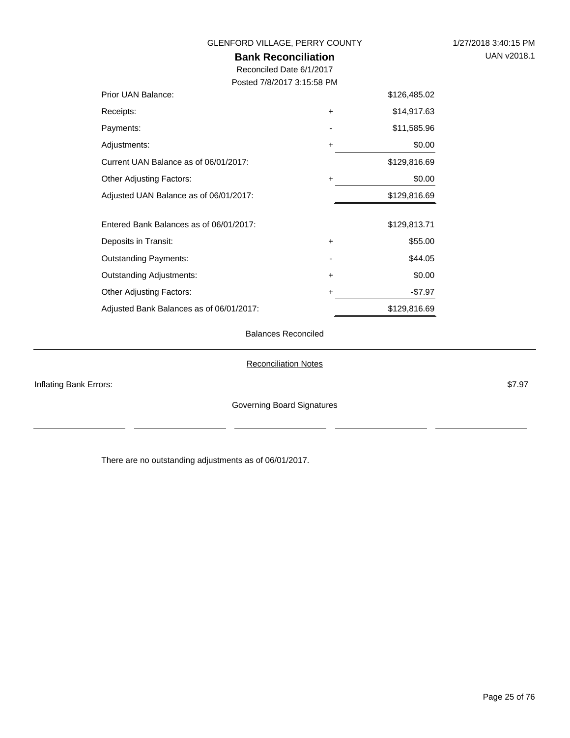GLENFORD VILLAGE, PERRY COUNTY

1/27/2018 3:40:15 PM

UAN v2018.1

## Bank Reconciliation

Reconciled Date 6/1/2017

Posted 7/8/2017 3:15:58 PM

| | | |
|---|---|---|
| Prior UAN Balance: | | $126,485.02 |
| Receipts: | + | $14,917.63 |
| Payments: | - | $11,585.96 |
| Adjustments: | + | $0.00 |
| Current UAN Balance as of 06/01/2017: | | $129,816.69 |
| Other Adjusting Factors: | + | $0.00 |
| Adjusted UAN Balance as of 06/01/2017: | | $129,816.69 |
| | | |
| Entered Bank Balances as of 06/01/2017: | | $129,813.71 |
| Deposits in Transit: | + | $55.00 |
| Outstanding Payments: | - | $44.05 |
| Outstanding Adjustments: | + | $0.00 |
| Other Adjusting Factors: | + | -$7.97 |
| Adjusted Bank Balances as of 06/01/2017: | | $129,816.69 |

Balances Reconciled

---

Reconciliation Notes

Inflating Bank Errors: $7.97

Governing Board Signatures

\_\_\_\_\_\_\_\_\_\_\_\_\_\_\_\_\_\_\_\_ \_\_\_\_\_\_\_\_\_\_\_\_\_\_\_\_\_\_\_\_ \_\_\_\_\_\_\_\_\_\_\_\_\_\_\_\_\_\_\_\_ \_\_\_\_\_\_\_\_\_\_\_\_\_\_\_\_\_\_\_\_ \_\_\_\_\_\_\_\_\_\_\_\_\_\_\_\_\_\_\_\_

\_\_\_\_\_\_\_\_\_\_\_\_\_\_\_\_\_\_\_\_ \_\_\_\_\_\_\_\_\_\_\_\_\_\_\_\_\_\_\_\_ \_\_\_\_\_\_\_\_\_\_\_\_\_\_\_\_\_\_\_\_ \_\_\_\_\_\_\_\_\_\_\_\_\_\_\_\_\_\_\_\_ \_\_\_\_\_\_\_\_\_\_\_\_\_\_\_\_\_\_\_\_

There are no outstanding adjustments as of 06/01/2017.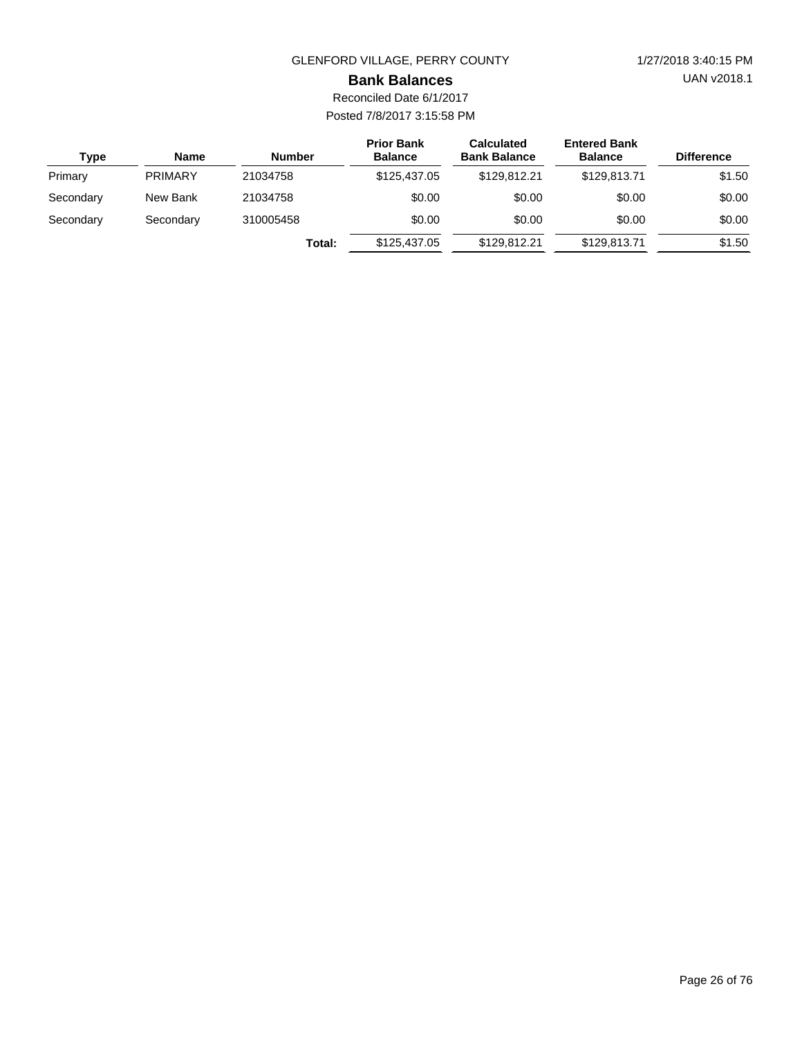GLENFORD VILLAGE, PERRY COUNTY

## Bank Balances

Reconciled Date 6/1/2017

Posted 7/8/2017 3:15:58 PM

| Type | Name | Number | Prior Bank Balance | Calculated Bank Balance | Entered Bank Balance | Difference |
|---|---|---|---|---|---|---|
| Primary | PRIMARY | 21034758 | $125,437.05 | $129,812.21 | $129,813.71 | $1.50 |
| Secondary | New Bank | 21034758 | $0.00 | $0.00 | $0.00 | $0.00 |
| Secondary | Secondary | 310005458 | $0.00 | $0.00 | $0.00 | $0.00 |
| | | **Total:** | $125,437.05 | $129,812.21 | $129,813.71 | $1.50 |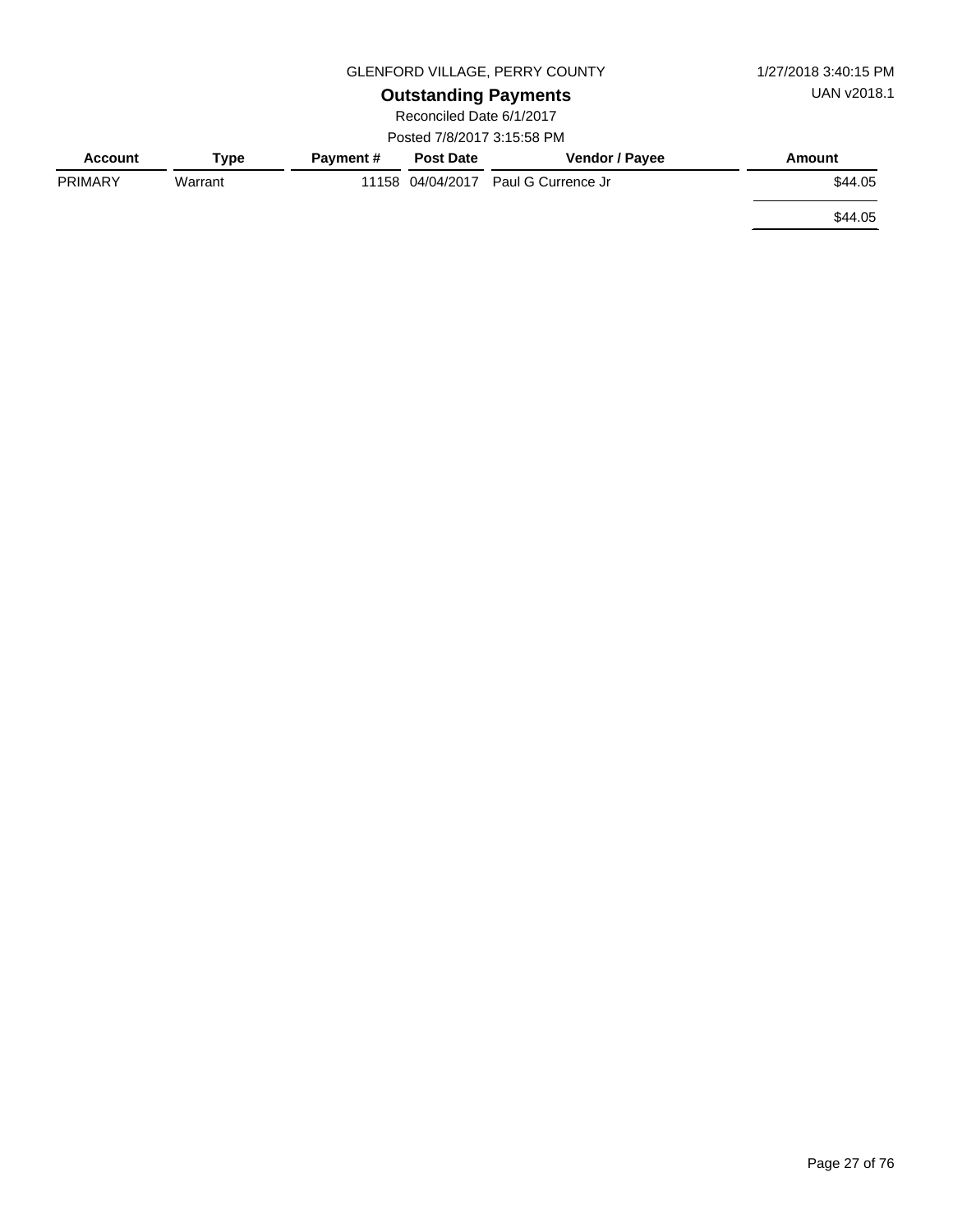GLENFORD VILLAGE, PERRY COUNTY

1/27/2018 3:40:15 PM

# Outstanding Payments

UAN v2018.1

Reconciled Date 6/1/2017

Posted 7/8/2017 3:15:58 PM

| Account | Type | Payment # | Post Date | Vendor / Payee | Amount |
|---|---|---|---|---|---|
| PRIMARY | Warrant | 11158 | 04/04/2017 | Paul G Currence Jr | $44.05 |
| | | | | | $44.05 |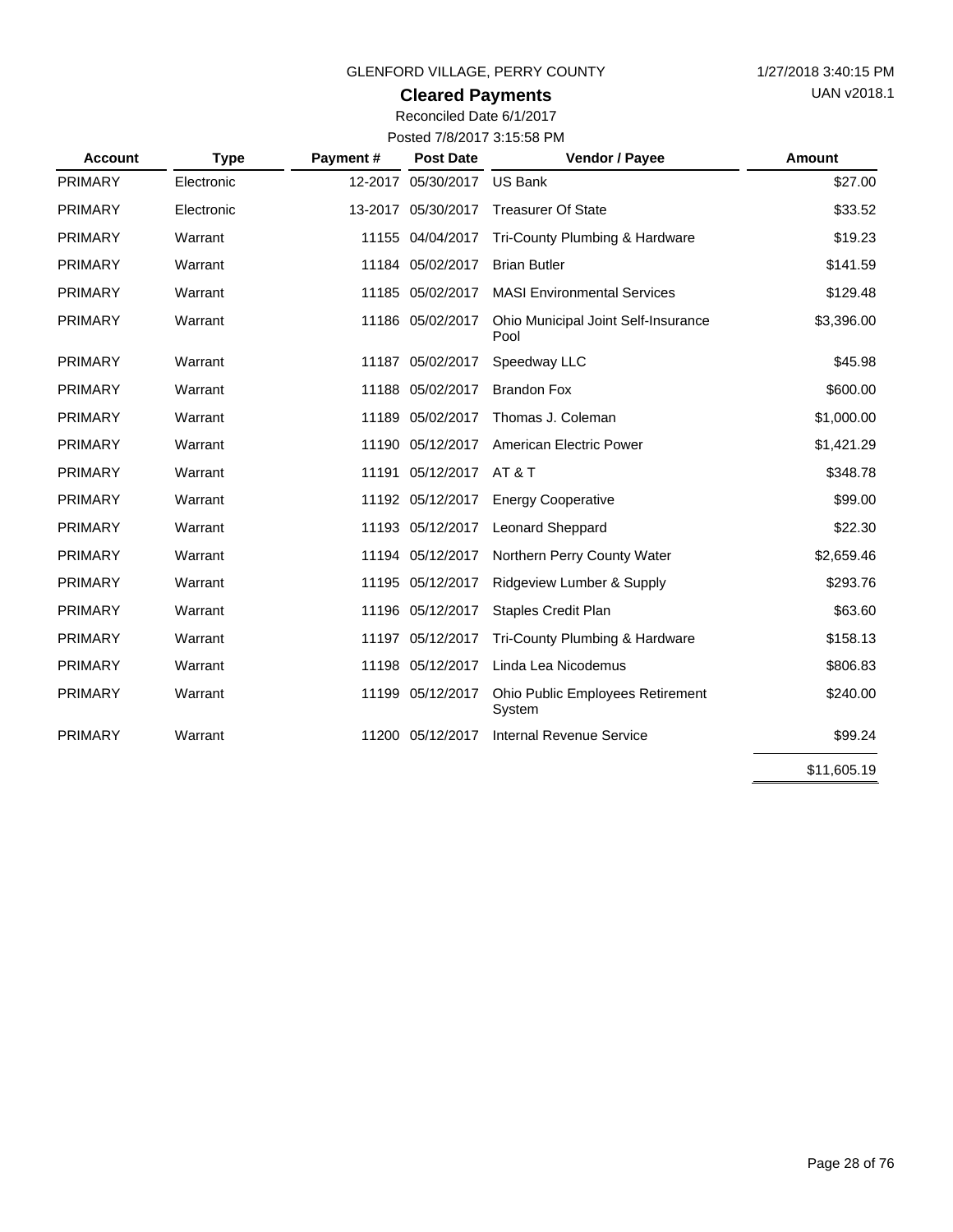GLENFORD VILLAGE, PERRY COUNTY

1/27/2018 3:40:15 PM

UAN v2018.1

## Cleared Payments

Reconciled Date 6/1/2017

Posted 7/8/2017 3:15:58 PM

| Account | Type | Payment # | Post Date | Vendor / Payee | Amount |
|---|---|---|---|---|---|
| PRIMARY | Electronic | 12-2017 | 05/30/2017 | US Bank | $27.00 |
| PRIMARY | Electronic | 13-2017 | 05/30/2017 | Treasurer Of State | $33.52 |
| PRIMARY | Warrant | 11155 | 04/04/2017 | Tri-County Plumbing & Hardware | $19.23 |
| PRIMARY | Warrant | 11184 | 05/02/2017 | Brian Butler | $141.59 |
| PRIMARY | Warrant | 11185 | 05/02/2017 | MASI Environmental Services | $129.48 |
| PRIMARY | Warrant | 11186 | 05/02/2017 | Ohio Municipal Joint Self-Insurance Pool | $3,396.00 |
| PRIMARY | Warrant | 11187 | 05/02/2017 | Speedway LLC | $45.98 |
| PRIMARY | Warrant | 11188 | 05/02/2017 | Brandon Fox | $600.00 |
| PRIMARY | Warrant | 11189 | 05/02/2017 | Thomas J. Coleman | $1,000.00 |
| PRIMARY | Warrant | 11190 | 05/12/2017 | American Electric Power | $1,421.29 |
| PRIMARY | Warrant | 11191 | 05/12/2017 | AT & T | $348.78 |
| PRIMARY | Warrant | 11192 | 05/12/2017 | Energy Cooperative | $99.00 |
| PRIMARY | Warrant | 11193 | 05/12/2017 | Leonard Sheppard | $22.30 |
| PRIMARY | Warrant | 11194 | 05/12/2017 | Northern Perry County Water | $2,659.46 |
| PRIMARY | Warrant | 11195 | 05/12/2017 | Ridgeview Lumber & Supply | $293.76 |
| PRIMARY | Warrant | 11196 | 05/12/2017 | Staples Credit Plan | $63.60 |
| PRIMARY | Warrant | 11197 | 05/12/2017 | Tri-County Plumbing & Hardware | $158.13 |
| PRIMARY | Warrant | 11198 | 05/12/2017 | Linda Lea Nicodemus | $806.83 |
| PRIMARY | Warrant | 11199 | 05/12/2017 | Ohio Public Employees Retirement System | $240.00 |
| PRIMARY | Warrant | 11200 | 05/12/2017 | Internal Revenue Service | $99.24 |
| | | | | | $11,605.19 |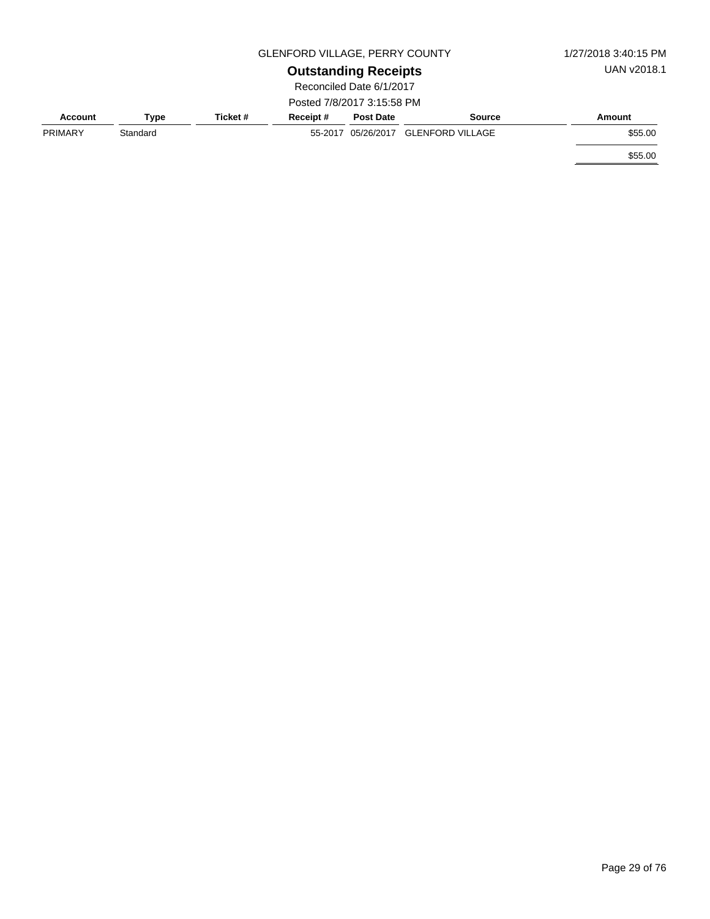GLENFORD VILLAGE, PERRY COUNTY

1/27/2018 3:40:15 PM

UAN v2018.1

## Outstanding Receipts

Reconciled Date 6/1/2017

Posted 7/8/2017 3:15:58 PM

| Account | Type | Ticket # | Receipt # | Post Date | Source | Amount |
|---|---|---|---|---|---|---|
| PRIMARY | Standard | | 55-2017 | 05/26/2017 | GLENFORD VILLAGE | $55.00 |
| | | | | | | $55.00 |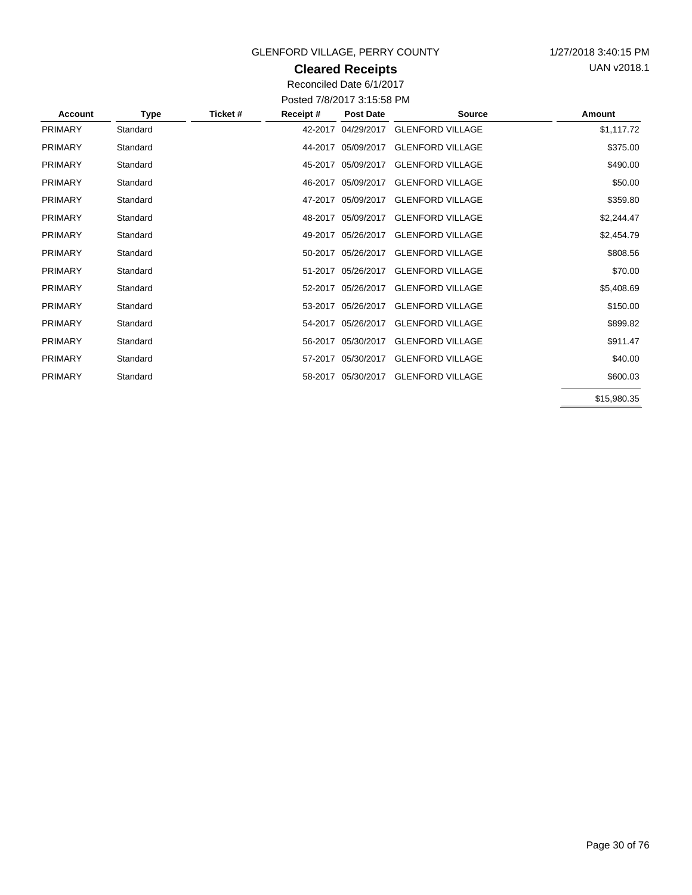GLENFORD VILLAGE, PERRY COUNTY

1/27/2018 3:40:15 PM

UAN v2018.1

## Cleared Receipts

Reconciled Date 6/1/2017

Posted 7/8/2017 3:15:58 PM

| Account | Type | Ticket # | Receipt # | Post Date | Source | Amount |
|---|---|---|---|---|---|---|
| PRIMARY | Standard | | 42-2017 | 04/29/2017 | GLENFORD VILLAGE | $1,117.72 |
| PRIMARY | Standard | | 44-2017 | 05/09/2017 | GLENFORD VILLAGE | $375.00 |
| PRIMARY | Standard | | 45-2017 | 05/09/2017 | GLENFORD VILLAGE | $490.00 |
| PRIMARY | Standard | | 46-2017 | 05/09/2017 | GLENFORD VILLAGE | $50.00 |
| PRIMARY | Standard | | 47-2017 | 05/09/2017 | GLENFORD VILLAGE | $359.80 |
| PRIMARY | Standard | | 48-2017 | 05/09/2017 | GLENFORD VILLAGE | $2,244.47 |
| PRIMARY | Standard | | 49-2017 | 05/26/2017 | GLENFORD VILLAGE | $2,454.79 |
| PRIMARY | Standard | | 50-2017 | 05/26/2017 | GLENFORD VILLAGE | $808.56 |
| PRIMARY | Standard | | 51-2017 | 05/26/2017 | GLENFORD VILLAGE | $70.00 |
| PRIMARY | Standard | | 52-2017 | 05/26/2017 | GLENFORD VILLAGE | $5,408.69 |
| PRIMARY | Standard | | 53-2017 | 05/26/2017 | GLENFORD VILLAGE | $150.00 |
| PRIMARY | Standard | | 54-2017 | 05/26/2017 | GLENFORD VILLAGE | $899.82 |
| PRIMARY | Standard | | 56-2017 | 05/30/2017 | GLENFORD VILLAGE | $911.47 |
| PRIMARY | Standard | | 57-2017 | 05/30/2017 | GLENFORD VILLAGE | $40.00 |
| PRIMARY | Standard | | 58-2017 | 05/30/2017 | GLENFORD VILLAGE | $600.03 |
| | | | | | | $15,980.35 |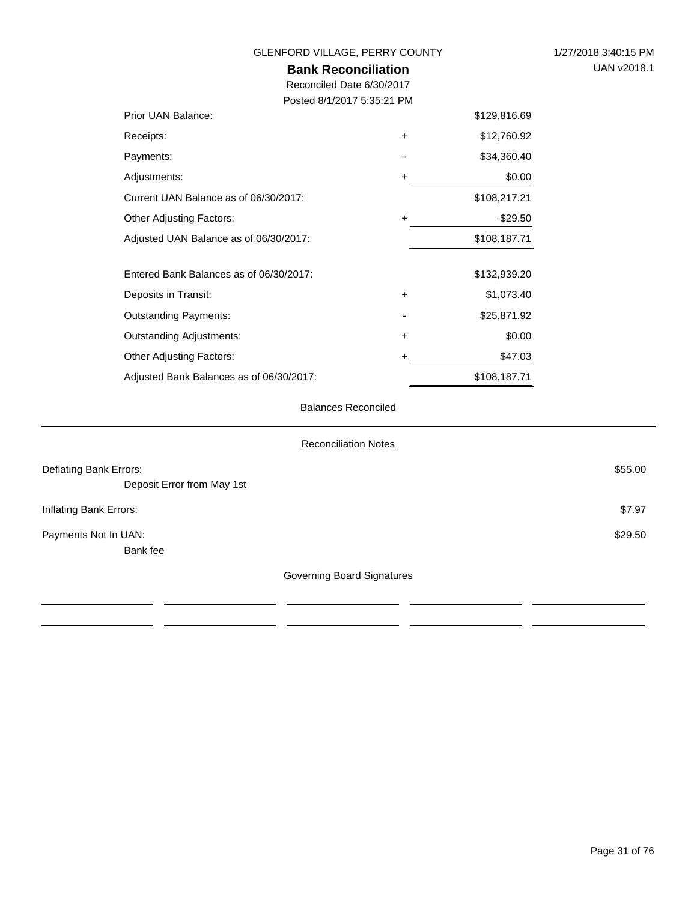GLENFORD VILLAGE, PERRY COUNTY

1/27/2018 3:40:15 PM

UAN v2018.1

# Bank Reconciliation

Reconciled Date 6/30/2017

Posted 8/1/2017 5:35:21 PM

| | | |
|---|---|---|
| Prior UAN Balance: | | $129,816.69 |
| Receipts: | + | $12,760.92 |
| Payments: | - | $34,360.40 |
| Adjustments: | + | $0.00 |
| Current UAN Balance as of 06/30/2017: | | $108,217.21 |
| Other Adjusting Factors: | + | -$29.50 |
| Adjusted UAN Balance as of 06/30/2017: | | $108,187.71 |

| | | |
|---|---|---|
| Entered Bank Balances as of 06/30/2017: | | $132,939.20 |
| Deposits in Transit: | + | $1,073.40 |
| Outstanding Payments: | - | $25,871.92 |
| Outstanding Adjustments: | + | $0.00 |
| Other Adjusting Factors: | + | $47.03 |
| Adjusted Bank Balances as of 06/30/2017: | | $108,187.71 |

Balances Reconciled

## Reconciliation Notes

| | |
|---|---|
| Deflating Bank Errors:<br>Deposit Error from May 1st | $55.00 |
| Inflating Bank Errors: | $7.97 |
| Payments Not In UAN:<br>Bank fee | $29.50 |

Governing Board Signatures

\_\_\_\_\_\_\_\_\_\_\_\_\_\_\_\_ \_\_\_\_\_\_\_\_\_\_\_\_\_\_\_\_ \_\_\_\_\_\_\_\_\_\_\_\_\_\_\_\_ \_\_\_\_\_\_\_\_\_\_\_\_\_\_\_\_ \_\_\_\_\_\_\_\_\_\_\_\_\_\_\_\_

\_\_\_\_\_\_\_\_\_\_\_\_\_\_\_\_ \_\_\_\_\_\_\_\_\_\_\_\_\_\_\_\_ \_\_\_\_\_\_\_\_\_\_\_\_\_\_\_\_ \_\_\_\_\_\_\_\_\_\_\_\_\_\_\_\_ \_\_\_\_\_\_\_\_\_\_\_\_\_\_\_\_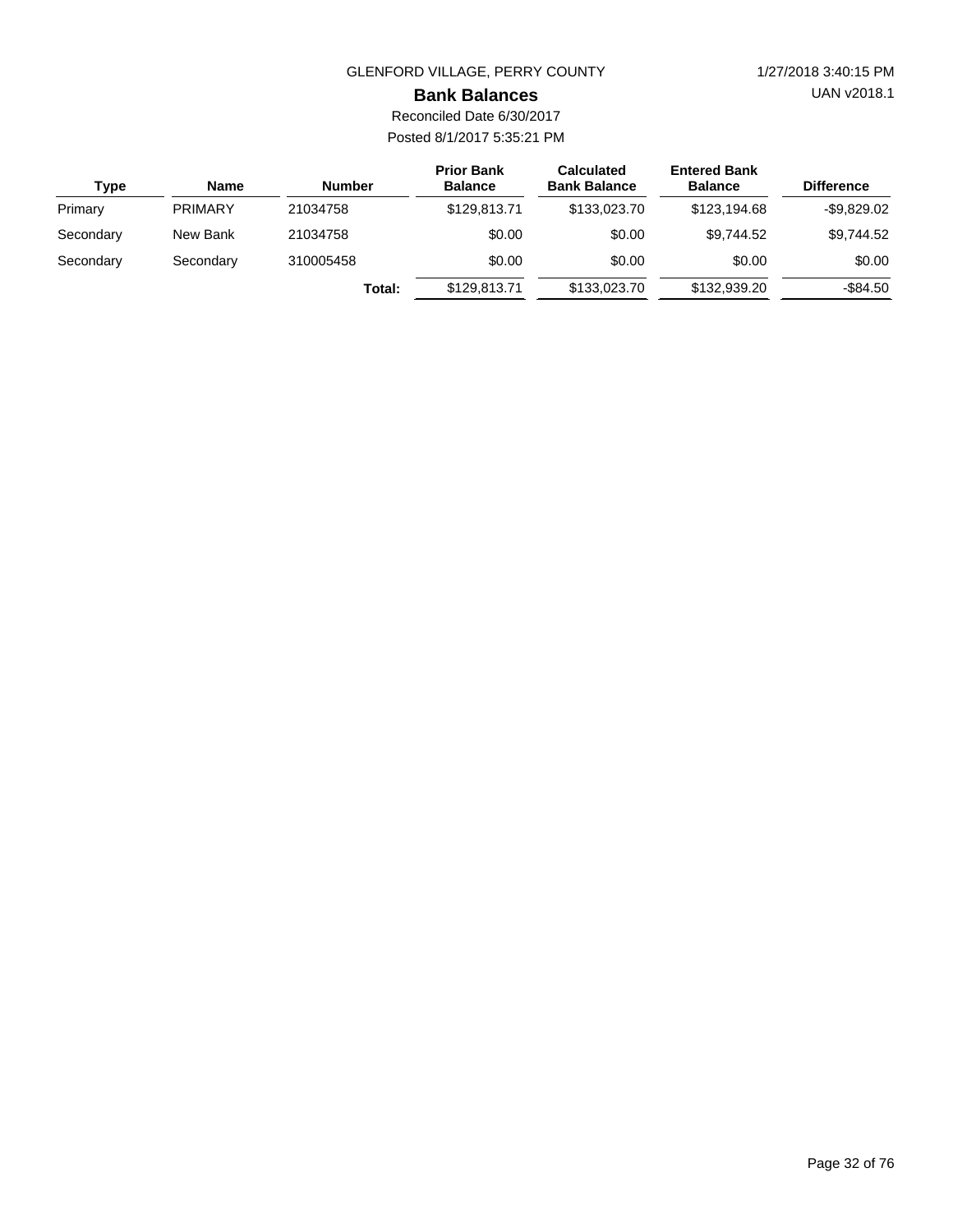GLENFORD VILLAGE, PERRY COUNTY

# Bank Balances

Reconciled Date 6/30/2017

Posted 8/1/2017 5:35:21 PM

| Type | Name | Number | Prior Bank Balance | Calculated Bank Balance | Entered Bank Balance | Difference |
|---|---|---|---|---|---|---|
| Primary | PRIMARY | 21034758 | $129,813.71 | $133,023.70 | $123,194.68 | -$9,829.02 |
| Secondary | New Bank | 21034758 | $0.00 | $0.00 | $9,744.52 | $9,744.52 |
| Secondary | Secondary | 310005458 | $0.00 | $0.00 | $0.00 | $0.00 |
| | | **Total:** | $129,813.71 | $133,023.70 | $132,939.20 | -$84.50 |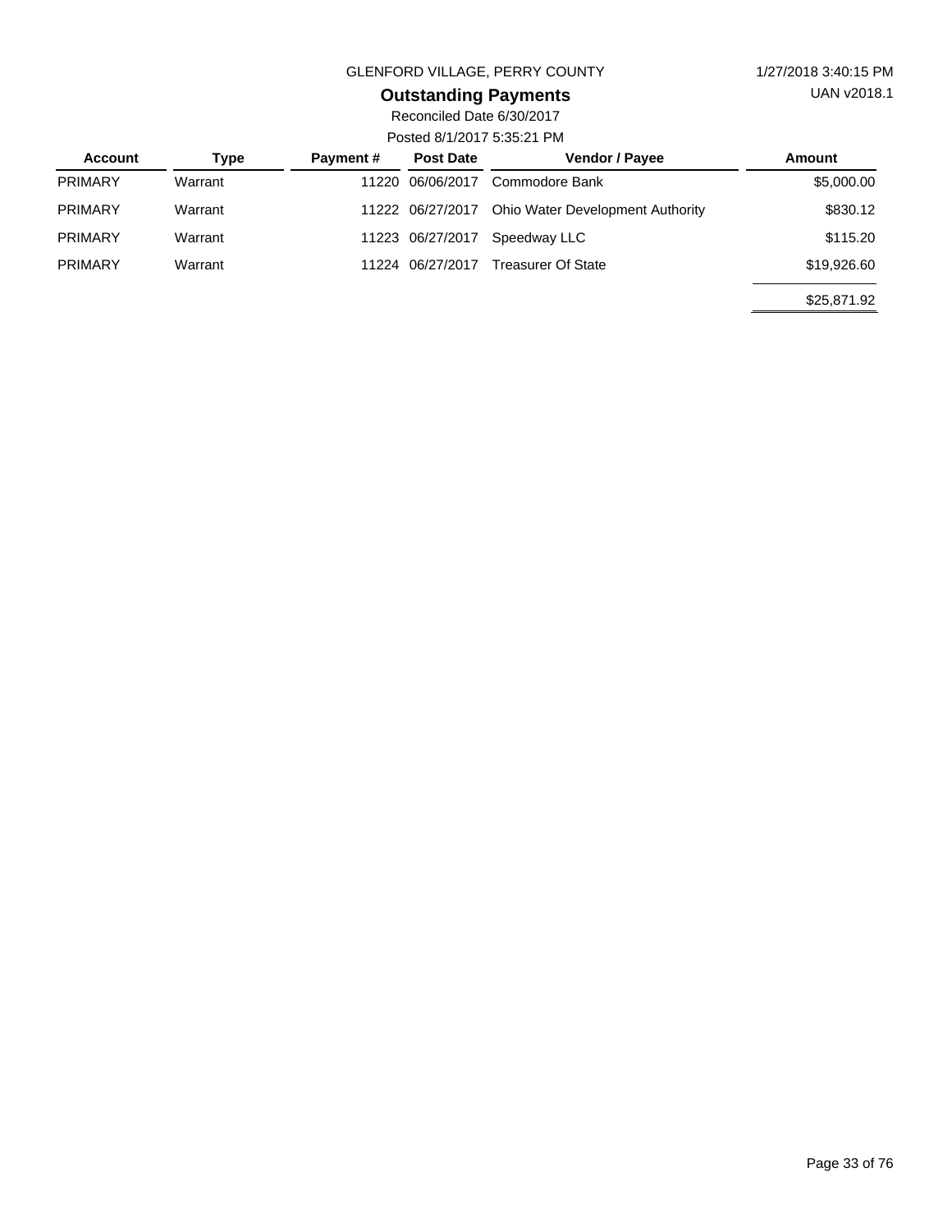GLENFORD VILLAGE, PERRY COUNTY

1/27/2018 3:40:15 PM

UAN v2018.1

## Outstanding Payments

Reconciled Date 6/30/2017

Posted 8/1/2017 5:35:21 PM

| Account | Type | Payment # | Post Date | Vendor / Payee | Amount |
|---|---|---|---|---|---|
| PRIMARY | Warrant | 11220 | 06/06/2017 | Commodore Bank | $5,000.00 |
| PRIMARY | Warrant | 11222 | 06/27/2017 | Ohio Water Development Authority | $830.12 |
| PRIMARY | Warrant | 11223 | 06/27/2017 | Speedway LLC | $115.20 |
| PRIMARY | Warrant | 11224 | 06/27/2017 | Treasurer Of State | $19,926.60 |
| | | | | | $25,871.92 |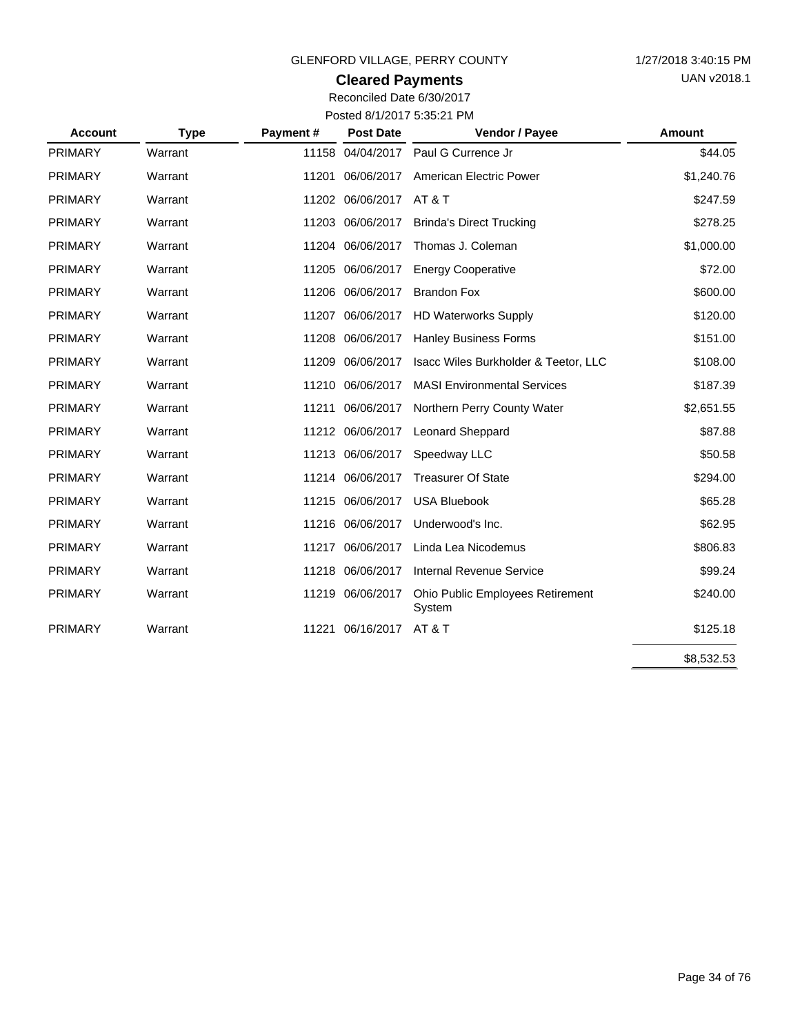GLENFORD VILLAGE, PERRY COUNTY

1/27/2018 3:40:15 PM

UAN v2018.1

## Cleared Payments

Reconciled Date 6/30/2017

Posted 8/1/2017 5:35:21 PM

| Account | Type | Payment # | Post Date | Vendor / Payee | Amount |
|---|---|---|---|---|---|
| PRIMARY | Warrant | 11158 | 04/04/2017 | Paul G Currence Jr | $44.05 |
| PRIMARY | Warrant | 11201 | 06/06/2017 | American Electric Power | $1,240.76 |
| PRIMARY | Warrant | 11202 | 06/06/2017 | AT & T | $247.59 |
| PRIMARY | Warrant | 11203 | 06/06/2017 | Brinda's Direct Trucking | $278.25 |
| PRIMARY | Warrant | 11204 | 06/06/2017 | Thomas J. Coleman | $1,000.00 |
| PRIMARY | Warrant | 11205 | 06/06/2017 | Energy Cooperative | $72.00 |
| PRIMARY | Warrant | 11206 | 06/06/2017 | Brandon Fox | $600.00 |
| PRIMARY | Warrant | 11207 | 06/06/2017 | HD Waterworks Supply | $120.00 |
| PRIMARY | Warrant | 11208 | 06/06/2017 | Hanley Business Forms | $151.00 |
| PRIMARY | Warrant | 11209 | 06/06/2017 | Isacc Wiles Burkholder & Teetor, LLC | $108.00 |
| PRIMARY | Warrant | 11210 | 06/06/2017 | MASI Environmental Services | $187.39 |
| PRIMARY | Warrant | 11211 | 06/06/2017 | Northern Perry County Water | $2,651.55 |
| PRIMARY | Warrant | 11212 | 06/06/2017 | Leonard Sheppard | $87.88 |
| PRIMARY | Warrant | 11213 | 06/06/2017 | Speedway LLC | $50.58 |
| PRIMARY | Warrant | 11214 | 06/06/2017 | Treasurer Of State | $294.00 |
| PRIMARY | Warrant | 11215 | 06/06/2017 | USA Bluebook | $65.28 |
| PRIMARY | Warrant | 11216 | 06/06/2017 | Underwood's Inc. | $62.95 |
| PRIMARY | Warrant | 11217 | 06/06/2017 | Linda Lea Nicodemus | $806.83 |
| PRIMARY | Warrant | 11218 | 06/06/2017 | Internal Revenue Service | $99.24 |
| PRIMARY | Warrant | 11219 | 06/06/2017 | Ohio Public Employees Retirement System | $240.00 |
| PRIMARY | Warrant | 11221 | 06/16/2017 | AT & T | $125.18 |
| | | | | | $8,532.53 |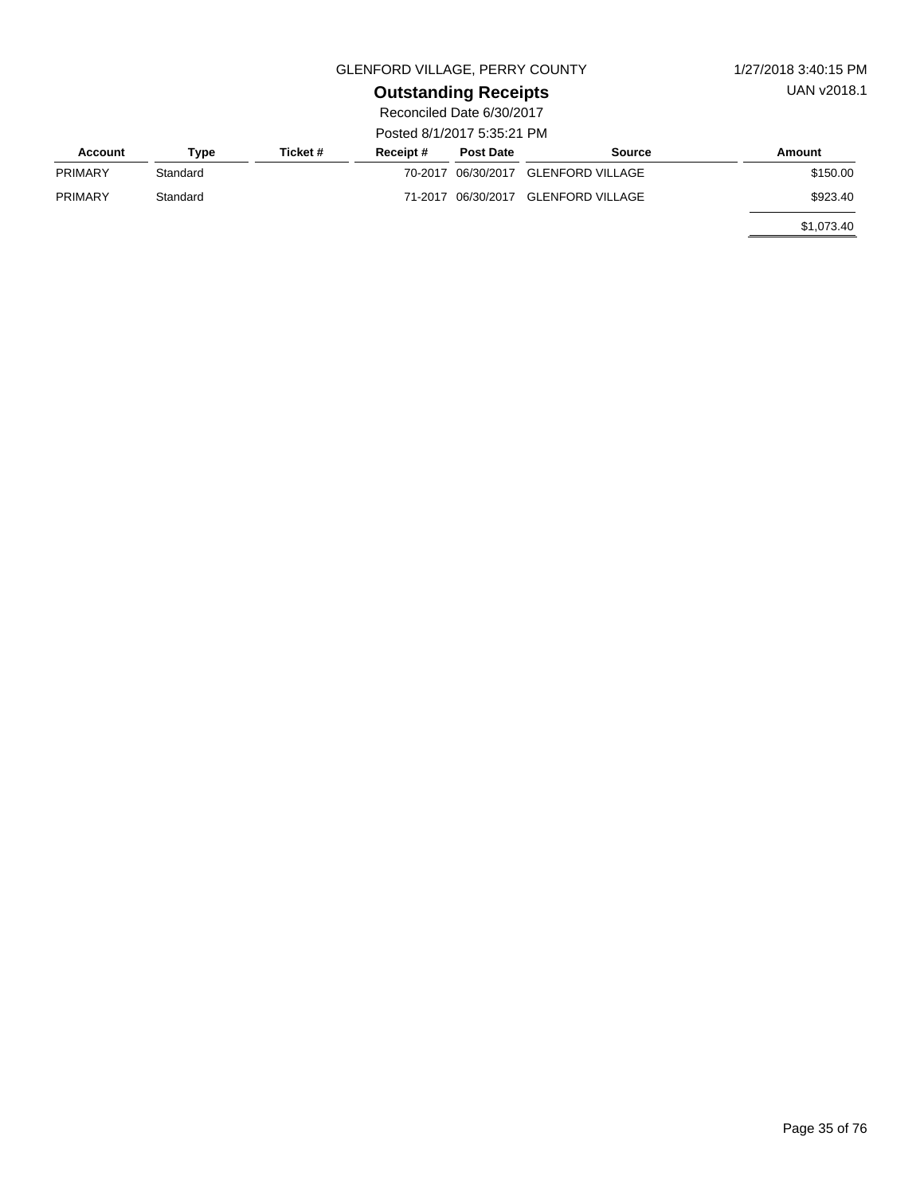GLENFORD VILLAGE, PERRY COUNTY

1/27/2018 3:40:15 PM

UAN v2018.1

## Outstanding Receipts

Reconciled Date 6/30/2017

Posted 8/1/2017 5:35:21 PM

| Account | Type | Ticket # | Receipt # | Post Date | Source | Amount |
|---|---|---|---|---|---|---|
| PRIMARY | Standard | | 70-2017 | 06/30/2017 | GLENFORD VILLAGE | $150.00 |
| PRIMARY | Standard | | 71-2017 | 06/30/2017 | GLENFORD VILLAGE | $923.40 |
| | | | | | | $1,073.40 |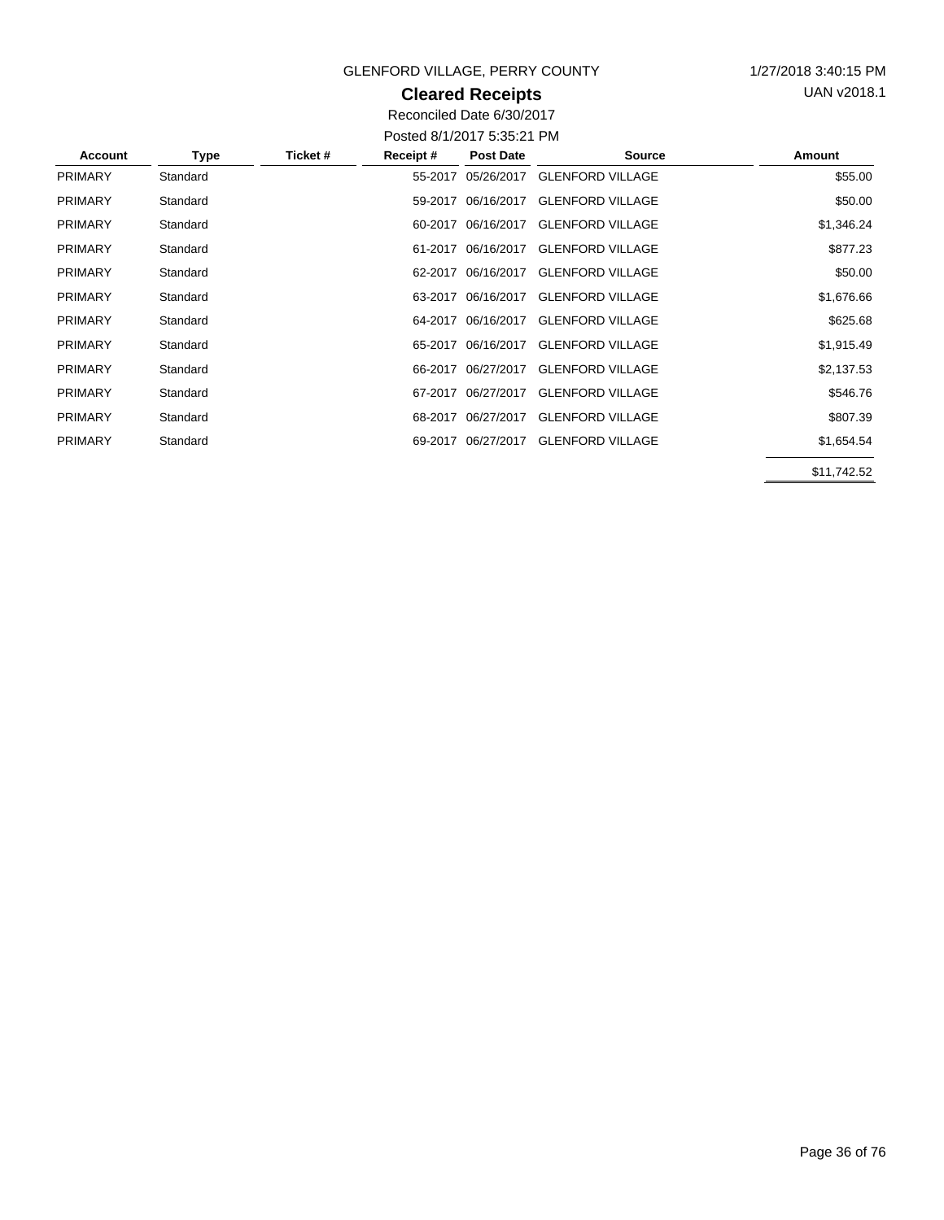GLENFORD VILLAGE, PERRY COUNTY

1/27/2018 3:40:15 PM

UAN v2018.1

# Cleared Receipts

Reconciled Date 6/30/2017

Posted 8/1/2017 5:35:21 PM

| Account | Type | Ticket # | Receipt # | Post Date | Source | Amount |
|---|---|---|---|---|---|---|
| PRIMARY | Standard | | 55-2017 | 05/26/2017 | GLENFORD VILLAGE | $55.00 |
| PRIMARY | Standard | | 59-2017 | 06/16/2017 | GLENFORD VILLAGE | $50.00 |
| PRIMARY | Standard | | 60-2017 | 06/16/2017 | GLENFORD VILLAGE | $1,346.24 |
| PRIMARY | Standard | | 61-2017 | 06/16/2017 | GLENFORD VILLAGE | $877.23 |
| PRIMARY | Standard | | 62-2017 | 06/16/2017 | GLENFORD VILLAGE | $50.00 |
| PRIMARY | Standard | | 63-2017 | 06/16/2017 | GLENFORD VILLAGE | $1,676.66 |
| PRIMARY | Standard | | 64-2017 | 06/16/2017 | GLENFORD VILLAGE | $625.68 |
| PRIMARY | Standard | | 65-2017 | 06/16/2017 | GLENFORD VILLAGE | $1,915.49 |
| PRIMARY | Standard | | 66-2017 | 06/27/2017 | GLENFORD VILLAGE | $2,137.53 |
| PRIMARY | Standard | | 67-2017 | 06/27/2017 | GLENFORD VILLAGE | $546.76 |
| PRIMARY | Standard | | 68-2017 | 06/27/2017 | GLENFORD VILLAGE | $807.39 |
| PRIMARY | Standard | | 69-2017 | 06/27/2017 | GLENFORD VILLAGE | $1,654.54 |
| | | | | | | $11,742.52 |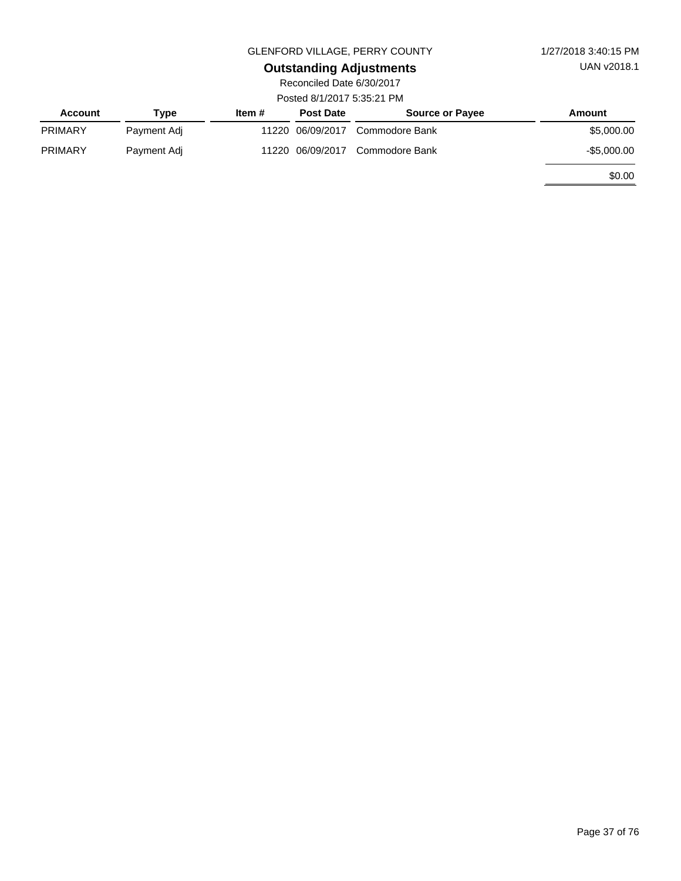GLENFORD VILLAGE, PERRY COUNTY

1/27/2018 3:40:15 PM

UAN v2018.1

# Outstanding Adjustments

Reconciled Date 6/30/2017

Posted 8/1/2017 5:35:21 PM

| Account | Type | Item # | Post Date | Source or Payee | Amount |
|---|---|---|---|---|---|
| PRIMARY | Payment Adj | 11220 | 06/09/2017 | Commodore Bank | $5,000.00 |
| PRIMARY | Payment Adj | 11220 | 06/09/2017 | Commodore Bank | -$5,000.00 |
| | | | | | $0.00 |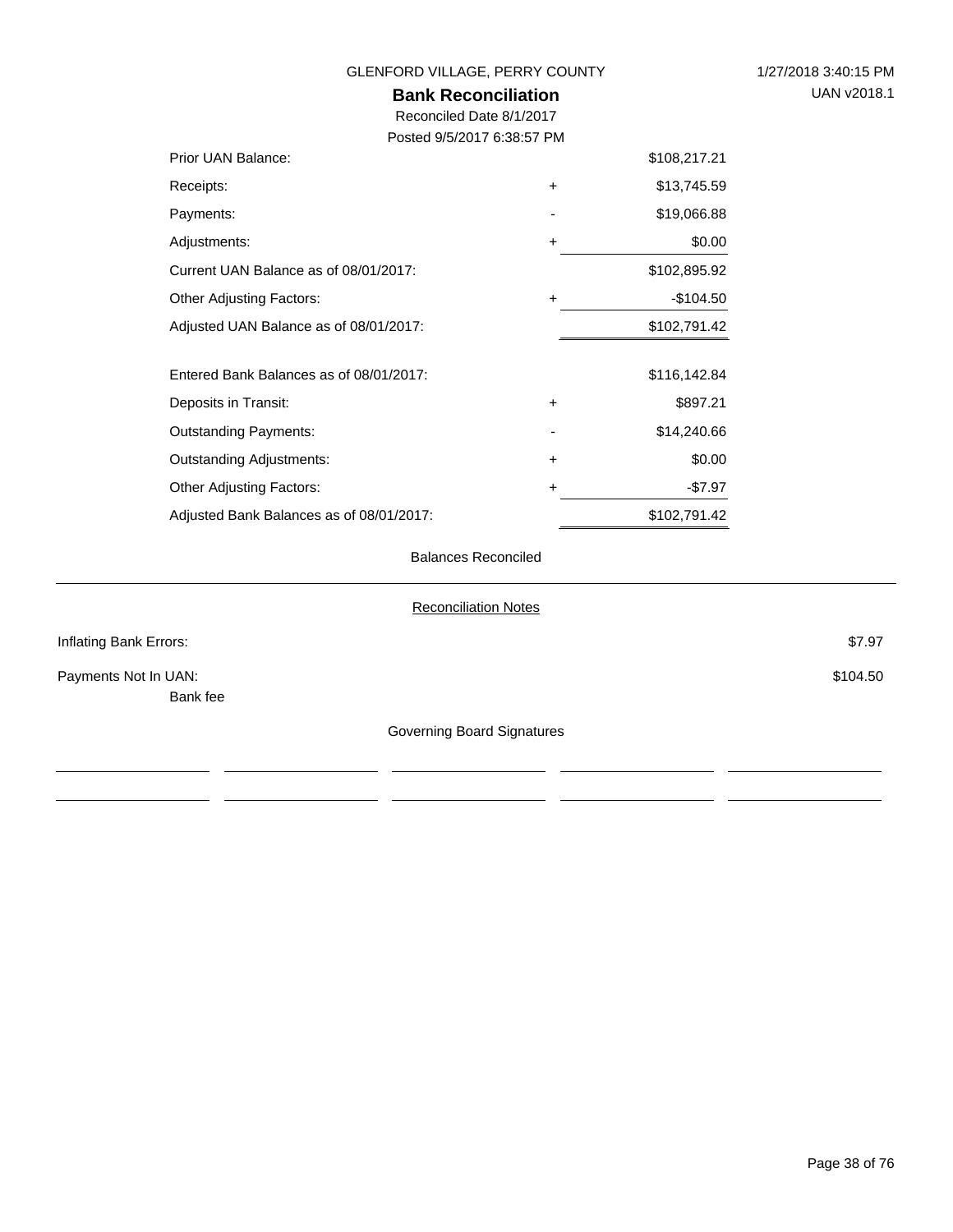GLENFORD VILLAGE, PERRY COUNTY

1/27/2018 3:40:15 PM

UAN v2018.1

## Bank Reconciliation

Reconciled Date 8/1/2017

Posted 9/5/2017 6:38:57 PM

| | | |
|---|---|---|
| Prior UAN Balance: | | $108,217.21 |
| Receipts: | + | $13,745.59 |
| Payments: | - | $19,066.88 |
| Adjustments: | + | $0.00 |
| Current UAN Balance as of 08/01/2017: | | $102,895.92 |
| Other Adjusting Factors: | + | -$104.50 |
| Adjusted UAN Balance as of 08/01/2017: | | $102,791.42 |
| | | |
| Entered Bank Balances as of 08/01/2017: | | $116,142.84 |
| Deposits in Transit: | + | $897.21 |
| Outstanding Payments: | - | $14,240.66 |
| Outstanding Adjustments: | + | $0.00 |
| Other Adjusting Factors: | + | -$7.97 |
| Adjusted Bank Balances as of 08/01/2017: | | $102,791.42 |

Balances Reconciled

---

Reconciliation Notes

Inflating Bank Errors: $7.97

Payments Not In UAN: $104.50

Bank fee

Governing Board Signatures

\_\_\_\_\_\_\_\_\_\_\_\_\_\_\_\_ \_\_\_\_\_\_\_\_\_\_\_\_\_\_\_\_ \_\_\_\_\_\_\_\_\_\_\_\_\_\_\_\_ \_\_\_\_\_\_\_\_\_\_\_\_\_\_\_\_ \_\_\_\_\_\_\_\_\_\_\_\_\_\_\_\_

\_\_\_\_\_\_\_\_\_\_\_\_\_\_\_\_ \_\_\_\_\_\_\_\_\_\_\_\_\_\_\_\_ \_\_\_\_\_\_\_\_\_\_\_\_\_\_\_\_ \_\_\_\_\_\_\_\_\_\_\_\_\_\_\_\_ \_\_\_\_\_\_\_\_\_\_\_\_\_\_\_\_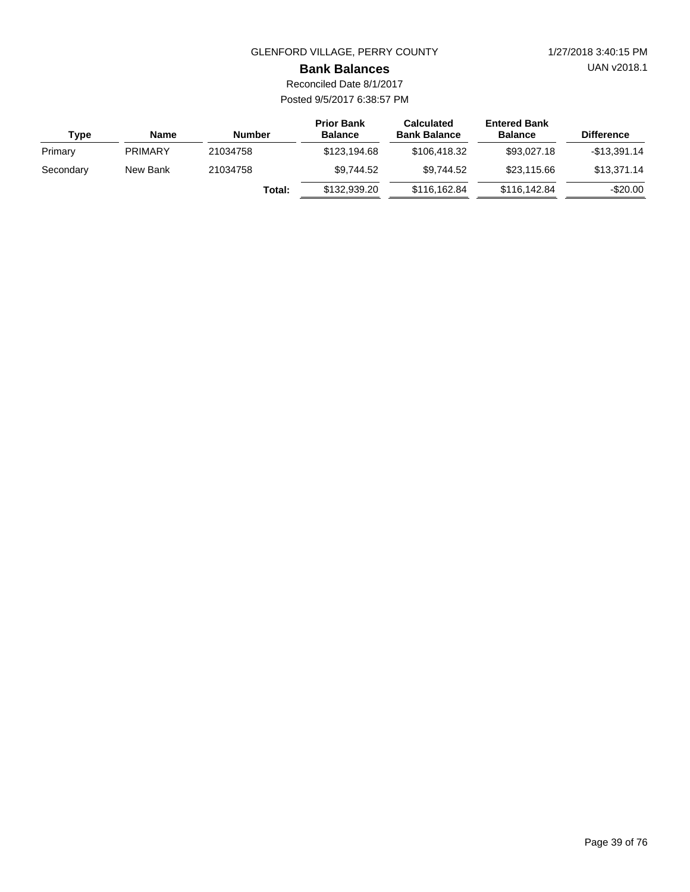GLENFORD VILLAGE, PERRY COUNTY

1/27/2018 3:40:15 PM

UAN v2018.1

## Bank Balances

Reconciled Date 8/1/2017

Posted 9/5/2017 6:38:57 PM

| Type | Name | Number | Prior Bank Balance | Calculated Bank Balance | Entered Bank Balance | Difference |
|---|---|---|---|---|---|---|
| Primary | PRIMARY | 21034758 | $123,194.68 | $106,418.32 | $93,027.18 | -$13,391.14 |
| Secondary | New Bank | 21034758 | $9,744.52 | $9,744.52 | $23,115.66 | $13,371.14 |
| | | **Total:** | $132,939.20 | $116,162.84 | $116,142.84 | -$20.00 |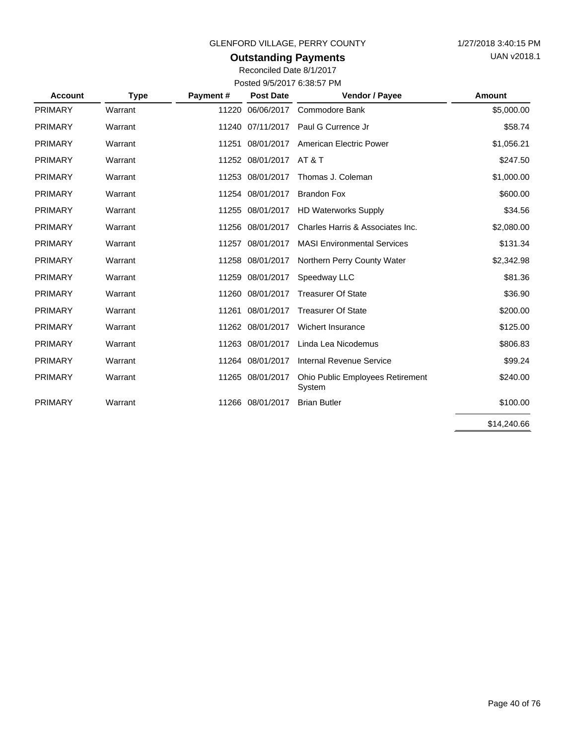GLENFORD VILLAGE, PERRY COUNTY

1/27/2018 3:40:15 PM

UAN v2018.1

## Outstanding Payments

Reconciled Date 8/1/2017

Posted 9/5/2017 6:38:57 PM

| Account | Type | Payment # | Post Date | Vendor / Payee | Amount |
|---|---|---|---|---|---|
| PRIMARY | Warrant | 11220 | 06/06/2017 | Commodore Bank | $5,000.00 |
| PRIMARY | Warrant | 11240 | 07/11/2017 | Paul G Currence Jr | $58.74 |
| PRIMARY | Warrant | 11251 | 08/01/2017 | American Electric Power | $1,056.21 |
| PRIMARY | Warrant | 11252 | 08/01/2017 | AT & T | $247.50 |
| PRIMARY | Warrant | 11253 | 08/01/2017 | Thomas J. Coleman | $1,000.00 |
| PRIMARY | Warrant | 11254 | 08/01/2017 | Brandon Fox | $600.00 |
| PRIMARY | Warrant | 11255 | 08/01/2017 | HD Waterworks Supply | $34.56 |
| PRIMARY | Warrant | 11256 | 08/01/2017 | Charles Harris & Associates Inc. | $2,080.00 |
| PRIMARY | Warrant | 11257 | 08/01/2017 | MASI Environmental Services | $131.34 |
| PRIMARY | Warrant | 11258 | 08/01/2017 | Northern Perry County Water | $2,342.98 |
| PRIMARY | Warrant | 11259 | 08/01/2017 | Speedway LLC | $81.36 |
| PRIMARY | Warrant | 11260 | 08/01/2017 | Treasurer Of State | $36.90 |
| PRIMARY | Warrant | 11261 | 08/01/2017 | Treasurer Of State | $200.00 |
| PRIMARY | Warrant | 11262 | 08/01/2017 | Wichert Insurance | $125.00 |
| PRIMARY | Warrant | 11263 | 08/01/2017 | Linda Lea Nicodemus | $806.83 |
| PRIMARY | Warrant | 11264 | 08/01/2017 | Internal Revenue Service | $99.24 |
| PRIMARY | Warrant | 11265 | 08/01/2017 | Ohio Public Employees Retirement System | $240.00 |
| PRIMARY | Warrant | 11266 | 08/01/2017 | Brian Butler | $100.00 |
| | | | | | $14,240.66 |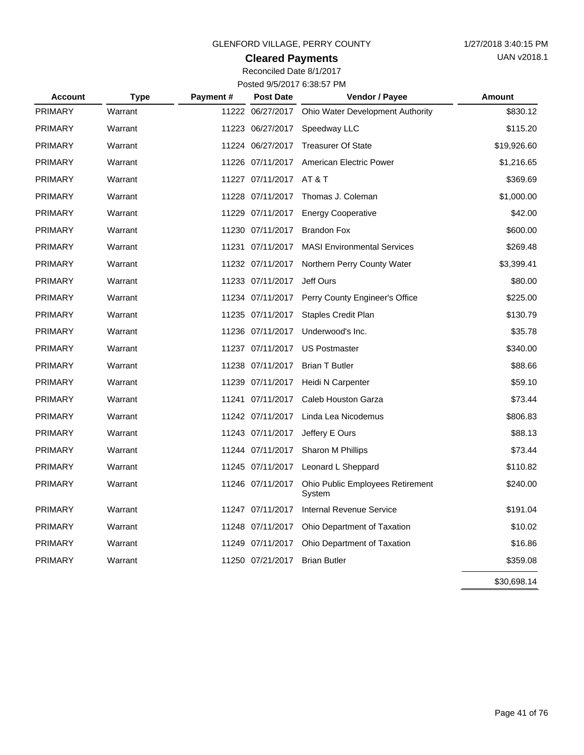GLENFORD VILLAGE, PERRY COUNTY

1/27/2018 3:40:15 PM

UAN v2018.1

## Cleared Payments

Reconciled Date 8/1/2017

Posted 9/5/2017 6:38:57 PM

| Account | Type | Payment # | Post Date | Vendor / Payee | Amount |
|---|---|---|---|---|---|
| PRIMARY | Warrant | 11222 | 06/27/2017 | Ohio Water Development Authority | $830.12 |
| PRIMARY | Warrant | 11223 | 06/27/2017 | Speedway LLC | $115.20 |
| PRIMARY | Warrant | 11224 | 06/27/2017 | Treasurer Of State | $19,926.60 |
| PRIMARY | Warrant | 11226 | 07/11/2017 | American Electric Power | $1,216.65 |
| PRIMARY | Warrant | 11227 | 07/11/2017 | AT & T | $369.69 |
| PRIMARY | Warrant | 11228 | 07/11/2017 | Thomas J. Coleman | $1,000.00 |
| PRIMARY | Warrant | 11229 | 07/11/2017 | Energy Cooperative | $42.00 |
| PRIMARY | Warrant | 11230 | 07/11/2017 | Brandon Fox | $600.00 |
| PRIMARY | Warrant | 11231 | 07/11/2017 | MASI Environmental Services | $269.48 |
| PRIMARY | Warrant | 11232 | 07/11/2017 | Northern Perry County Water | $3,399.41 |
| PRIMARY | Warrant | 11233 | 07/11/2017 | Jeff Ours | $80.00 |
| PRIMARY | Warrant | 11234 | 07/11/2017 | Perry County Engineer's Office | $225.00 |
| PRIMARY | Warrant | 11235 | 07/11/2017 | Staples Credit Plan | $130.79 |
| PRIMARY | Warrant | 11236 | 07/11/2017 | Underwood's Inc. | $35.78 |
| PRIMARY | Warrant | 11237 | 07/11/2017 | US Postmaster | $340.00 |
| PRIMARY | Warrant | 11238 | 07/11/2017 | Brian T Butler | $88.66 |
| PRIMARY | Warrant | 11239 | 07/11/2017 | Heidi N Carpenter | $59.10 |
| PRIMARY | Warrant | 11241 | 07/11/2017 | Caleb Houston Garza | $73.44 |
| PRIMARY | Warrant | 11242 | 07/11/2017 | Linda Lea Nicodemus | $806.83 |
| PRIMARY | Warrant | 11243 | 07/11/2017 | Jeffery E Ours | $88.13 |
| PRIMARY | Warrant | 11244 | 07/11/2017 | Sharon M Phillips | $73.44 |
| PRIMARY | Warrant | 11245 | 07/11/2017 | Leonard L Sheppard | $110.82 |
| PRIMARY | Warrant | 11246 | 07/11/2017 | Ohio Public Employees Retirement System | $240.00 |
| PRIMARY | Warrant | 11247 | 07/11/2017 | Internal Revenue Service | $191.04 |
| PRIMARY | Warrant | 11248 | 07/11/2017 | Ohio Department of Taxation | $10.02 |
| PRIMARY | Warrant | 11249 | 07/11/2017 | Ohio Department of Taxation | $16.86 |
| PRIMARY | Warrant | 11250 | 07/21/2017 | Brian Butler | $359.08 |
| | | | | | $30,698.14 |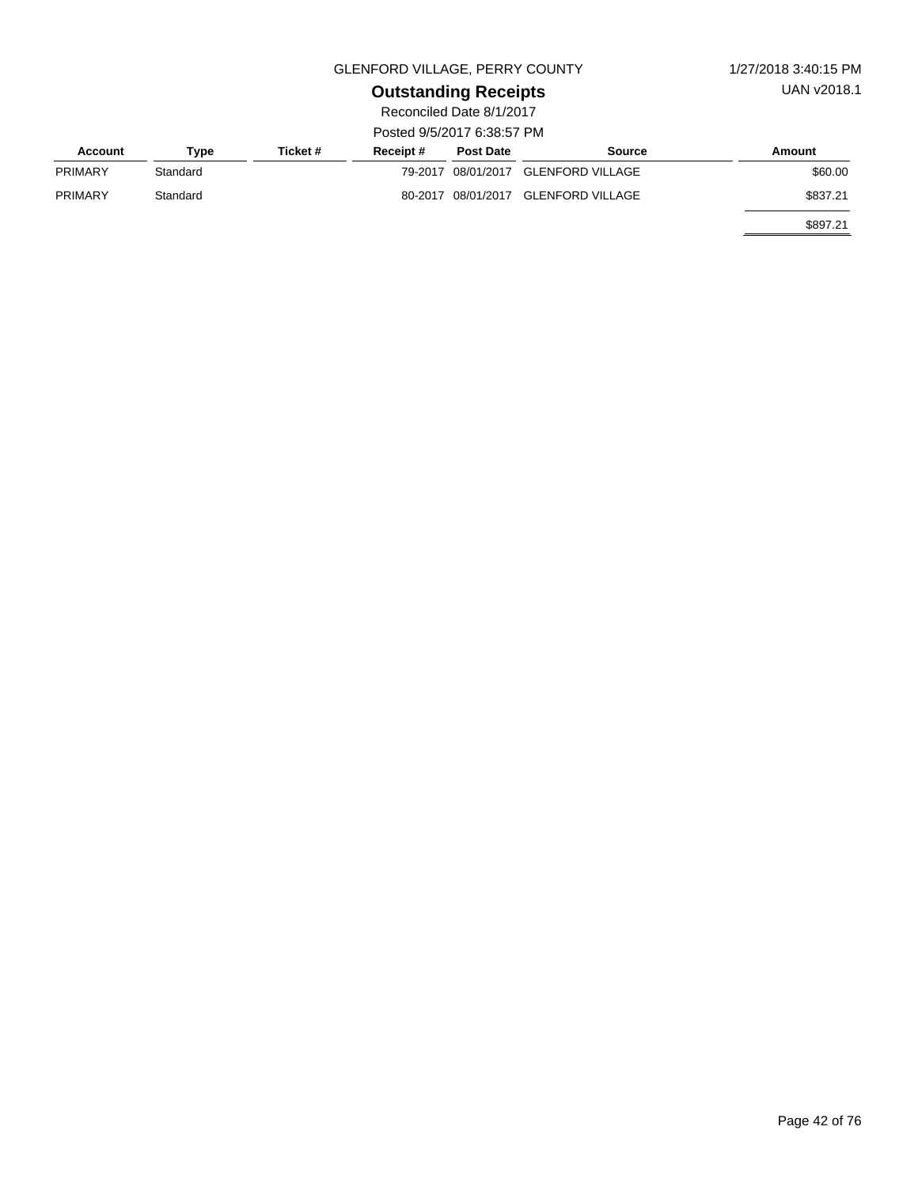GLENFORD VILLAGE, PERRY COUNTY

1/27/2018 3:40:15 PM

UAN v2018.1

## Outstanding Receipts

Reconciled Date 8/1/2017

Posted 9/5/2017 6:38:57 PM

| Account | Type | Ticket # | Receipt # | Post Date | Source | Amount |
|---|---|---|---|---|---|---|
| PRIMARY | Standard | | 79-2017 | 08/01/2017 | GLENFORD VILLAGE | $60.00 |
| PRIMARY | Standard | | 80-2017 | 08/01/2017 | GLENFORD VILLAGE | $837.21 |
| | | | | | | $897.21 |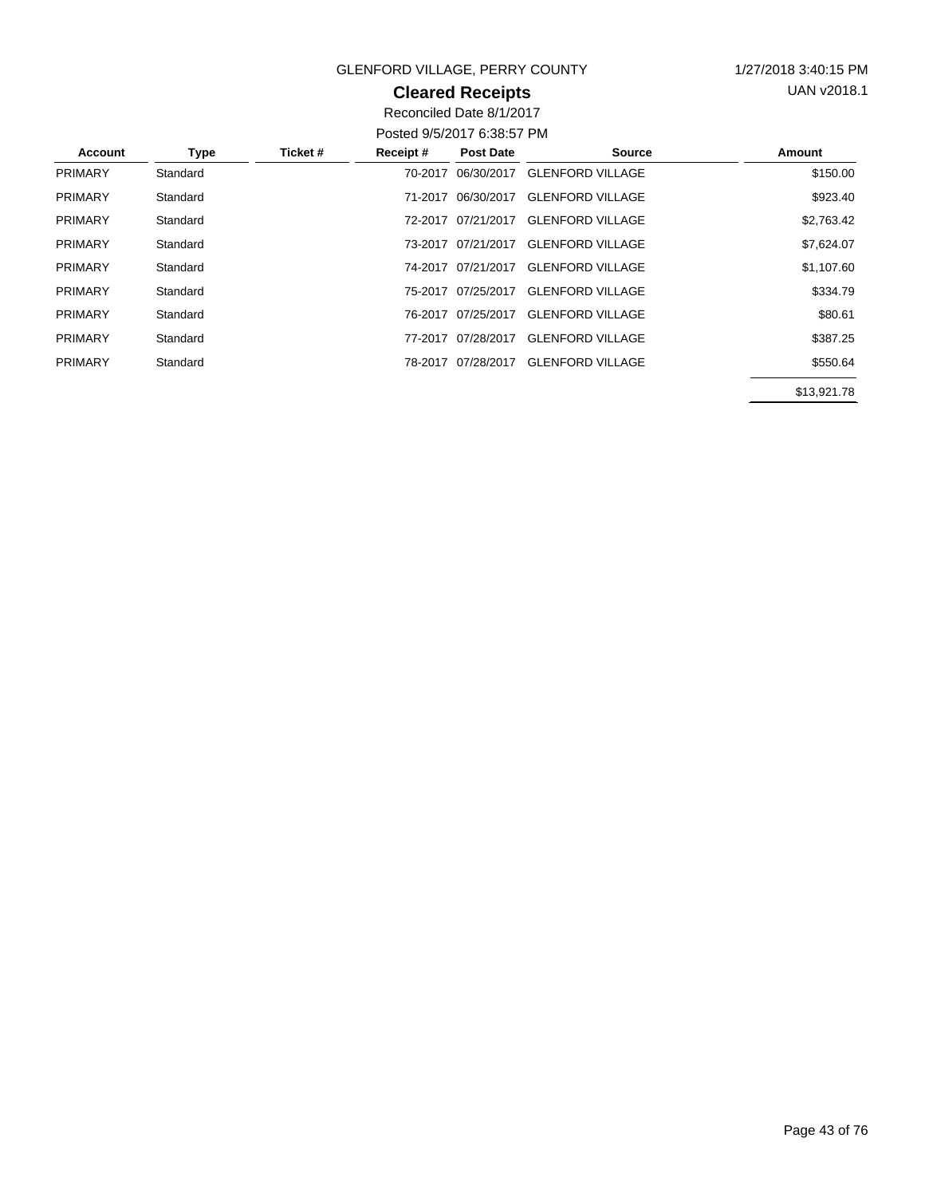GLENFORD VILLAGE, PERRY COUNTY

1/27/2018 3:40:15 PM

UAN v2018.1

## Cleared Receipts

Reconciled Date 8/1/2017

Posted 9/5/2017 6:38:57 PM

| Account | Type | Ticket # | Receipt # | Post Date | Source | Amount |
|---|---|---|---|---|---|---|
| PRIMARY | Standard | | 70-2017 | 06/30/2017 | GLENFORD VILLAGE | $150.00 |
| PRIMARY | Standard | | 71-2017 | 06/30/2017 | GLENFORD VILLAGE | $923.40 |
| PRIMARY | Standard | | 72-2017 | 07/21/2017 | GLENFORD VILLAGE | $2,763.42 |
| PRIMARY | Standard | | 73-2017 | 07/21/2017 | GLENFORD VILLAGE | $7,624.07 |
| PRIMARY | Standard | | 74-2017 | 07/21/2017 | GLENFORD VILLAGE | $1,107.60 |
| PRIMARY | Standard | | 75-2017 | 07/25/2017 | GLENFORD VILLAGE | $334.79 |
| PRIMARY | Standard | | 76-2017 | 07/25/2017 | GLENFORD VILLAGE | $80.61 |
| PRIMARY | Standard | | 77-2017 | 07/28/2017 | GLENFORD VILLAGE | $387.25 |
| PRIMARY | Standard | | 78-2017 | 07/28/2017 | GLENFORD VILLAGE | $550.64 |
| | | | | | | $13,921.78 |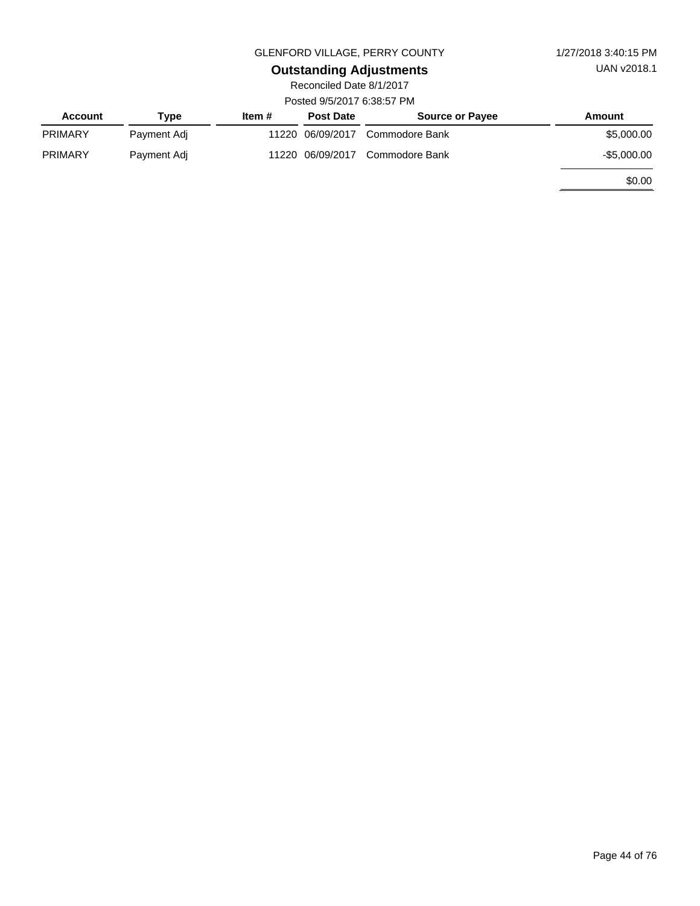GLENFORD VILLAGE, PERRY COUNTY

1/27/2018 3:40:15 PM

UAN v2018.1

## Outstanding Adjustments

Reconciled Date 8/1/2017

Posted 9/5/2017 6:38:57 PM

| Account | Type | Item # | Post Date | Source or Payee | Amount |
|---|---|---|---|---|---|
| PRIMARY | Payment Adj | 11220 | 06/09/2017 | Commodore Bank | $5,000.00 |
| PRIMARY | Payment Adj | 11220 | 06/09/2017 | Commodore Bank | -$5,000.00 |
| | | | | | $0.00 |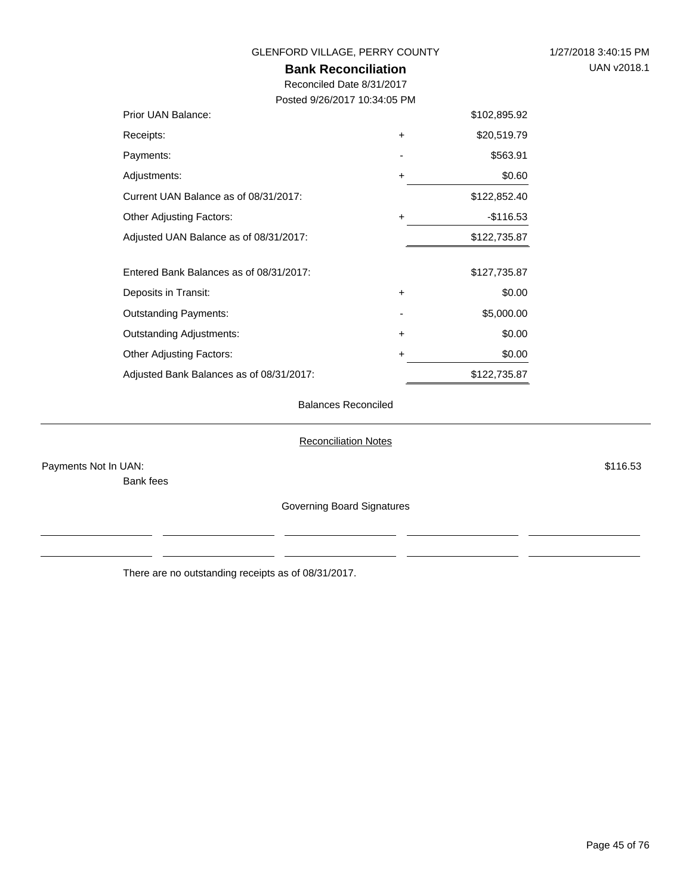GLENFORD VILLAGE, PERRY COUNTY

1/27/2018 3:40:15 PM

UAN v2018.1

# Bank Reconciliation

Reconciled Date 8/31/2017

Posted 9/26/2017 10:34:05 PM

| | | |
|---|---|---|
| Prior UAN Balance: | | $102,895.92 |
| Receipts: | + | $20,519.79 |
| Payments: | - | $563.91 |
| Adjustments: | + | $0.60 |
| Current UAN Balance as of 08/31/2017: | | $122,852.40 |
| Other Adjusting Factors: | + | -$116.53 |
| Adjusted UAN Balance as of 08/31/2017: | | $122,735.87 |
| | | |
| Entered Bank Balances as of 08/31/2017: | | $127,735.87 |
| Deposits in Transit: | + | $0.00 |
| Outstanding Payments: | - | $5,000.00 |
| Outstanding Adjustments: | + | $0.00 |
| Other Adjusting Factors: | + | $0.00 |
| Adjusted Bank Balances as of 08/31/2017: | | $122,735.87 |

Balances Reconciled

## Reconciliation Notes

Payments Not In UAN: $116.53

Bank fees

Governing Board Signatures

There are no outstanding receipts as of 08/31/2017.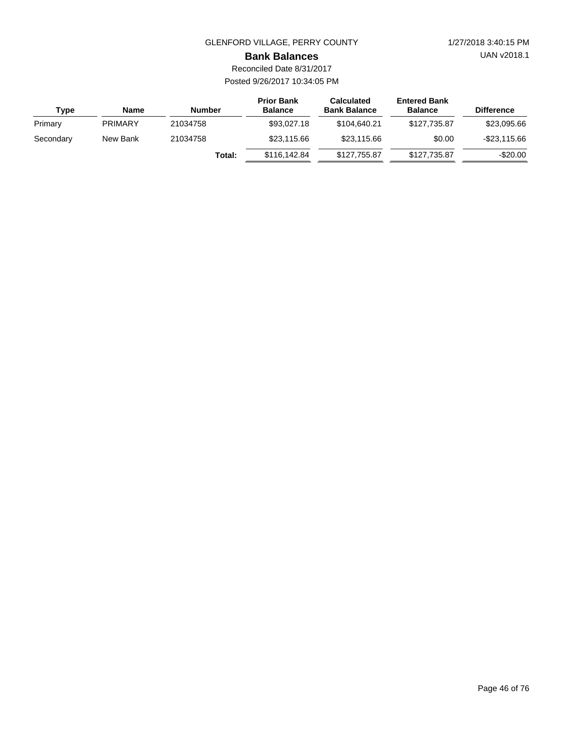GLENFORD VILLAGE, PERRY COUNTY

1/27/2018 3:40:15 PM

UAN v2018.1

## Bank Balances

Reconciled Date 8/31/2017

Posted 9/26/2017 10:34:05 PM

| Type | Name | Number | Prior Bank Balance | Calculated Bank Balance | Entered Bank Balance | Difference |
|---|---|---|---|---|---|---|
| Primary | PRIMARY | 21034758 | $93,027.18 | $104,640.21 | $127,735.87 | $23,095.66 |
| Secondary | New Bank | 21034758 | $23,115.66 | $23,115.66 | $0.00 | -$23,115.66 |
| | | **Total:** | $116,142.84 | $127,755.87 | $127,735.87 | -$20.00 |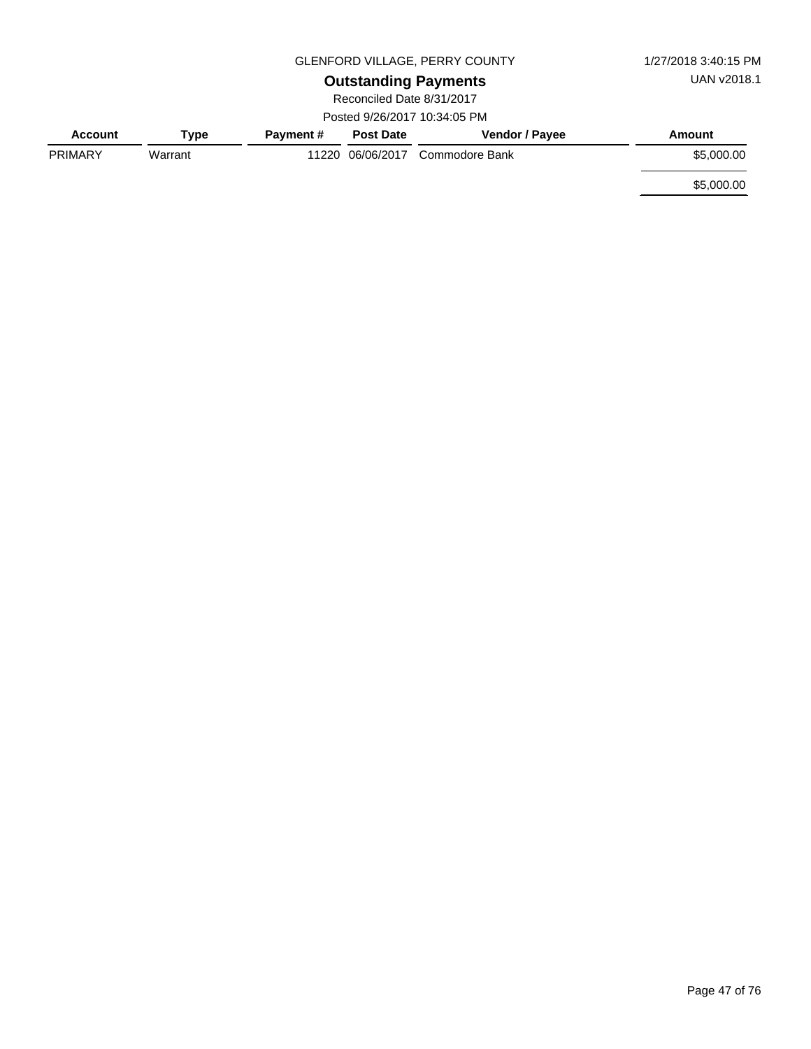GLENFORD VILLAGE, PERRY COUNTY

1/27/2018 3:40:15 PM

UAN v2018.1

# Outstanding Payments

Reconciled Date 8/31/2017

Posted 9/26/2017 10:34:05 PM

| Account | Type | Payment # | Post Date | Vendor / Payee | Amount |
|---|---|---|---|---|---|
| PRIMARY | Warrant | 11220 | 06/06/2017 | Commodore Bank | $5,000.00 |
| | | | | | $5,000.00 |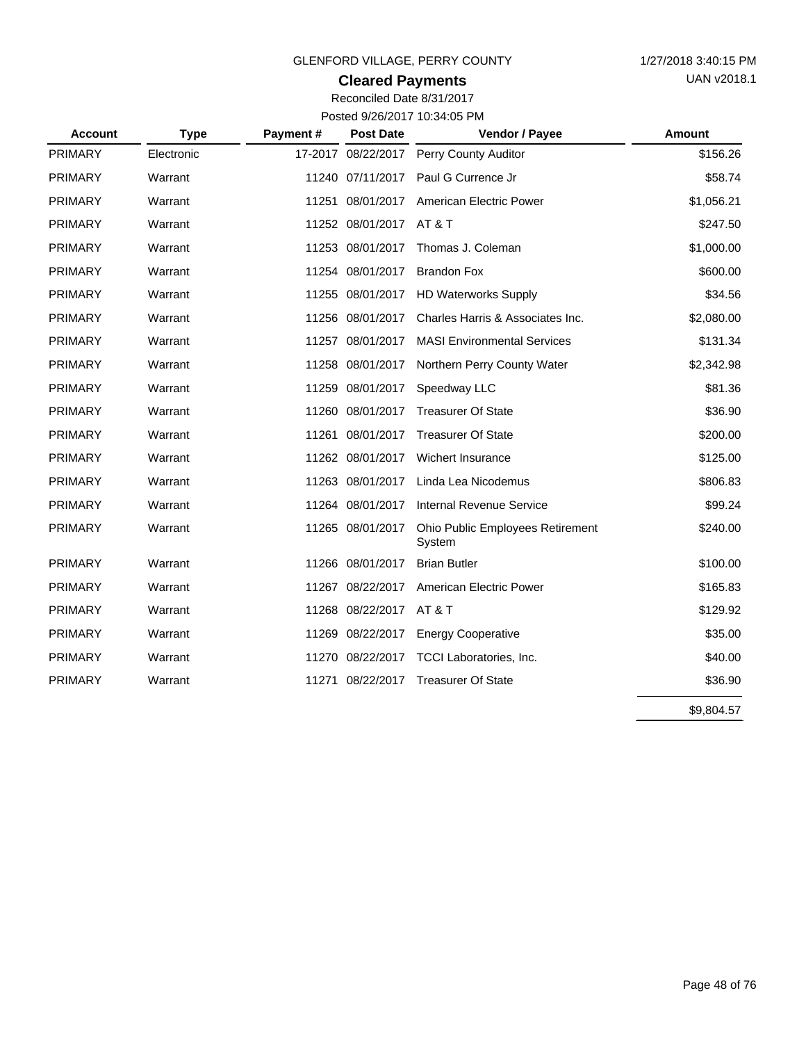GLENFORD VILLAGE, PERRY COUNTY

1/27/2018 3:40:15 PM

UAN v2018.1

## Cleared Payments

Reconciled Date 8/31/2017

Posted 9/26/2017 10:34:05 PM

| Account | Type | Payment # | Post Date | Vendor / Payee | Amount |
|---|---|---|---|---|---|
| PRIMARY | Electronic | 17-2017 | 08/22/2017 | Perry County Auditor | $156.26 |
| PRIMARY | Warrant | 11240 | 07/11/2017 | Paul G Currence Jr | $58.74 |
| PRIMARY | Warrant | 11251 | 08/01/2017 | American Electric Power | $1,056.21 |
| PRIMARY | Warrant | 11252 | 08/01/2017 | AT & T | $247.50 |
| PRIMARY | Warrant | 11253 | 08/01/2017 | Thomas J. Coleman | $1,000.00 |
| PRIMARY | Warrant | 11254 | 08/01/2017 | Brandon Fox | $600.00 |
| PRIMARY | Warrant | 11255 | 08/01/2017 | HD Waterworks Supply | $34.56 |
| PRIMARY | Warrant | 11256 | 08/01/2017 | Charles Harris & Associates Inc. | $2,080.00 |
| PRIMARY | Warrant | 11257 | 08/01/2017 | MASI Environmental Services | $131.34 |
| PRIMARY | Warrant | 11258 | 08/01/2017 | Northern Perry County Water | $2,342.98 |
| PRIMARY | Warrant | 11259 | 08/01/2017 | Speedway LLC | $81.36 |
| PRIMARY | Warrant | 11260 | 08/01/2017 | Treasurer Of State | $36.90 |
| PRIMARY | Warrant | 11261 | 08/01/2017 | Treasurer Of State | $200.00 |
| PRIMARY | Warrant | 11262 | 08/01/2017 | Wichert Insurance | $125.00 |
| PRIMARY | Warrant | 11263 | 08/01/2017 | Linda Lea Nicodemus | $806.83 |
| PRIMARY | Warrant | 11264 | 08/01/2017 | Internal Revenue Service | $99.24 |
| PRIMARY | Warrant | 11265 | 08/01/2017 | Ohio Public Employees Retirement System | $240.00 |
| PRIMARY | Warrant | 11266 | 08/01/2017 | Brian Butler | $100.00 |
| PRIMARY | Warrant | 11267 | 08/22/2017 | American Electric Power | $165.83 |
| PRIMARY | Warrant | 11268 | 08/22/2017 | AT & T | $129.92 |
| PRIMARY | Warrant | 11269 | 08/22/2017 | Energy Cooperative | $35.00 |
| PRIMARY | Warrant | 11270 | 08/22/2017 | TCCI Laboratories, Inc. | $40.00 |
| PRIMARY | Warrant | 11271 | 08/22/2017 | Treasurer Of State | $36.90 |
| | | | | | $9,804.57 |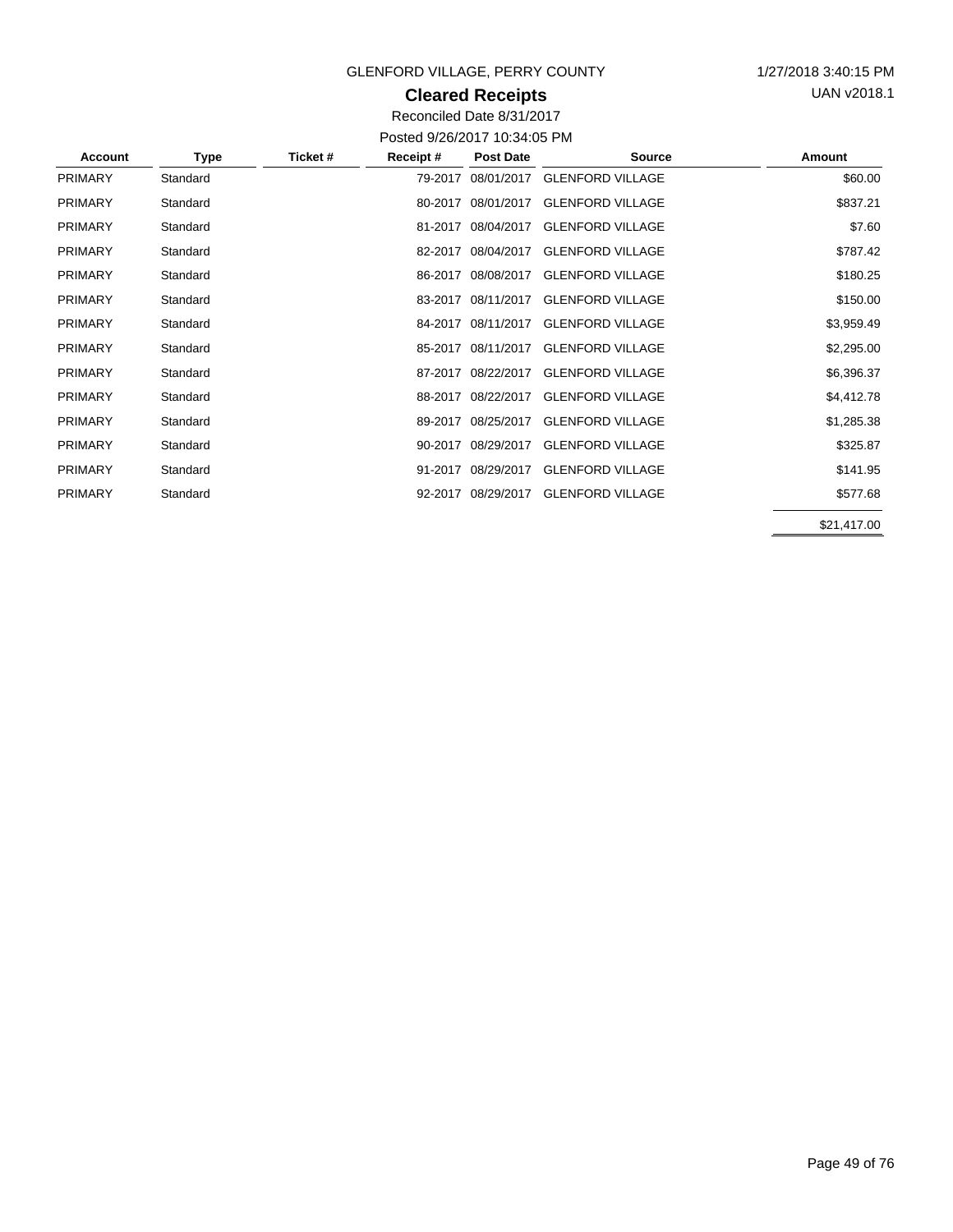GLENFORD VILLAGE, PERRY COUNTY

1/27/2018 3:40:15 PM

UAN v2018.1

## Cleared Receipts

Reconciled Date 8/31/2017

Posted 9/26/2017 10:34:05 PM

| Account | Type | Ticket # | Receipt # | Post Date | Source | Amount |
|---|---|---|---|---|---|---|
| PRIMARY | Standard | | 79-2017 | 08/01/2017 | GLENFORD VILLAGE | $60.00 |
| PRIMARY | Standard | | 80-2017 | 08/01/2017 | GLENFORD VILLAGE | $837.21 |
| PRIMARY | Standard | | 81-2017 | 08/04/2017 | GLENFORD VILLAGE | $7.60 |
| PRIMARY | Standard | | 82-2017 | 08/04/2017 | GLENFORD VILLAGE | $787.42 |
| PRIMARY | Standard | | 86-2017 | 08/08/2017 | GLENFORD VILLAGE | $180.25 |
| PRIMARY | Standard | | 83-2017 | 08/11/2017 | GLENFORD VILLAGE | $150.00 |
| PRIMARY | Standard | | 84-2017 | 08/11/2017 | GLENFORD VILLAGE | $3,959.49 |
| PRIMARY | Standard | | 85-2017 | 08/11/2017 | GLENFORD VILLAGE | $2,295.00 |
| PRIMARY | Standard | | 87-2017 | 08/22/2017 | GLENFORD VILLAGE | $6,396.37 |
| PRIMARY | Standard | | 88-2017 | 08/22/2017 | GLENFORD VILLAGE | $4,412.78 |
| PRIMARY | Standard | | 89-2017 | 08/25/2017 | GLENFORD VILLAGE | $1,285.38 |
| PRIMARY | Standard | | 90-2017 | 08/29/2017 | GLENFORD VILLAGE | $325.87 |
| PRIMARY | Standard | | 91-2017 | 08/29/2017 | GLENFORD VILLAGE | $141.95 |
| PRIMARY | Standard | | 92-2017 | 08/29/2017 | GLENFORD VILLAGE | $577.68 |
| | | | | | | $21,417.00 |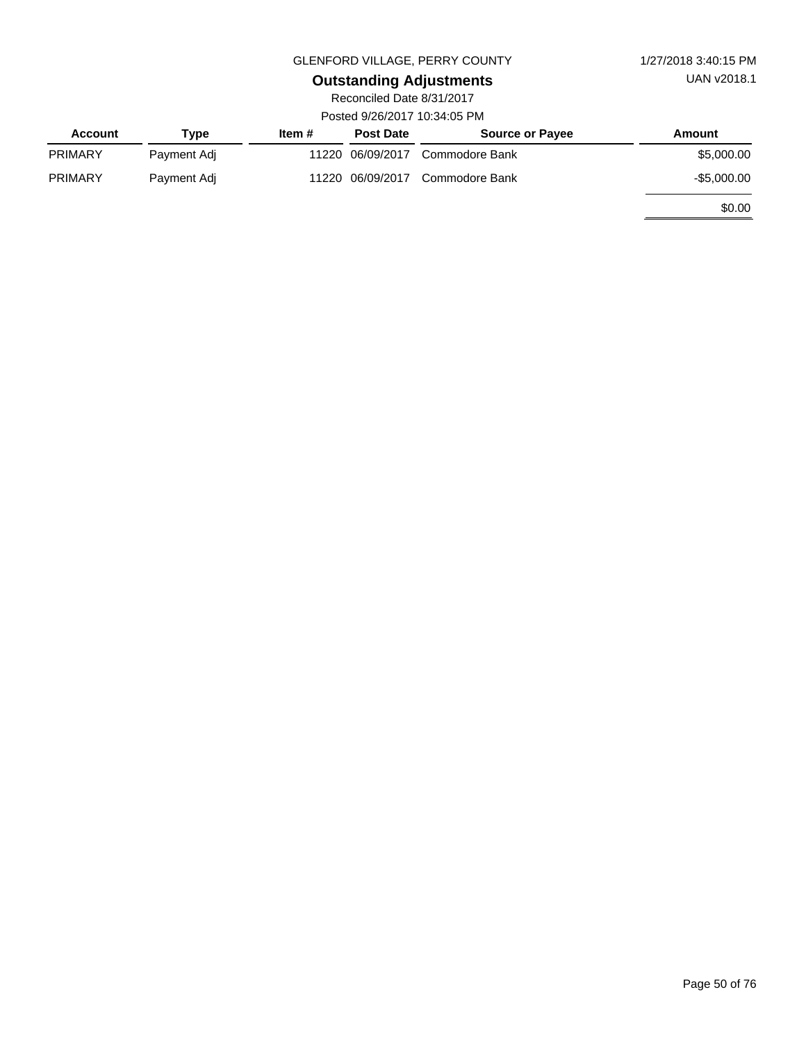GLENFORD VILLAGE, PERRY COUNTY

1/27/2018 3:40:15 PM

UAN v2018.1

# Outstanding Adjustments

Reconciled Date 8/31/2017

Posted 9/26/2017 10:34:05 PM

| Account | Type | Item # | Post Date | Source or Payee | Amount |
|---|---|---|---|---|---|
| PRIMARY | Payment Adj | 11220 | 06/09/2017 | Commodore Bank | $5,000.00 |
| PRIMARY | Payment Adj | 11220 | 06/09/2017 | Commodore Bank | -$5,000.00 |
| | | | | | $0.00 |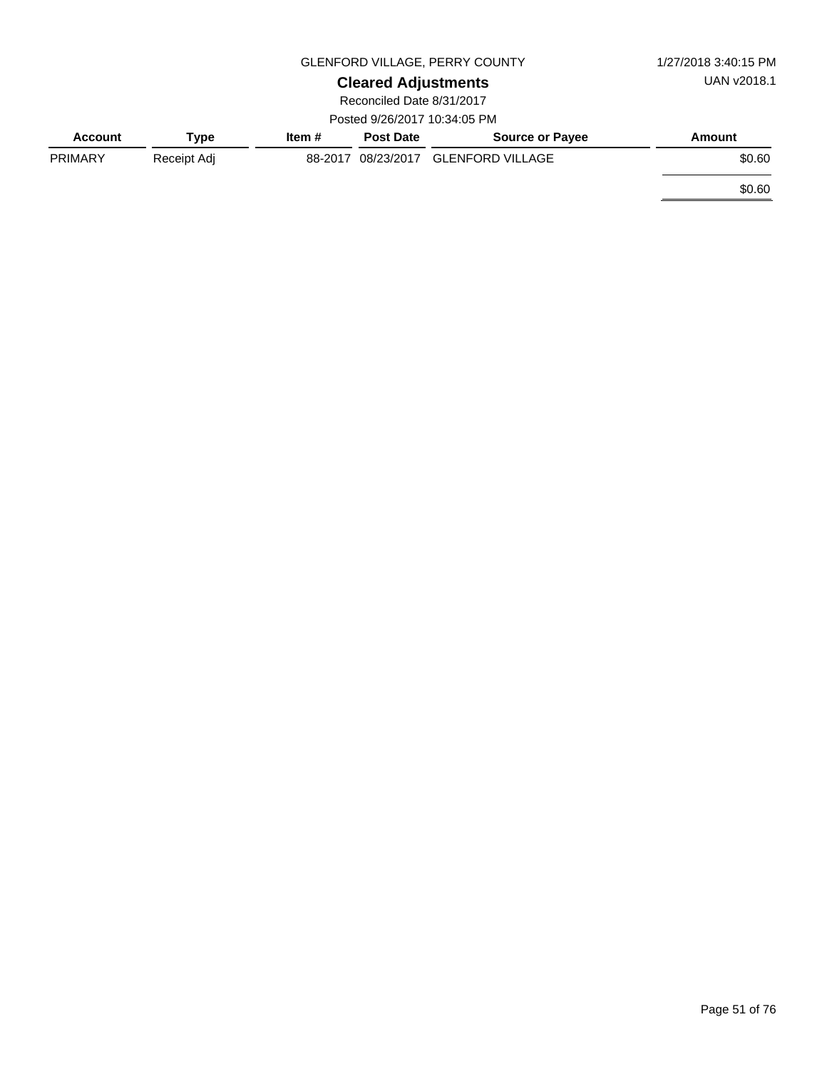GLENFORD VILLAGE, PERRY COUNTY

# Cleared Adjustments

Reconciled Date 8/31/2017

Posted 9/26/2017 10:34:05 PM

| Account | Type | Item # | Post Date | Source or Payee | Amount |
|---|---|---|---|---|---|
| PRIMARY | Receipt Adj | 88-2017 | 08/23/2017 | GLENFORD VILLAGE | $0.60 |
| | | | | | $0.60 |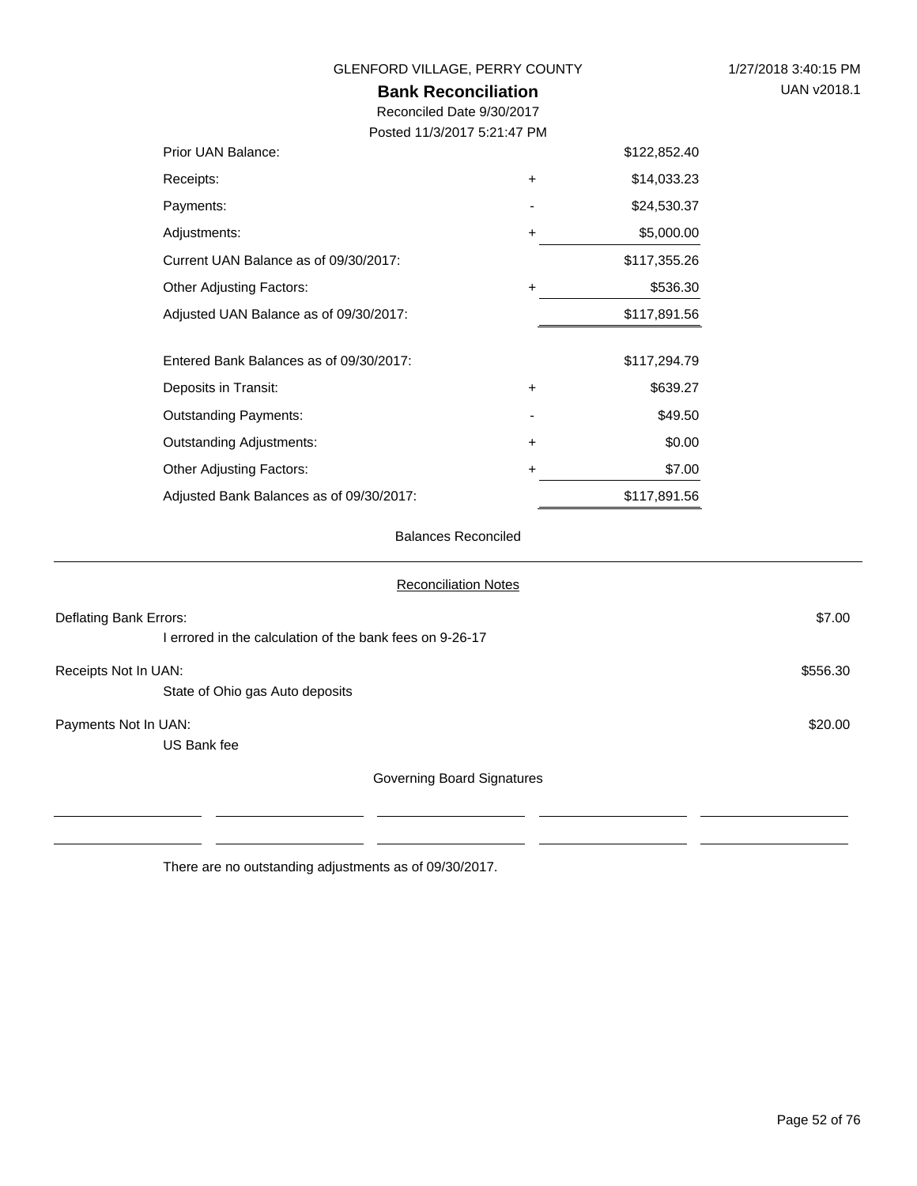GLENFORD VILLAGE, PERRY COUNTY

1/27/2018 3:40:15 PM

UAN v2018.1

# Bank Reconciliation

Reconciled Date 9/30/2017

Posted 11/3/2017 5:21:47 PM

| | | |
|---|---|---|
| Prior UAN Balance: | | $122,852.40 |
| Receipts: | + | $14,033.23 |
| Payments: | - | $24,530.37 |
| Adjustments: | + | $5,000.00 |
| Current UAN Balance as of 09/30/2017: | | $117,355.26 |
| Other Adjusting Factors: | + | $536.30 |
| Adjusted UAN Balance as of 09/30/2017: | | $117,891.56 |
| | | |
| Entered Bank Balances as of 09/30/2017: | | $117,294.79 |
| Deposits in Transit: | + | $639.27 |
| Outstanding Payments: | - | $49.50 |
| Outstanding Adjustments: | + | $0.00 |
| Other Adjusting Factors: | + | $7.00 |
| Adjusted Bank Balances as of 09/30/2017: | | $117,891.56 |

Balances Reconciled

## Reconciliation Notes

| | |
|---|---|
| Deflating Bank Errors: | $7.00 |
| I errored in the calculation of the bank fees on 9-26-17 | |
| Receipts Not In UAN: | $556.30 |
| State of Ohio gas Auto deposits | |
| Payments Not In UAN: | $20.00 |
| US Bank fee | |

Governing Board Signatures

There are no outstanding adjustments as of 09/30/2017.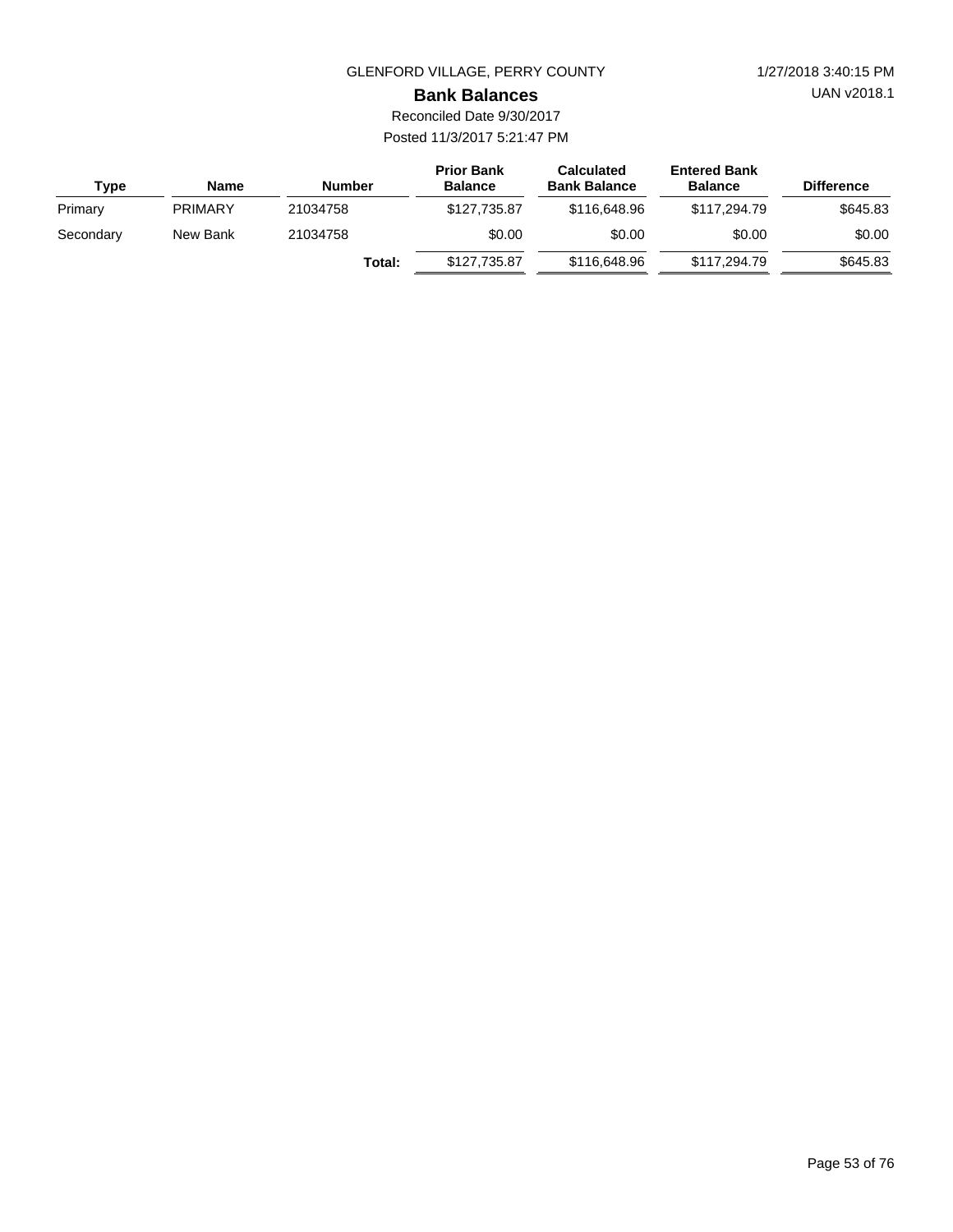GLENFORD VILLAGE, PERRY COUNTY

1/27/2018 3:40:15 PM

UAN v2018.1

## Bank Balances

Reconciled Date 9/30/2017

Posted 11/3/2017 5:21:47 PM

| Type | Name | Number | Prior Bank Balance | Calculated Bank Balance | Entered Bank Balance | Difference |
|---|---|---|---|---|---|---|
| Primary | PRIMARY | 21034758 | $127,735.87 | $116,648.96 | $117,294.79 | $645.83 |
| Secondary | New Bank | 21034758 | $0.00 | $0.00 | $0.00 | $0.00 |
| | | **Total:** | $127,735.87 | $116,648.96 | $117,294.79 | $645.83 |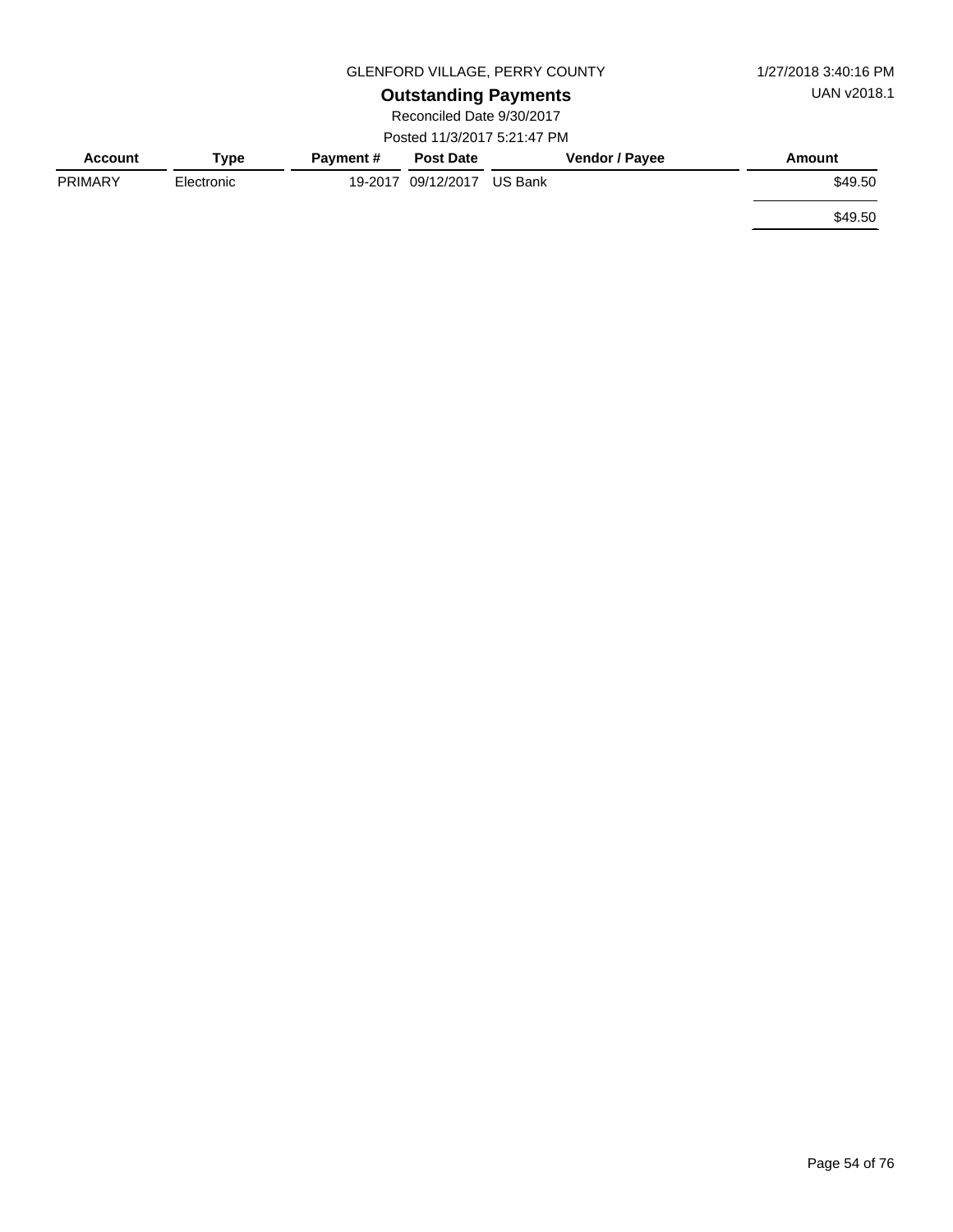GLENFORD VILLAGE, PERRY COUNTY

1/27/2018 3:40:16 PM

UAN v2018.1

## Outstanding Payments

Reconciled Date 9/30/2017

Posted 11/3/2017 5:21:47 PM

| Account | Type | Payment # | Post Date | Vendor / Payee | Amount |
|---|---|---|---|---|---|
| PRIMARY | Electronic | 19-2017 | 09/12/2017 | US Bank | $49.50 |
| | | | | | $49.50 |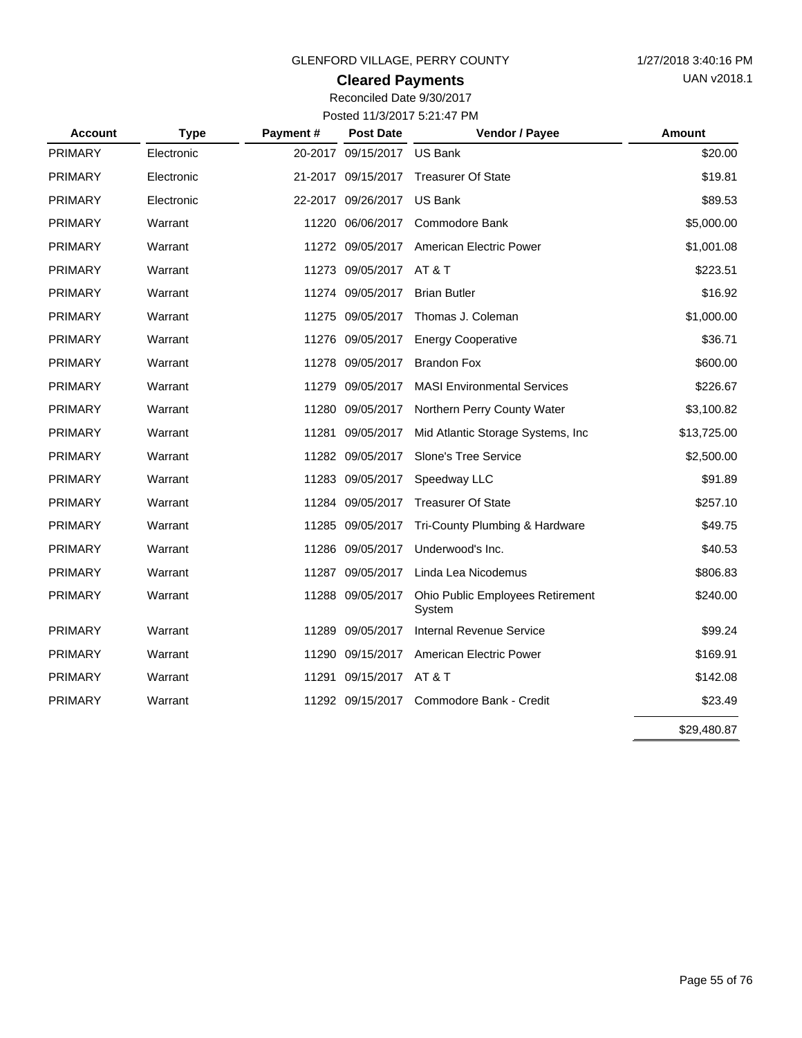GLENFORD VILLAGE, PERRY COUNTY

1/27/2018 3:40:16 PM

UAN v2018.1

# Cleared Payments

Reconciled Date 9/30/2017

Posted 11/3/2017 5:21:47 PM

| Account | Type | Payment # | Post Date | Vendor / Payee | Amount |
|---|---|---|---|---|---|
| PRIMARY | Electronic | 20-2017 | 09/15/2017 | US Bank | $20.00 |
| PRIMARY | Electronic | 21-2017 | 09/15/2017 | Treasurer Of State | $19.81 |
| PRIMARY | Electronic | 22-2017 | 09/26/2017 | US Bank | $89.53 |
| PRIMARY | Warrant | 11220 | 06/06/2017 | Commodore Bank | $5,000.00 |
| PRIMARY | Warrant | 11272 | 09/05/2017 | American Electric Power | $1,001.08 |
| PRIMARY | Warrant | 11273 | 09/05/2017 | AT & T | $223.51 |
| PRIMARY | Warrant | 11274 | 09/05/2017 | Brian Butler | $16.92 |
| PRIMARY | Warrant | 11275 | 09/05/2017 | Thomas J. Coleman | $1,000.00 |
| PRIMARY | Warrant | 11276 | 09/05/2017 | Energy Cooperative | $36.71 |
| PRIMARY | Warrant | 11278 | 09/05/2017 | Brandon Fox | $600.00 |
| PRIMARY | Warrant | 11279 | 09/05/2017 | MASI Environmental Services | $226.67 |
| PRIMARY | Warrant | 11280 | 09/05/2017 | Northern Perry County Water | $3,100.82 |
| PRIMARY | Warrant | 11281 | 09/05/2017 | Mid Atlantic Storage Systems, Inc | $13,725.00 |
| PRIMARY | Warrant | 11282 | 09/05/2017 | Slone's Tree Service | $2,500.00 |
| PRIMARY | Warrant | 11283 | 09/05/2017 | Speedway LLC | $91.89 |
| PRIMARY | Warrant | 11284 | 09/05/2017 | Treasurer Of State | $257.10 |
| PRIMARY | Warrant | 11285 | 09/05/2017 | Tri-County Plumbing & Hardware | $49.75 |
| PRIMARY | Warrant | 11286 | 09/05/2017 | Underwood's Inc. | $40.53 |
| PRIMARY | Warrant | 11287 | 09/05/2017 | Linda Lea Nicodemus | $806.83 |
| PRIMARY | Warrant | 11288 | 09/05/2017 | Ohio Public Employees Retirement System | $240.00 |
| PRIMARY | Warrant | 11289 | 09/05/2017 | Internal Revenue Service | $99.24 |
| PRIMARY | Warrant | 11290 | 09/15/2017 | American Electric Power | $169.91 |
| PRIMARY | Warrant | 11291 | 09/15/2017 | AT & T | $142.08 |
| PRIMARY | Warrant | 11292 | 09/15/2017 | Commodore Bank - Credit | $23.49 |
| | | | | | $29,480.87 |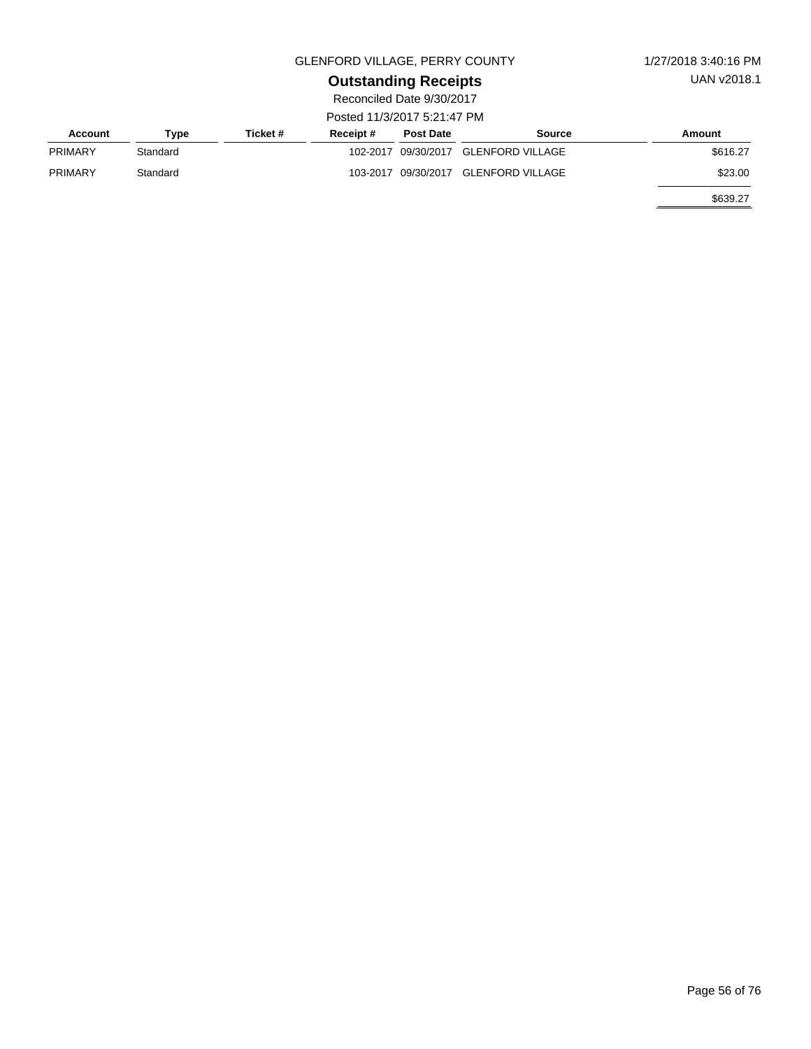GLENFORD VILLAGE, PERRY COUNTY

1/27/2018 3:40:16 PM

UAN v2018.1

## Outstanding Receipts

Reconciled Date 9/30/2017

Posted 11/3/2017 5:21:47 PM

| Account | Type | Ticket # | Receipt # | Post Date | Source | Amount |
|---|---|---|---|---|---|---|
| PRIMARY | Standard | | 102-2017 | 09/30/2017 | GLENFORD VILLAGE | $616.27 |
| PRIMARY | Standard | | 103-2017 | 09/30/2017 | GLENFORD VILLAGE | $23.00 |
| | | | | | | $639.27 |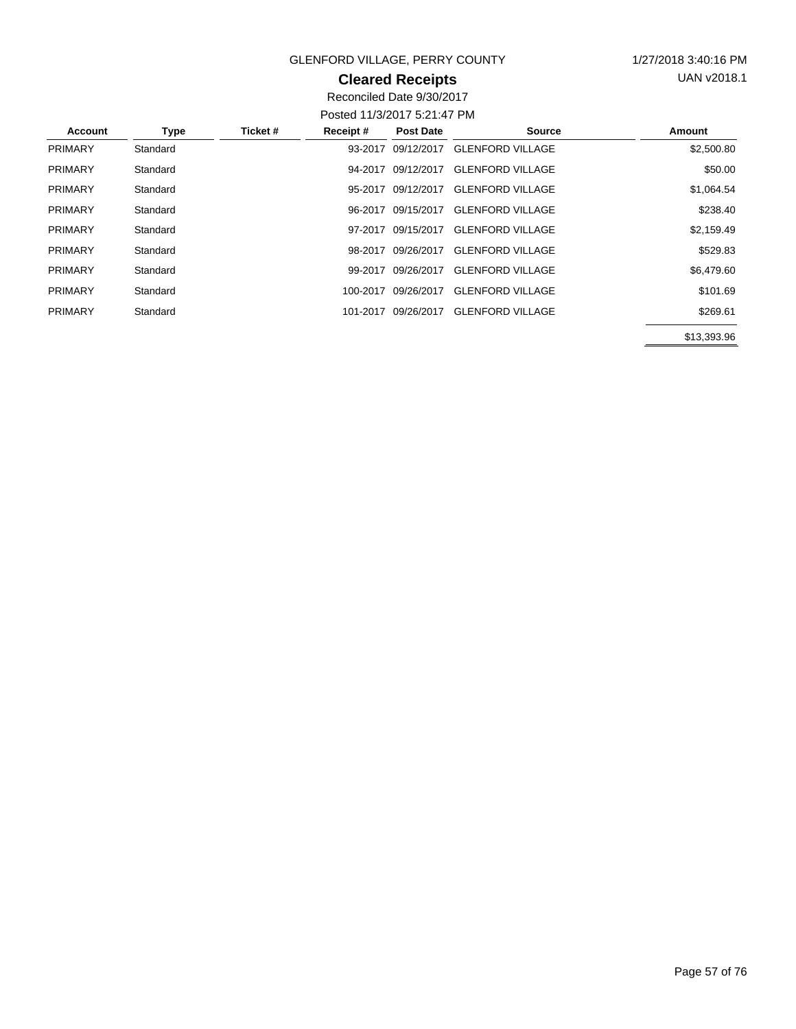GLENFORD VILLAGE, PERRY COUNTY

1/27/2018 3:40:16 PM

UAN v2018.1

## Cleared Receipts

Reconciled Date 9/30/2017

Posted 11/3/2017 5:21:47 PM

| Account | Type | Ticket # | Receipt # | Post Date | Source | Amount |
|---|---|---|---|---|---|---|
| PRIMARY | Standard | | 93-2017 | 09/12/2017 | GLENFORD VILLAGE | $2,500.80 |
| PRIMARY | Standard | | 94-2017 | 09/12/2017 | GLENFORD VILLAGE | $50.00 |
| PRIMARY | Standard | | 95-2017 | 09/12/2017 | GLENFORD VILLAGE | $1,064.54 |
| PRIMARY | Standard | | 96-2017 | 09/15/2017 | GLENFORD VILLAGE | $238.40 |
| PRIMARY | Standard | | 97-2017 | 09/15/2017 | GLENFORD VILLAGE | $2,159.49 |
| PRIMARY | Standard | | 98-2017 | 09/26/2017 | GLENFORD VILLAGE | $529.83 |
| PRIMARY | Standard | | 99-2017 | 09/26/2017 | GLENFORD VILLAGE | $6,479.60 |
| PRIMARY | Standard | | 100-2017 | 09/26/2017 | GLENFORD VILLAGE | $101.69 |
| PRIMARY | Standard | | 101-2017 | 09/26/2017 | GLENFORD VILLAGE | $269.61 |
| | | | | | | $13,393.96 |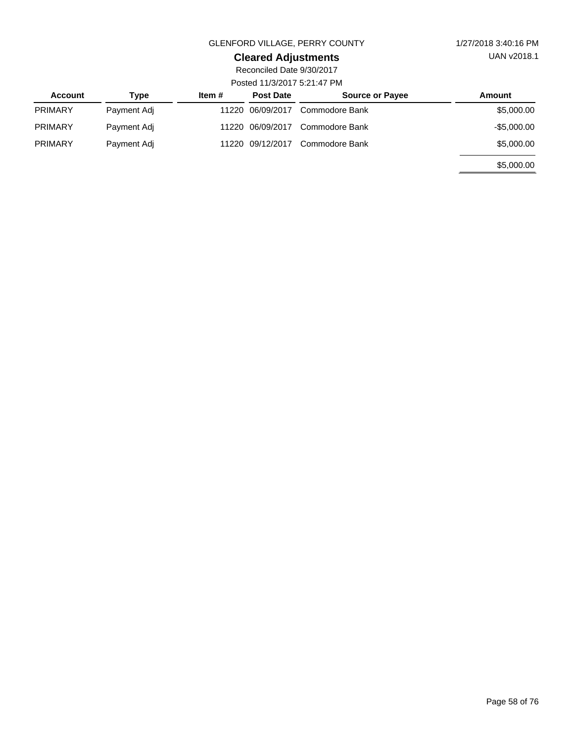GLENFORD VILLAGE, PERRY COUNTY

1/27/2018 3:40:16 PM

UAN v2018.1

# Cleared Adjustments

Reconciled Date 9/30/2017

Posted 11/3/2017 5:21:47 PM

| Account | Type | Item # | Post Date | Source or Payee | Amount |
|---|---|---|---|---|---|
| PRIMARY | Payment Adj | 11220 | 06/09/2017 | Commodore Bank | $5,000.00 |
| PRIMARY | Payment Adj | 11220 | 06/09/2017 | Commodore Bank | -$5,000.00 |
| PRIMARY | Payment Adj | 11220 | 09/12/2017 | Commodore Bank | $5,000.00 |
| | | | | | $5,000.00 |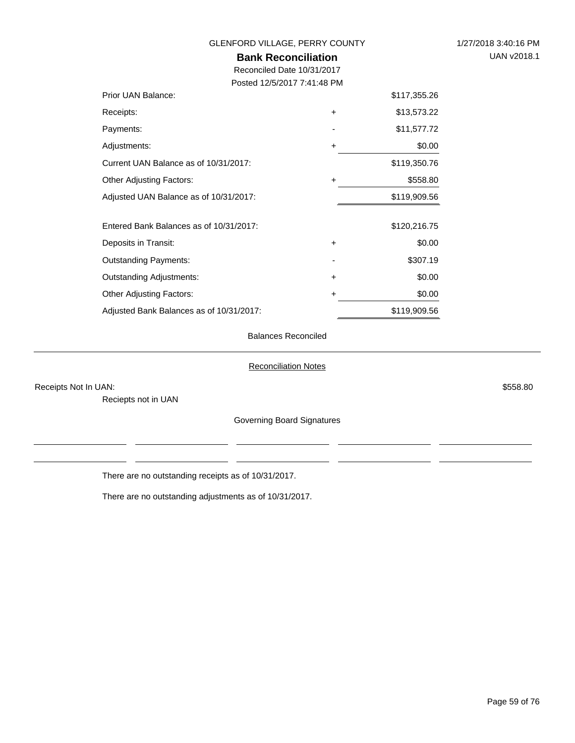GLENFORD VILLAGE, PERRY COUNTY

1/27/2018 3:40:16 PM

UAN v2018.1

# Bank Reconciliation

Reconciled Date 10/31/2017

Posted 12/5/2017 7:41:48 PM

| | | |
|---|---|---|
| Prior UAN Balance: | | $117,355.26 |
| Receipts: | + | $13,573.22 |
| Payments: | - | $11,577.72 |
| Adjustments: | + | $0.00 |
| Current UAN Balance as of 10/31/2017: | | $119,350.76 |
| Other Adjusting Factors: | + | $558.80 |
| Adjusted UAN Balance as of 10/31/2017: | | $119,909.56 |
| | | |
| Entered Bank Balances as of 10/31/2017: | | $120,216.75 |
| Deposits in Transit: | + | $0.00 |
| Outstanding Payments: | - | $307.19 |
| Outstanding Adjustments: | + | $0.00 |
| Other Adjusting Factors: | + | $0.00 |
| Adjusted Bank Balances as of 10/31/2017: | | $119,909.56 |

Balances Reconciled

## Reconciliation Notes

Receipts Not In UAN: $558.80

Reciepts not in UAN

Governing Board Signatures

\_\_\_\_\_\_\_\_\_\_\_\_ \_\_\_\_\_\_\_\_\_\_\_\_ \_\_\_\_\_\_\_\_\_\_\_\_ \_\_\_\_\_\_\_\_\_\_\_\_ \_\_\_\_\_\_\_\_\_\_\_\_

\_\_\_\_\_\_\_\_\_\_\_\_ \_\_\_\_\_\_\_\_\_\_\_\_ \_\_\_\_\_\_\_\_\_\_\_\_ \_\_\_\_\_\_\_\_\_\_\_\_ \_\_\_\_\_\_\_\_\_\_\_\_

There are no outstanding receipts as of 10/31/2017.

There are no outstanding adjustments as of 10/31/2017.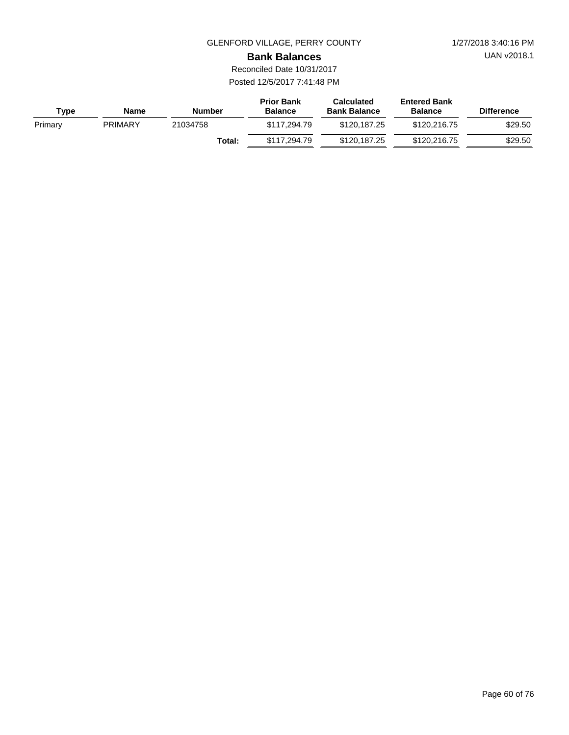GLENFORD VILLAGE, PERRY COUNTY

1/27/2018 3:40:16 PM

UAN v2018.1

# Bank Balances

Reconciled Date 10/31/2017

Posted 12/5/2017 7:41:48 PM

| Type | Name | Number | Prior Bank Balance | Calculated Bank Balance | Entered Bank Balance | Difference |
|---|---|---|---|---|---|---|
| Primary | PRIMARY | 21034758 | $117,294.79 | $120,187.25 | $120,216.75 | $29.50 |
| | | **Total:** | $117,294.79 | $120,187.25 | $120,216.75 | $29.50 |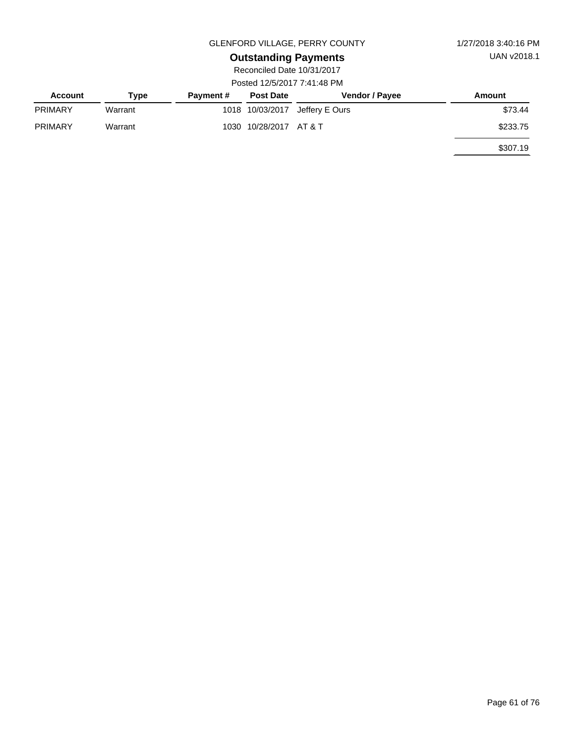GLENFORD VILLAGE, PERRY COUNTY

1/27/2018 3:40:16 PM

UAN v2018.1

# Outstanding Payments

Reconciled Date 10/31/2017

Posted 12/5/2017 7:41:48 PM

| Account | Type | Payment # | Post Date | Vendor / Payee | Amount |
|---|---|---|---|---|---|
| PRIMARY | Warrant | 1018 | 10/03/2017 | Jeffery E Ours | $73.44 |
| PRIMARY | Warrant | 1030 | 10/28/2017 | AT & T | $233.75 |
| | | | | | $307.19 |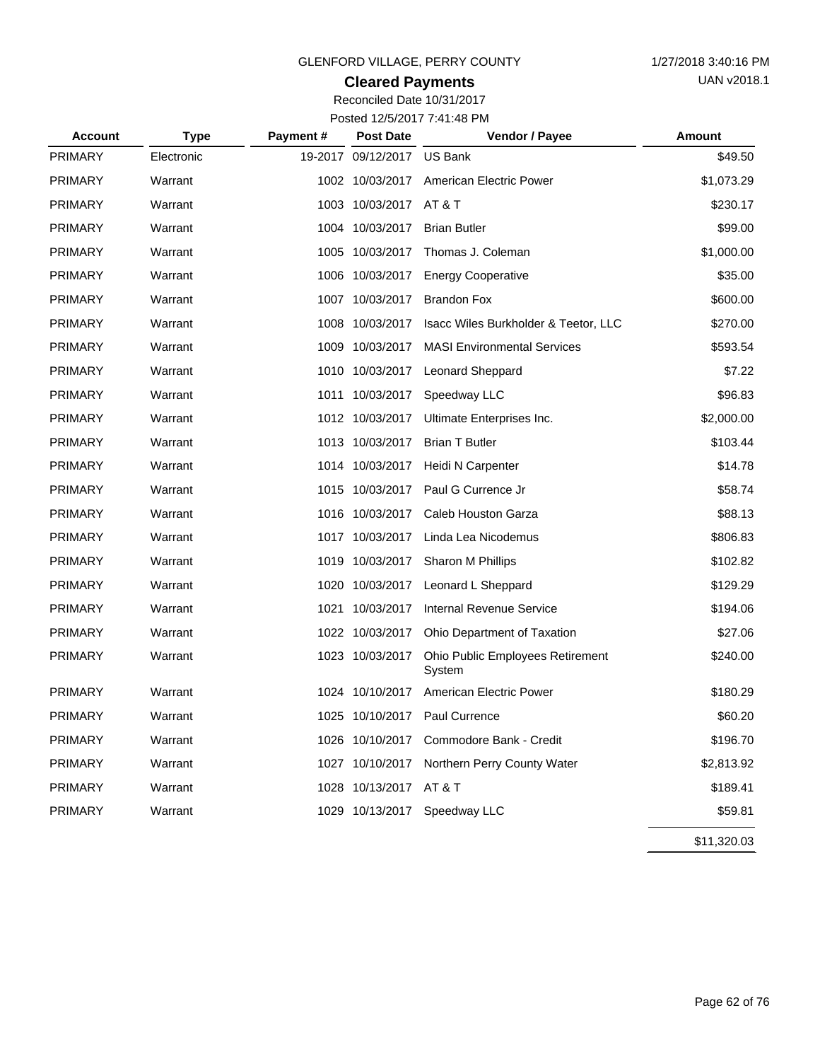GLENFORD VILLAGE, PERRY COUNTY

1/27/2018 3:40:16 PM

UAN v2018.1

## Cleared Payments

Reconciled Date 10/31/2017

Posted 12/5/2017 7:41:48 PM

| Account | Type | Payment # | Post Date | Vendor / Payee | Amount |
|---|---|---|---|---|---|
| PRIMARY | Electronic | 19-2017 | 09/12/2017 | US Bank | $49.50 |
| PRIMARY | Warrant | 1002 | 10/03/2017 | American Electric Power | $1,073.29 |
| PRIMARY | Warrant | 1003 | 10/03/2017 | AT & T | $230.17 |
| PRIMARY | Warrant | 1004 | 10/03/2017 | Brian Butler | $99.00 |
| PRIMARY | Warrant | 1005 | 10/03/2017 | Thomas J. Coleman | $1,000.00 |
| PRIMARY | Warrant | 1006 | 10/03/2017 | Energy Cooperative | $35.00 |
| PRIMARY | Warrant | 1007 | 10/03/2017 | Brandon Fox | $600.00 |
| PRIMARY | Warrant | 1008 | 10/03/2017 | Isacc Wiles Burkholder & Teetor, LLC | $270.00 |
| PRIMARY | Warrant | 1009 | 10/03/2017 | MASI Environmental Services | $593.54 |
| PRIMARY | Warrant | 1010 | 10/03/2017 | Leonard Sheppard | $7.22 |
| PRIMARY | Warrant | 1011 | 10/03/2017 | Speedway LLC | $96.83 |
| PRIMARY | Warrant | 1012 | 10/03/2017 | Ultimate Enterprises Inc. | $2,000.00 |
| PRIMARY | Warrant | 1013 | 10/03/2017 | Brian T Butler | $103.44 |
| PRIMARY | Warrant | 1014 | 10/03/2017 | Heidi N Carpenter | $14.78 |
| PRIMARY | Warrant | 1015 | 10/03/2017 | Paul G Currence Jr | $58.74 |
| PRIMARY | Warrant | 1016 | 10/03/2017 | Caleb Houston Garza | $88.13 |
| PRIMARY | Warrant | 1017 | 10/03/2017 | Linda Lea Nicodemus | $806.83 |
| PRIMARY | Warrant | 1019 | 10/03/2017 | Sharon M Phillips | $102.82 |
| PRIMARY | Warrant | 1020 | 10/03/2017 | Leonard L Sheppard | $129.29 |
| PRIMARY | Warrant | 1021 | 10/03/2017 | Internal Revenue Service | $194.06 |
| PRIMARY | Warrant | 1022 | 10/03/2017 | Ohio Department of Taxation | $27.06 |
| PRIMARY | Warrant | 1023 | 10/03/2017 | Ohio Public Employees Retirement System | $240.00 |
| PRIMARY | Warrant | 1024 | 10/10/2017 | American Electric Power | $180.29 |
| PRIMARY | Warrant | 1025 | 10/10/2017 | Paul Currence | $60.20 |
| PRIMARY | Warrant | 1026 | 10/10/2017 | Commodore Bank - Credit | $196.70 |
| PRIMARY | Warrant | 1027 | 10/10/2017 | Northern Perry County Water | $2,813.92 |
| PRIMARY | Warrant | 1028 | 10/13/2017 | AT & T | $189.41 |
| PRIMARY | Warrant | 1029 | 10/13/2017 | Speedway LLC | $59.81 |
| | | | | | $11,320.03 |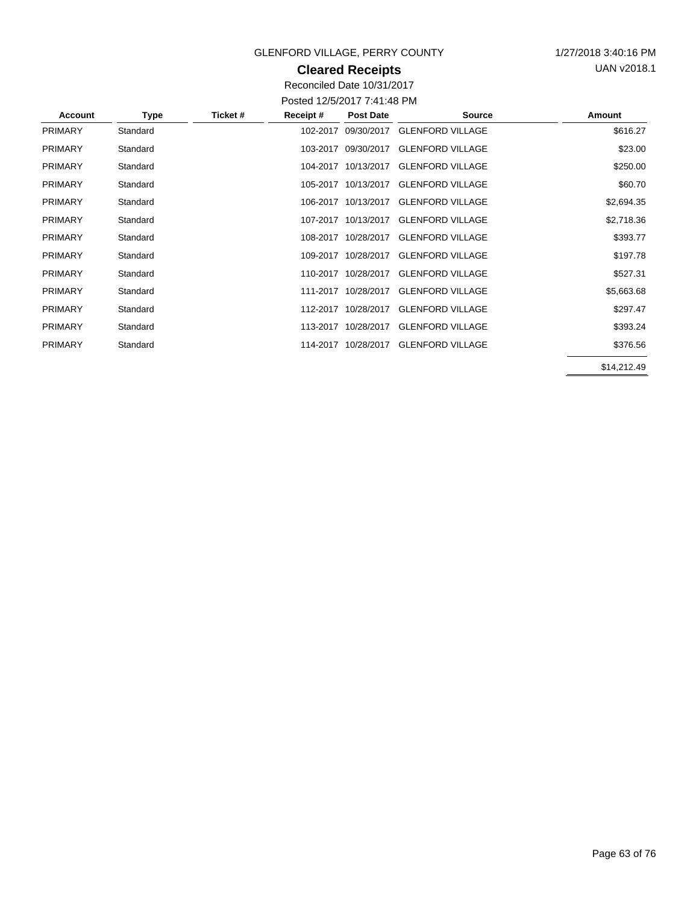GLENFORD VILLAGE, PERRY COUNTY

1/27/2018 3:40:16 PM

UAN v2018.1

## Cleared Receipts

Reconciled Date 10/31/2017

Posted 12/5/2017 7:41:48 PM

| Account | Type | Ticket # | Receipt # | Post Date | Source | Amount |
|---|---|---|---|---|---|---|
| PRIMARY | Standard | | 102-2017 | 09/30/2017 | GLENFORD VILLAGE | $616.27 |
| PRIMARY | Standard | | 103-2017 | 09/30/2017 | GLENFORD VILLAGE | $23.00 |
| PRIMARY | Standard | | 104-2017 | 10/13/2017 | GLENFORD VILLAGE | $250.00 |
| PRIMARY | Standard | | 105-2017 | 10/13/2017 | GLENFORD VILLAGE | $60.70 |
| PRIMARY | Standard | | 106-2017 | 10/13/2017 | GLENFORD VILLAGE | $2,694.35 |
| PRIMARY | Standard | | 107-2017 | 10/13/2017 | GLENFORD VILLAGE | $2,718.36 |
| PRIMARY | Standard | | 108-2017 | 10/28/2017 | GLENFORD VILLAGE | $393.77 |
| PRIMARY | Standard | | 109-2017 | 10/28/2017 | GLENFORD VILLAGE | $197.78 |
| PRIMARY | Standard | | 110-2017 | 10/28/2017 | GLENFORD VILLAGE | $527.31 |
| PRIMARY | Standard | | 111-2017 | 10/28/2017 | GLENFORD VILLAGE | $5,663.68 |
| PRIMARY | Standard | | 112-2017 | 10/28/2017 | GLENFORD VILLAGE | $297.47 |
| PRIMARY | Standard | | 113-2017 | 10/28/2017 | GLENFORD VILLAGE | $393.24 |
| PRIMARY | Standard | | 114-2017 | 10/28/2017 | GLENFORD VILLAGE | $376.56 |
| | | | | | | $14,212.49 |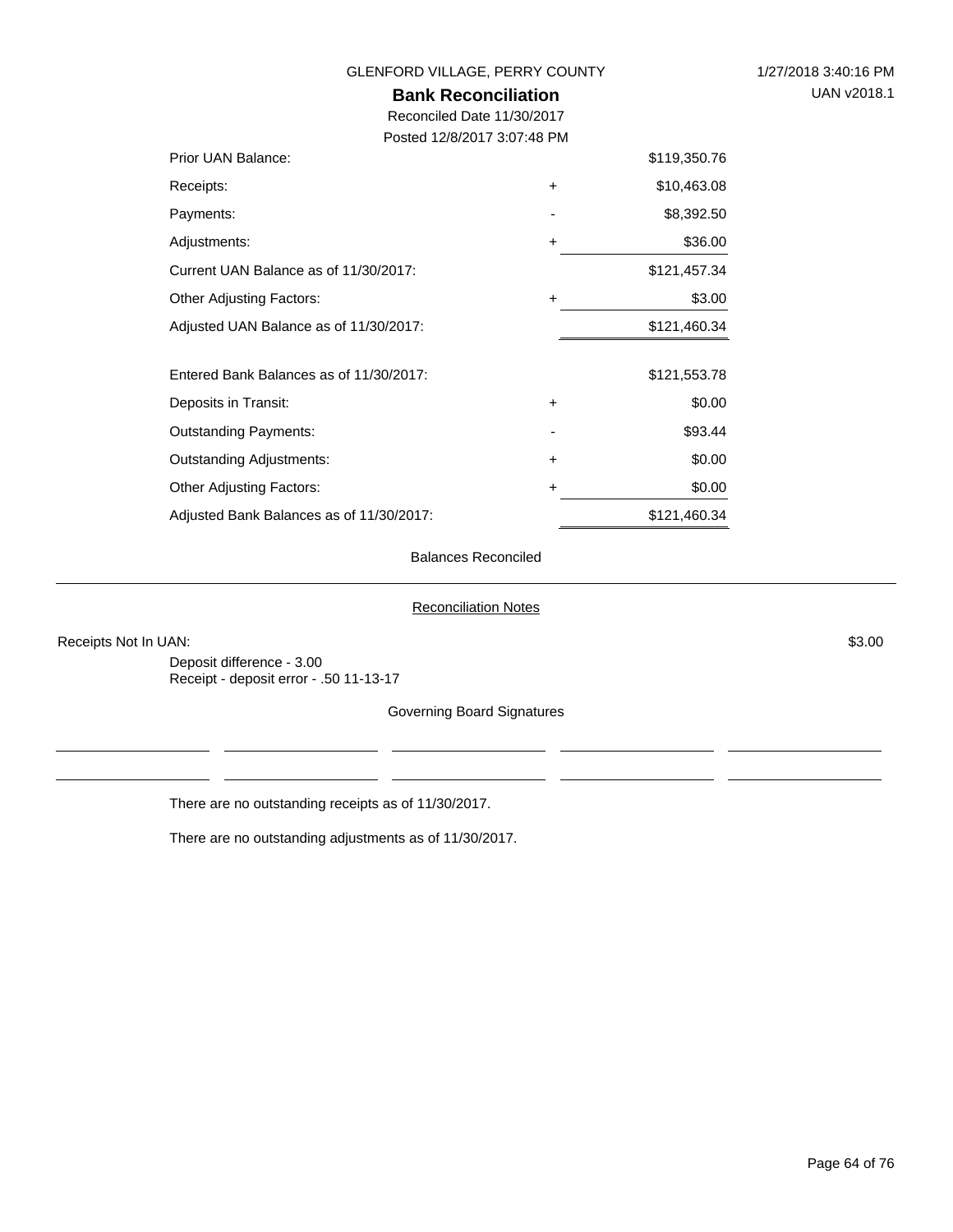GLENFORD VILLAGE, PERRY COUNTY

1/27/2018 3:40:16 PM

UAN v2018.1

# Bank Reconciliation

Reconciled Date 11/30/2017

Posted 12/8/2017 3:07:48 PM

| | | |
|---|---|---|
| Prior UAN Balance: | | $119,350.76 |
| Receipts: | + | $10,463.08 |
| Payments: | - | $8,392.50 |
| Adjustments: | + | $36.00 |
| Current UAN Balance as of 11/30/2017: | | $121,457.34 |
| Other Adjusting Factors: | + | $3.00 |
| Adjusted UAN Balance as of 11/30/2017: | | $121,460.34 |
| | | |
| Entered Bank Balances as of 11/30/2017: | | $121,553.78 |
| Deposits in Transit: | + | $0.00 |
| Outstanding Payments: | - | $93.44 |
| Outstanding Adjustments: | + | $0.00 |
| Other Adjusting Factors: | + | $0.00 |
| Adjusted Bank Balances as of 11/30/2017: | | $121,460.34 |

Balances Reconciled

---

Reconciliation Notes

Receipts Not In UAN: $3.00

Deposit difference - 3.00
Receipt - deposit error - .50 11-13-17

Governing Board Signatures

\_\_\_\_\_\_\_\_\_\_\_\_\_\_\_\_ \_\_\_\_\_\_\_\_\_\_\_\_\_\_\_\_ \_\_\_\_\_\_\_\_\_\_\_\_\_\_\_\_ \_\_\_\_\_\_\_\_\_\_\_\_\_\_\_\_ \_\_\_\_\_\_\_\_\_\_\_\_\_\_\_\_

\_\_\_\_\_\_\_\_\_\_\_\_\_\_\_\_ \_\_\_\_\_\_\_\_\_\_\_\_\_\_\_\_ \_\_\_\_\_\_\_\_\_\_\_\_\_\_\_\_ \_\_\_\_\_\_\_\_\_\_\_\_\_\_\_\_ \_\_\_\_\_\_\_\_\_\_\_\_\_\_\_\_

There are no outstanding receipts as of 11/30/2017.

There are no outstanding adjustments as of 11/30/2017.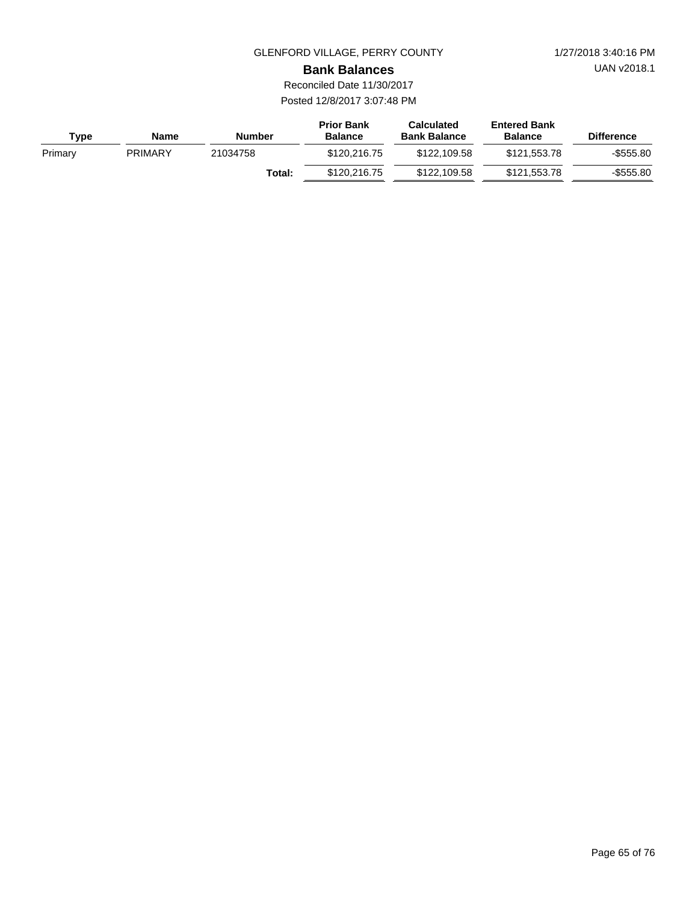GLENFORD VILLAGE, PERRY COUNTY

1/27/2018 3:40:16 PM

UAN v2018.1

# Bank Balances

Reconciled Date 11/30/2017

Posted 12/8/2017 3:07:48 PM

| Type | Name | Number | Prior Bank Balance | Calculated Bank Balance | Entered Bank Balance | Difference |
|---|---|---|---|---|---|---|
| Primary | PRIMARY | 21034758 | $120,216.75 | $122,109.58 | $121,553.78 | -$555.80 |
| | | **Total:** | $120,216.75 | $122,109.58 | $121,553.78 | -$555.80 |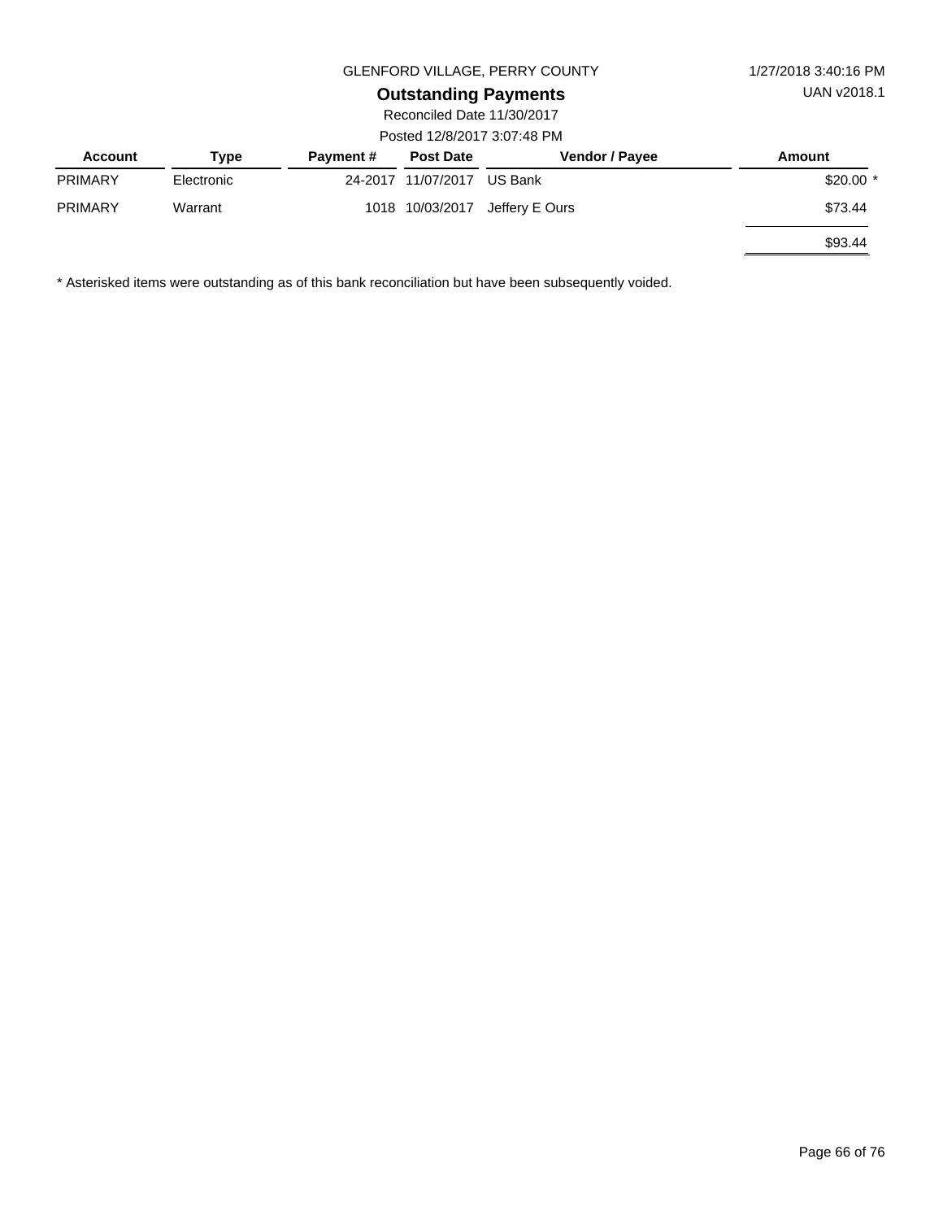GLENFORD VILLAGE, PERRY COUNTY

1/27/2018 3:40:16 PM

UAN v2018.1

## Outstanding Payments

Reconciled Date 11/30/2017

Posted 12/8/2017 3:07:48 PM

| Account | Type | Payment # | Post Date | Vendor / Payee | Amount |
|---|---|---|---|---|---|
| PRIMARY | Electronic | 24-2017 | 11/07/2017 | US Bank | $20.00 * |
| PRIMARY | Warrant | 1018 | 10/03/2017 | Jeffery E Ours | $73.44 |
| | | | | | $93.44 |

* Asterisked items were outstanding as of this bank reconciliation but have been subsequently voided.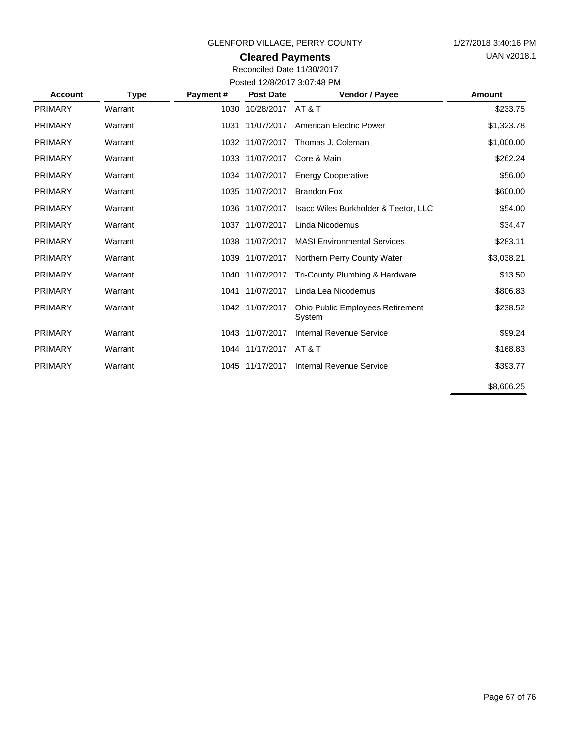GLENFORD VILLAGE, PERRY COUNTY

1/27/2018 3:40:16 PM

UAN v2018.1

## Cleared Payments

Reconciled Date 11/30/2017

Posted 12/8/2017 3:07:48 PM

| Account | Type | Payment # | Post Date | Vendor / Payee | Amount |
|---|---|---|---|---|---|
| PRIMARY | Warrant | 1030 | 10/28/2017 | AT & T | $233.75 |
| PRIMARY | Warrant | 1031 | 11/07/2017 | American Electric Power | $1,323.78 |
| PRIMARY | Warrant | 1032 | 11/07/2017 | Thomas J. Coleman | $1,000.00 |
| PRIMARY | Warrant | 1033 | 11/07/2017 | Core & Main | $262.24 |
| PRIMARY | Warrant | 1034 | 11/07/2017 | Energy Cooperative | $56.00 |
| PRIMARY | Warrant | 1035 | 11/07/2017 | Brandon Fox | $600.00 |
| PRIMARY | Warrant | 1036 | 11/07/2017 | Isacc Wiles Burkholder & Teetor, LLC | $54.00 |
| PRIMARY | Warrant | 1037 | 11/07/2017 | Linda Nicodemus | $34.47 |
| PRIMARY | Warrant | 1038 | 11/07/2017 | MASI Environmental Services | $283.11 |
| PRIMARY | Warrant | 1039 | 11/07/2017 | Northern Perry County Water | $3,038.21 |
| PRIMARY | Warrant | 1040 | 11/07/2017 | Tri-County Plumbing & Hardware | $13.50 |
| PRIMARY | Warrant | 1041 | 11/07/2017 | Linda Lea Nicodemus | $806.83 |
| PRIMARY | Warrant | 1042 | 11/07/2017 | Ohio Public Employees Retirement System | $238.52 |
| PRIMARY | Warrant | 1043 | 11/07/2017 | Internal Revenue Service | $99.24 |
| PRIMARY | Warrant | 1044 | 11/17/2017 | AT & T | $168.83 |
| PRIMARY | Warrant | 1045 | 11/17/2017 | Internal Revenue Service | $393.77 |
| | | | | | $8,606.25 |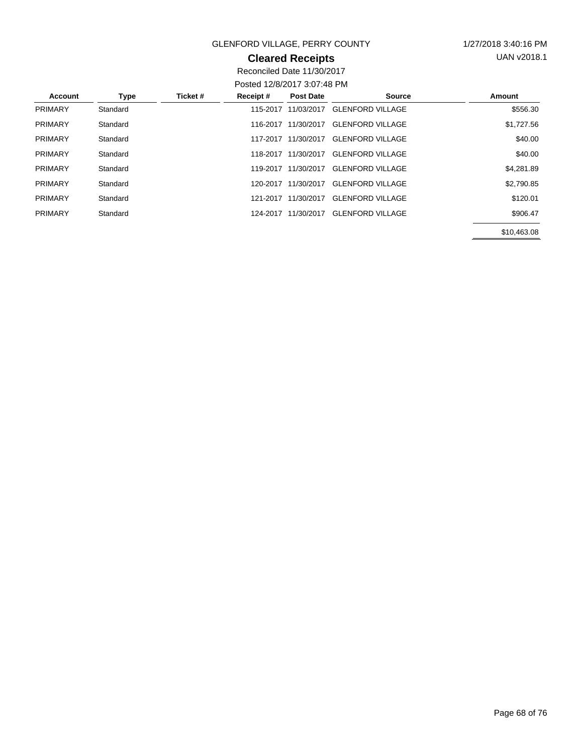GLENFORD VILLAGE, PERRY COUNTY

1/27/2018 3:40:16 PM

UAN v2018.1

# Cleared Receipts

Reconciled Date 11/30/2017

Posted 12/8/2017 3:07:48 PM

| Account | Type | Ticket # | Receipt # | Post Date | Source | Amount |
|---|---|---|---|---|---|---|
| PRIMARY | Standard | | 115-2017 | 11/03/2017 | GLENFORD VILLAGE | $556.30 |
| PRIMARY | Standard | | 116-2017 | 11/30/2017 | GLENFORD VILLAGE | $1,727.56 |
| PRIMARY | Standard | | 117-2017 | 11/30/2017 | GLENFORD VILLAGE | $40.00 |
| PRIMARY | Standard | | 118-2017 | 11/30/2017 | GLENFORD VILLAGE | $40.00 |
| PRIMARY | Standard | | 119-2017 | 11/30/2017 | GLENFORD VILLAGE | $4,281.89 |
| PRIMARY | Standard | | 120-2017 | 11/30/2017 | GLENFORD VILLAGE | $2,790.85 |
| PRIMARY | Standard | | 121-2017 | 11/30/2017 | GLENFORD VILLAGE | $120.01 |
| PRIMARY | Standard | | 124-2017 | 11/30/2017 | GLENFORD VILLAGE | $906.47 |
| | | | | | | $10,463.08 |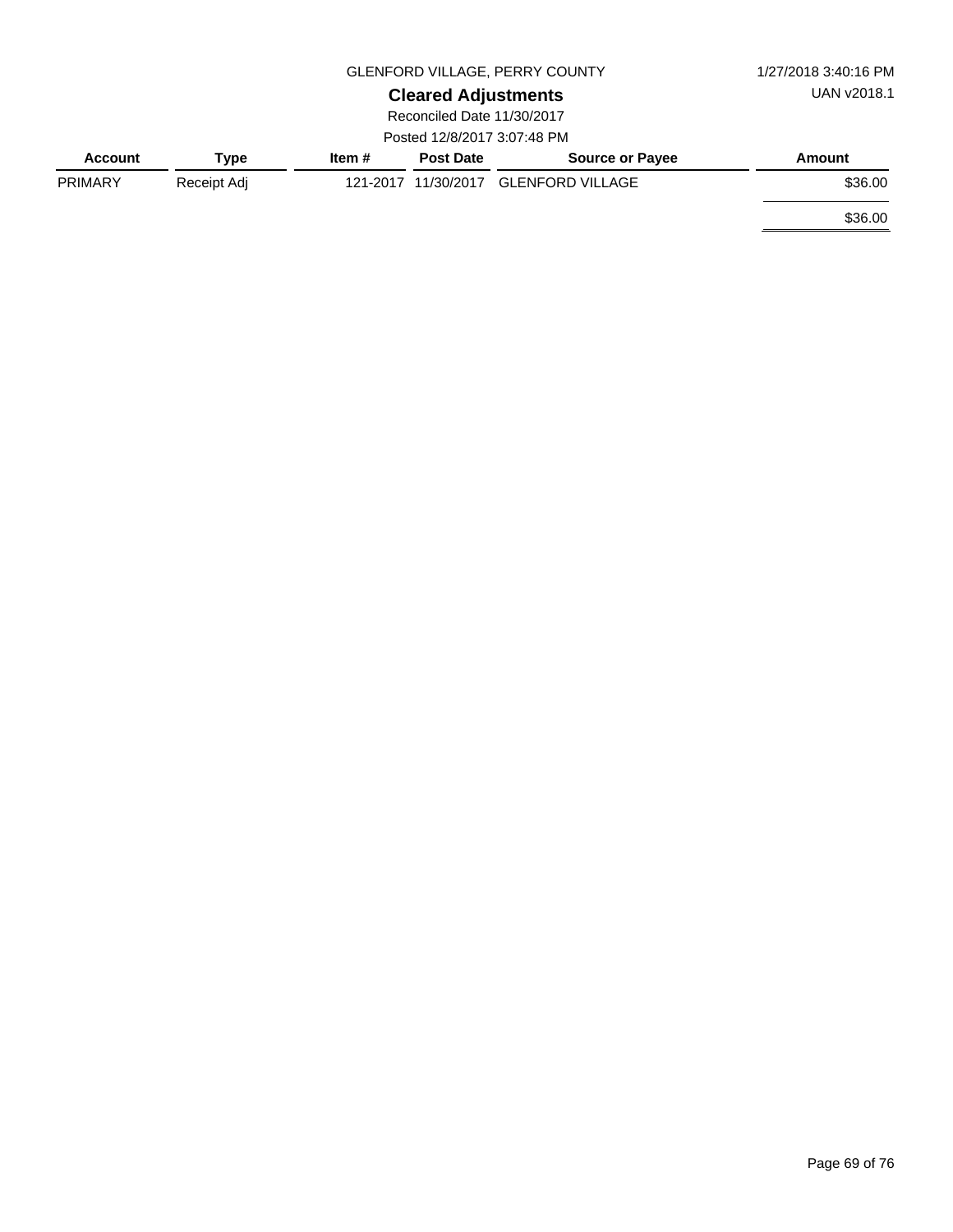GLENFORD VILLAGE, PERRY COUNTY

1/27/2018 3:40:16 PM

UAN v2018.1

## Cleared Adjustments

Reconciled Date 11/30/2017

Posted 12/8/2017 3:07:48 PM

| Account | Type | Item # | Post Date | Source or Payee | Amount |
|---|---|---|---|---|---|
| PRIMARY | Receipt Adj | 121-2017 | 11/30/2017 | GLENFORD VILLAGE | $36.00 |
| | | | | | $36.00 |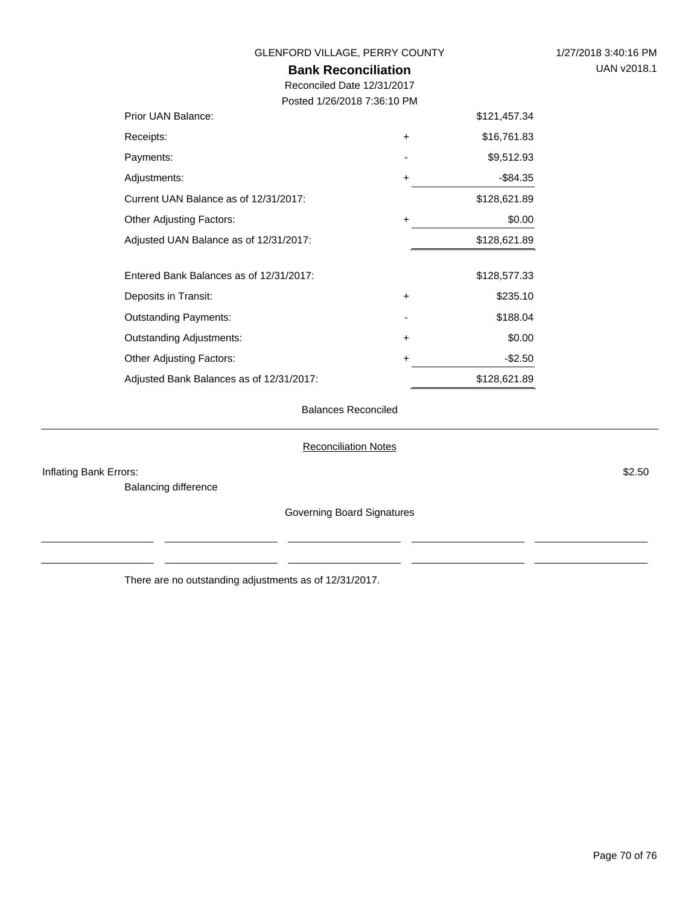GLENFORD VILLAGE, PERRY COUNTY

1/27/2018 3:40:16 PM

UAN v2018.1

# Bank Reconciliation

Reconciled Date 12/31/2017

Posted 1/26/2018 7:36:10 PM

| | | |
|---|---|---|
| Prior UAN Balance: | | $121,457.34 |
| Receipts: | + | $16,761.83 |
| Payments: | - | $9,512.93 |
| Adjustments: | + | -$84.35 |
| Current UAN Balance as of 12/31/2017: | | $128,621.89 |
| Other Adjusting Factors: | + | $0.00 |
| Adjusted UAN Balance as of 12/31/2017: | | $128,621.89 |
| | | |
| Entered Bank Balances as of 12/31/2017: | | $128,577.33 |
| Deposits in Transit: | + | $235.10 |
| Outstanding Payments: | - | $188.04 |
| Outstanding Adjustments: | + | $0.00 |
| Other Adjusting Factors: | + | -$2.50 |
| Adjusted Bank Balances as of 12/31/2017: | | $128,621.89 |

Balances Reconciled

## Reconciliation Notes

| | |
|---|---|
| Inflating Bank Errors: | $2.50 |
| Balancing difference | |

Governing Board Signatures

There are no outstanding adjustments as of 12/31/2017.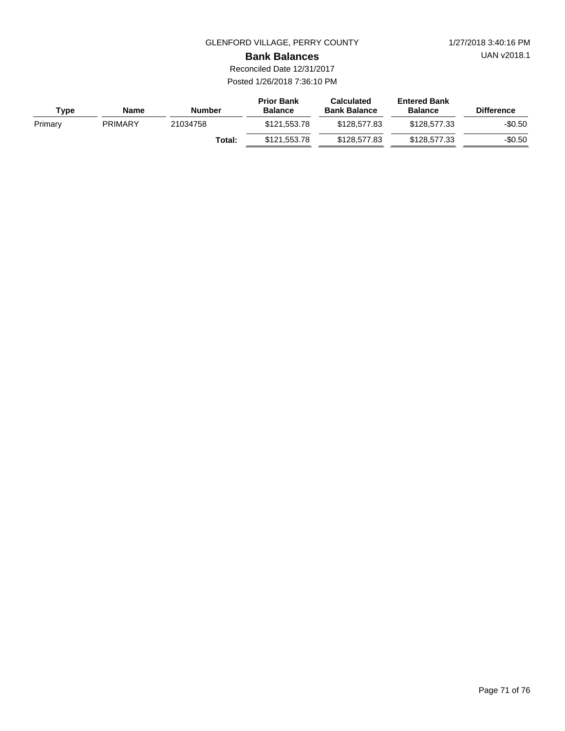GLENFORD VILLAGE, PERRY COUNTY

1/27/2018 3:40:16 PM

UAN v2018.1

## Bank Balances

Reconciled Date 12/31/2017

Posted 1/26/2018 7:36:10 PM

| Type | Name | Number | Prior Bank Balance | Calculated Bank Balance | Entered Bank Balance | Difference |
|---|---|---|---|---|---|---|
| Primary | PRIMARY | 21034758 | $121,553.78 | $128,577.83 | $128,577.33 | -$0.50 |
| | | **Total:** | $121,553.78 | $128,577.83 | $128,577.33 | -$0.50 |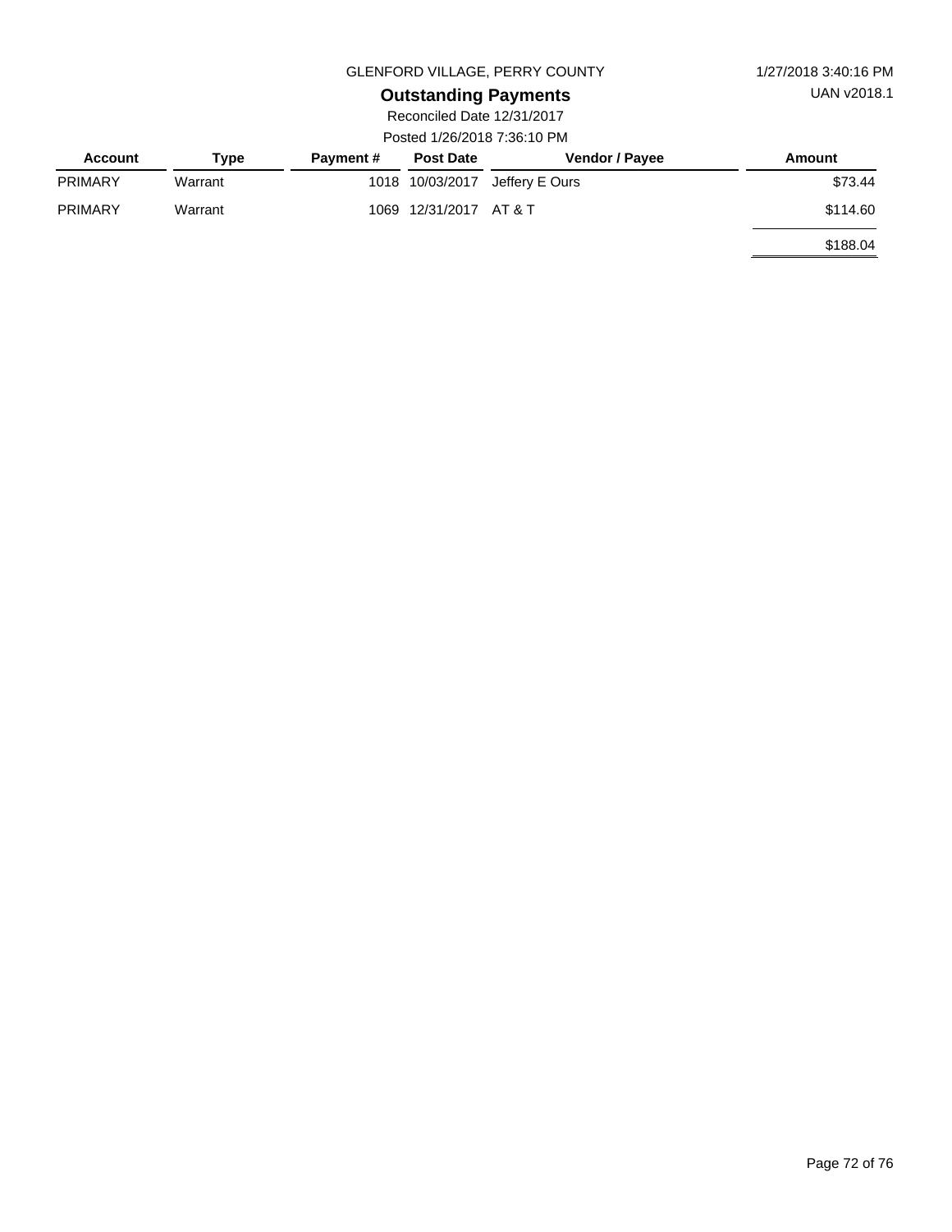GLENFORD VILLAGE, PERRY COUNTY

1/27/2018 3:40:16 PM

UAN v2018.1

## Outstanding Payments

Reconciled Date 12/31/2017

Posted 1/26/2018 7:36:10 PM

| Account | Type | Payment # | Post Date | Vendor / Payee | Amount |
|---|---|---|---|---|---|
| PRIMARY | Warrant | 1018 | 10/03/2017 | Jeffery E Ours | $73.44 |
| PRIMARY | Warrant | 1069 | 12/31/2017 | AT & T | $114.60 |
| | | | | | $188.04 |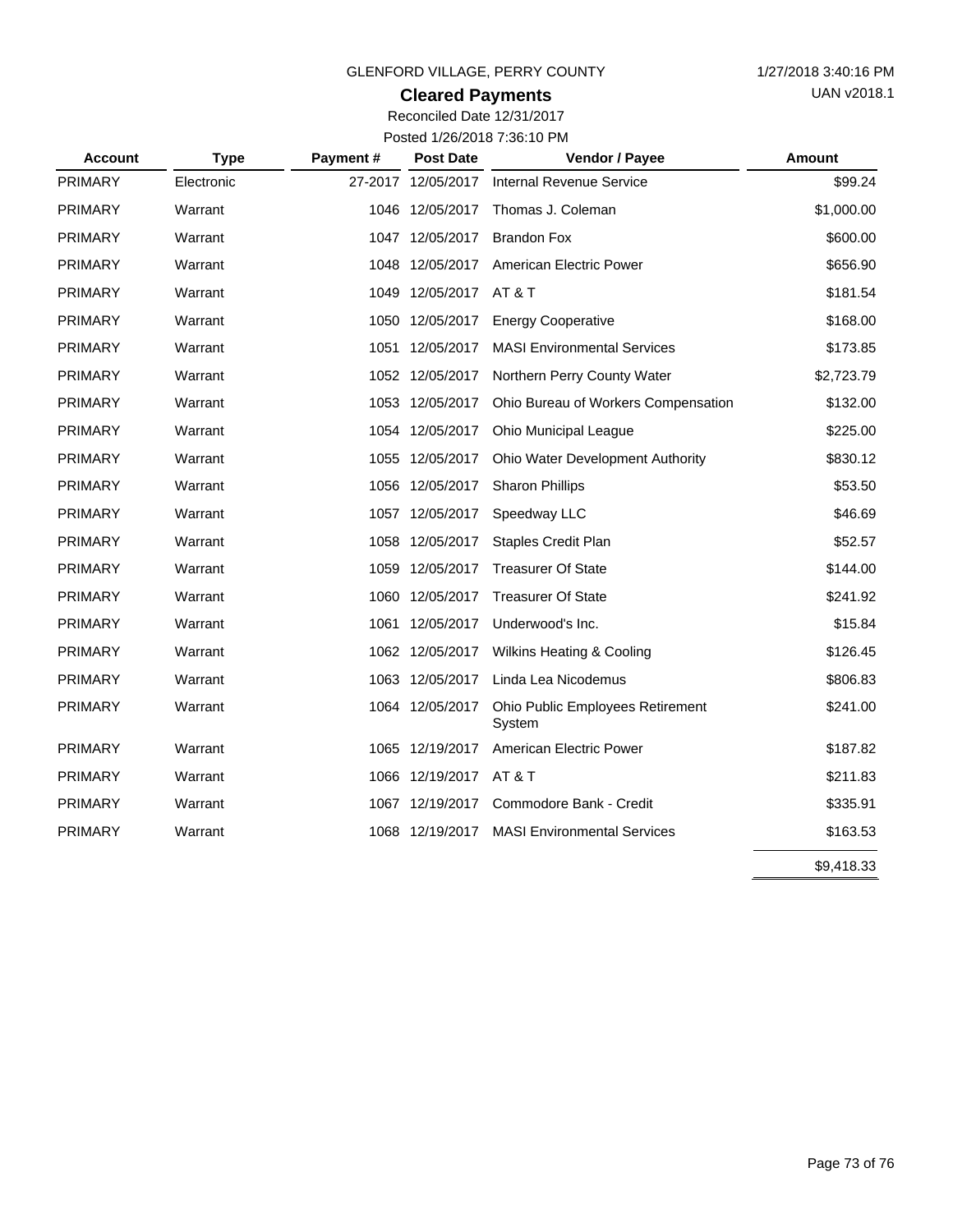GLENFORD VILLAGE, PERRY COUNTY

1/27/2018 3:40:16 PM

UAN v2018.1

## Cleared Payments

Reconciled Date 12/31/2017

Posted 1/26/2018 7:36:10 PM

| Account | Type | Payment # | Post Date | Vendor / Payee | Amount |
|---|---|---|---|---|---|
| PRIMARY | Electronic | 27-2017 | 12/05/2017 | Internal Revenue Service | $99.24 |
| PRIMARY | Warrant | 1046 | 12/05/2017 | Thomas J. Coleman | $1,000.00 |
| PRIMARY | Warrant | 1047 | 12/05/2017 | Brandon Fox | $600.00 |
| PRIMARY | Warrant | 1048 | 12/05/2017 | American Electric Power | $656.90 |
| PRIMARY | Warrant | 1049 | 12/05/2017 | AT & T | $181.54 |
| PRIMARY | Warrant | 1050 | 12/05/2017 | Energy Cooperative | $168.00 |
| PRIMARY | Warrant | 1051 | 12/05/2017 | MASI Environmental Services | $173.85 |
| PRIMARY | Warrant | 1052 | 12/05/2017 | Northern Perry County Water | $2,723.79 |
| PRIMARY | Warrant | 1053 | 12/05/2017 | Ohio Bureau of Workers Compensation | $132.00 |
| PRIMARY | Warrant | 1054 | 12/05/2017 | Ohio Municipal League | $225.00 |
| PRIMARY | Warrant | 1055 | 12/05/2017 | Ohio Water Development Authority | $830.12 |
| PRIMARY | Warrant | 1056 | 12/05/2017 | Sharon Phillips | $53.50 |
| PRIMARY | Warrant | 1057 | 12/05/2017 | Speedway LLC | $46.69 |
| PRIMARY | Warrant | 1058 | 12/05/2017 | Staples Credit Plan | $52.57 |
| PRIMARY | Warrant | 1059 | 12/05/2017 | Treasurer Of State | $144.00 |
| PRIMARY | Warrant | 1060 | 12/05/2017 | Treasurer Of State | $241.92 |
| PRIMARY | Warrant | 1061 | 12/05/2017 | Underwood's Inc. | $15.84 |
| PRIMARY | Warrant | 1062 | 12/05/2017 | Wilkins Heating & Cooling | $126.45 |
| PRIMARY | Warrant | 1063 | 12/05/2017 | Linda Lea Nicodemus | $806.83 |
| PRIMARY | Warrant | 1064 | 12/05/2017 | Ohio Public Employees Retirement System | $241.00 |
| PRIMARY | Warrant | 1065 | 12/19/2017 | American Electric Power | $187.82 |
| PRIMARY | Warrant | 1066 | 12/19/2017 | AT & T | $211.83 |
| PRIMARY | Warrant | 1067 | 12/19/2017 | Commodore Bank - Credit | $335.91 |
| PRIMARY | Warrant | 1068 | 12/19/2017 | MASI Environmental Services | $163.53 |
| | | | | | $9,418.33 |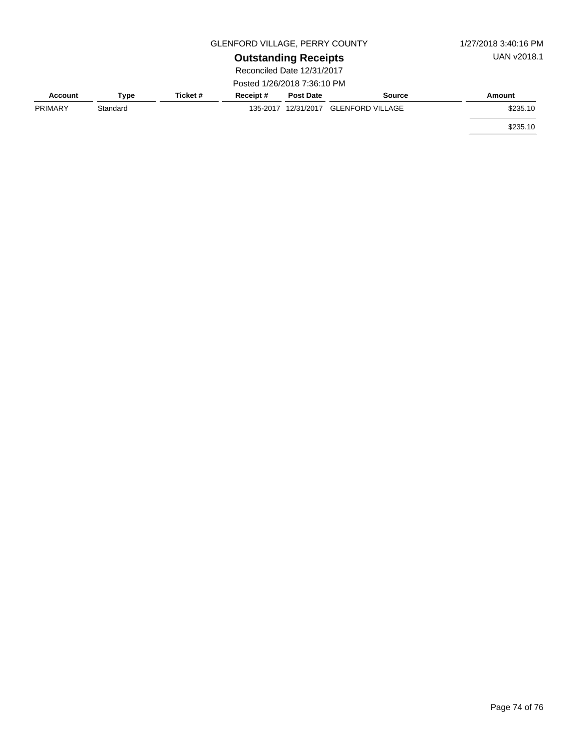GLENFORD VILLAGE, PERRY COUNTY

1/27/2018 3:40:16 PM

UAN v2018.1

## Outstanding Receipts

Reconciled Date 12/31/2017

Posted 1/26/2018 7:36:10 PM

| Account | Type | Ticket # | Receipt # | Post Date | Source | Amount |
| --- | --- | --- | --- | --- | --- | --- |
| PRIMARY | Standard | | 135-2017 | 12/31/2017 | GLENFORD VILLAGE | $235.10 |
| | | | | | | $235.10 |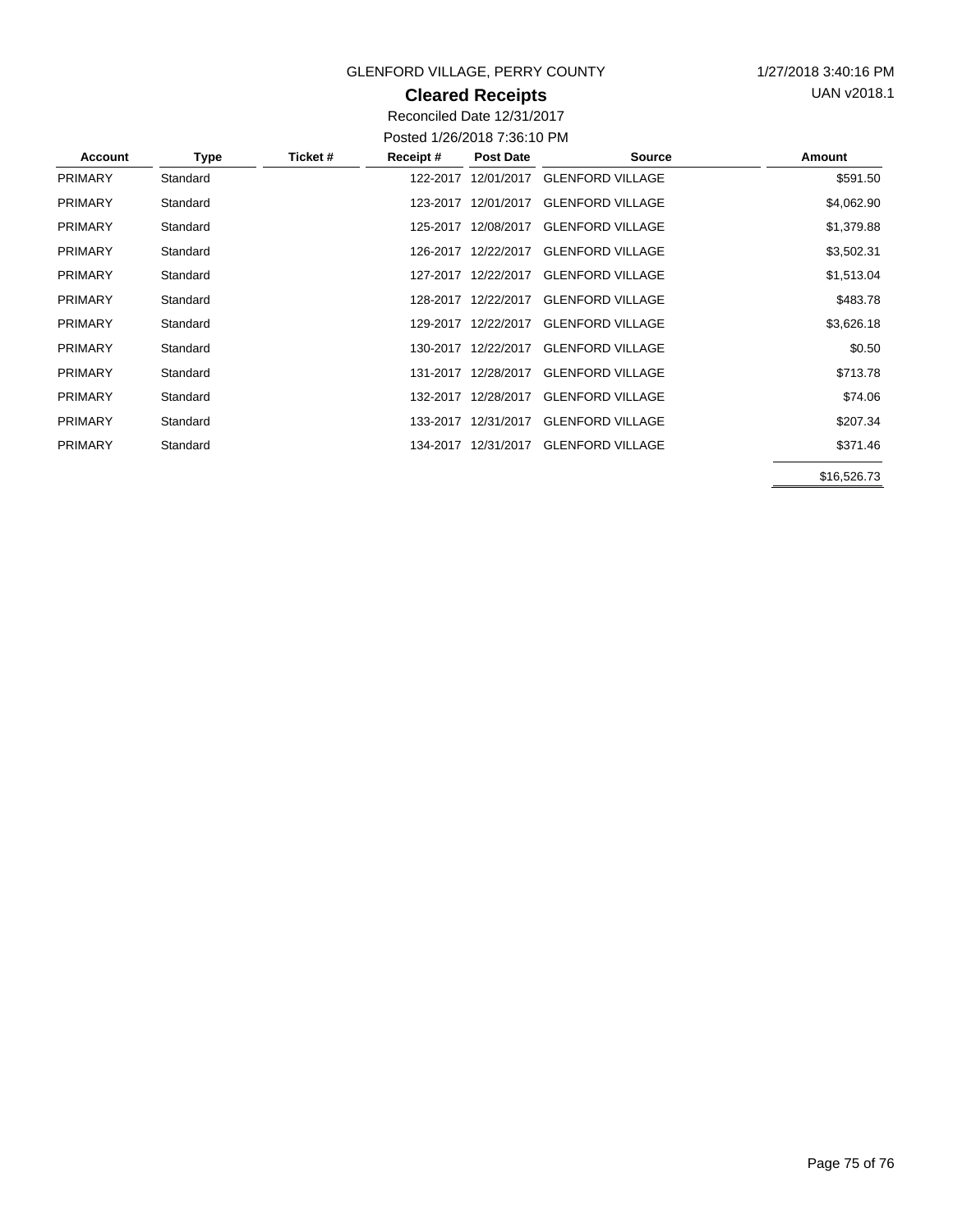GLENFORD VILLAGE, PERRY COUNTY

1/27/2018 3:40:16 PM

UAN v2018.1

## Cleared Receipts

Reconciled Date 12/31/2017

Posted 1/26/2018 7:36:10 PM

| Account | Type | Ticket # | Receipt # | Post Date | Source | Amount |
|---|---|---|---|---|---|---|
| PRIMARY | Standard | | 122-2017 | 12/01/2017 | GLENFORD VILLAGE | $591.50 |
| PRIMARY | Standard | | 123-2017 | 12/01/2017 | GLENFORD VILLAGE | $4,062.90 |
| PRIMARY | Standard | | 125-2017 | 12/08/2017 | GLENFORD VILLAGE | $1,379.88 |
| PRIMARY | Standard | | 126-2017 | 12/22/2017 | GLENFORD VILLAGE | $3,502.31 |
| PRIMARY | Standard | | 127-2017 | 12/22/2017 | GLENFORD VILLAGE | $1,513.04 |
| PRIMARY | Standard | | 128-2017 | 12/22/2017 | GLENFORD VILLAGE | $483.78 |
| PRIMARY | Standard | | 129-2017 | 12/22/2017 | GLENFORD VILLAGE | $3,626.18 |
| PRIMARY | Standard | | 130-2017 | 12/22/2017 | GLENFORD VILLAGE | $0.50 |
| PRIMARY | Standard | | 131-2017 | 12/28/2017 | GLENFORD VILLAGE | $713.78 |
| PRIMARY | Standard | | 132-2017 | 12/28/2017 | GLENFORD VILLAGE | $74.06 |
| PRIMARY | Standard | | 133-2017 | 12/31/2017 | GLENFORD VILLAGE | $207.34 |
| PRIMARY | Standard | | 134-2017 | 12/31/2017 | GLENFORD VILLAGE | $371.46 |
| | | | | | | $16,526.73 |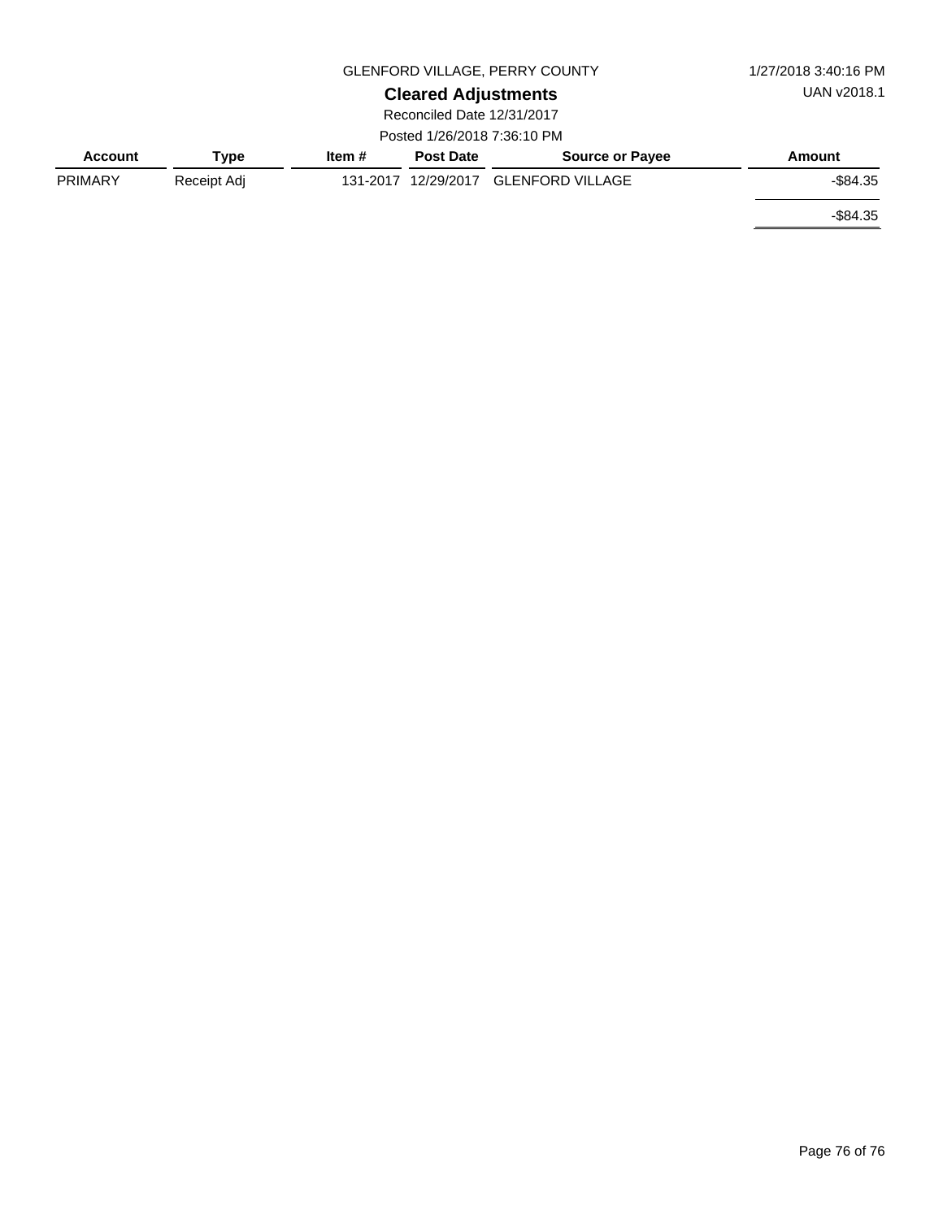GLENFORD VILLAGE, PERRY COUNTY

1/27/2018 3:40:16 PM

UAN v2018.1

## Cleared Adjustments

Reconciled Date 12/31/2017

Posted 1/26/2018 7:36:10 PM

| Account | Type | Item # | Post Date | Source or Payee | Amount |
|---|---|---|---|---|---|
| PRIMARY | Receipt Adj | 131-2017 | 12/29/2017 | GLENFORD VILLAGE | -$84.35 |
| | | | | | -$84.35 |